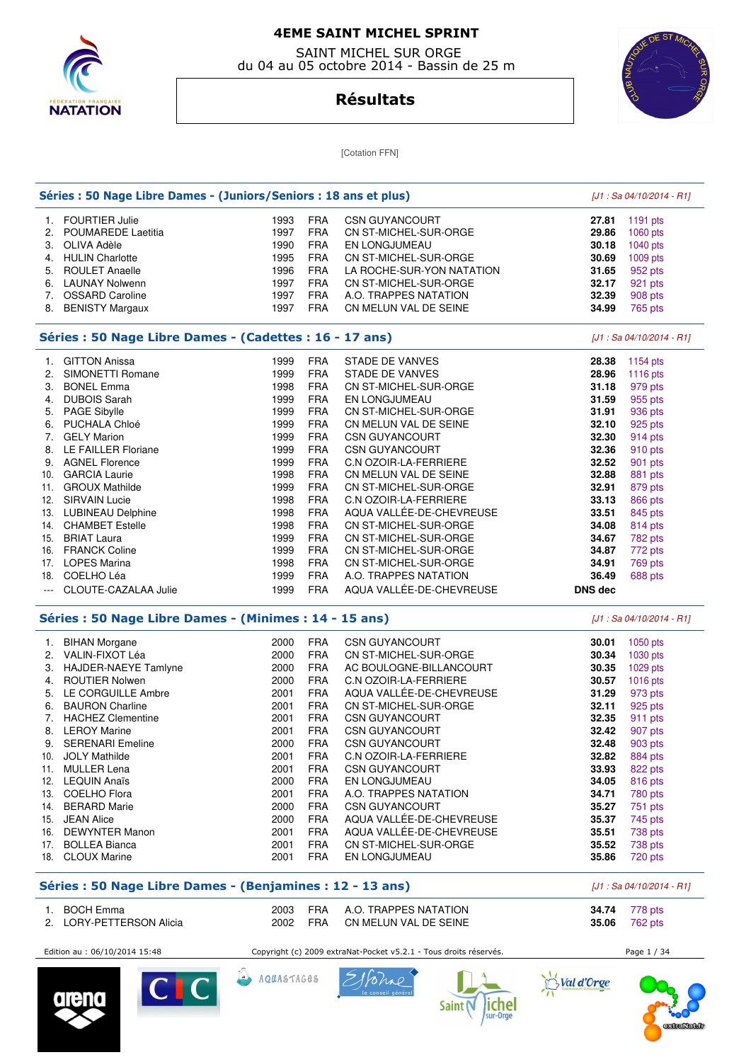# 4EME SAINT MICHEL SPRINT

SAINT MICHEL SUR ORGE
du 04 au 05 octobre 2014 - Bassin de 25 m

## Résultats

[Cotation FFN]

### Séries : 50 Nage Libre Dames - (Juniors/Seniors : 18 ans et plus)

*[J1 : Sa 04/10/2014 - R1]*

| | | | | | | |
|---|---|---|---|---|---|---|
| 1. | FOURTIER Julie | 1993 | FRA | CSN GUYANCOURT | **27.81** | 1191 pts |
| 2. | POUMAREDE Laetitia | 1997 | FRA | CN ST-MICHEL-SUR-ORGE | **29.86** | 1060 pts |
| 3. | OLIVA Adèle | 1990 | FRA | EN LONGJUMEAU | **30.18** | 1040 pts |
| 4. | HULIN Charlotte | 1995 | FRA | CN ST-MICHEL-SUR-ORGE | **30.69** | 1009 pts |
| 5. | ROULET Anaelle | 1996 | FRA | LA ROCHE-SUR-YON NATATION | **31.65** | 952 pts |
| 6. | LAUNAY Nolwenn | 1997 | FRA | CN ST-MICHEL-SUR-ORGE | **32.17** | 921 pts |
| 7. | OSSARD Caroline | 1997 | FRA | A.O. TRAPPES NATATION | **32.39** | 908 pts |
| 8. | BENISTY Margaux | 1997 | FRA | CN MELUN VAL DE SEINE | **34.99** | 765 pts |

### Séries : 50 Nage Libre Dames - (Cadettes : 16 - 17 ans)

*[J1 : Sa 04/10/2014 - R1]*

| | | | | | | |
|---|---|---|---|---|---|---|
| 1. | GITTON Anissa | 1999 | FRA | STADE DE VANVES | **28.38** | 1154 pts |
| 2. | SIMONETTI Romane | 1999 | FRA | STADE DE VANVES | **28.96** | 1116 pts |
| 3. | BONEL Emma | 1998 | FRA | CN ST-MICHEL-SUR-ORGE | **31.18** | 979 pts |
| 4. | DUBOIS Sarah | 1999 | FRA | EN LONGJUMEAU | **31.59** | 955 pts |
| 5. | PAGE Sibylle | 1999 | FRA | CN ST-MICHEL-SUR-ORGE | **31.91** | 936 pts |
| 6. | PUCHALA Chloé | 1999 | FRA | CN MELUN VAL DE SEINE | **32.10** | 925 pts |
| 7. | GELY Marion | 1999 | FRA | CSN GUYANCOURT | **32.30** | 914 pts |
| 8. | LE FAILLER Floriane | 1999 | FRA | CSN GUYANCOURT | **32.36** | 910 pts |
| 9. | AGNEL Florence | 1999 | FRA | C.N OZOIR-LA-FERRIERE | **32.52** | 901 pts |
| 10. | GARCIA Laurie | 1998 | FRA | CN MELUN VAL DE SEINE | **32.88** | 881 pts |
| 11. | GROUX Mathilde | 1999 | FRA | CN ST-MICHEL-SUR-ORGE | **32.91** | 879 pts |
| 12. | SIRVAIN Lucie | 1998 | FRA | C.N OZOIR-LA-FERRIERE | **33.13** | 866 pts |
| 13. | LUBINEAU Delphine | 1998 | FRA | AQUA VALLÉE-DE-CHEVREUSE | **33.51** | 845 pts |
| 14. | CHAMBET Estelle | 1998 | FRA | CN ST-MICHEL-SUR-ORGE | **34.08** | 814 pts |
| 15. | BRIAT Laura | 1999 | FRA | CN ST-MICHEL-SUR-ORGE | **34.67** | 782 pts |
| 16. | FRANCK Coline | 1999 | FRA | CN ST-MICHEL-SUR-ORGE | **34.87** | 772 pts |
| 17. | LOPES Marina | 1998 | FRA | CN ST-MICHEL-SUR-ORGE | **34.91** | 769 pts |
| 18. | COELHO Léa | 1999 | FRA | A.O. TRAPPES NATATION | **36.49** | 688 pts |
| --- | CLOUTE-CAZALAA Julie | 1999 | FRA | AQUA VALLÉE-DE-CHEVREUSE | **DNS dec** | |

### Séries : 50 Nage Libre Dames - (Minimes : 14 - 15 ans)

*[J1 : Sa 04/10/2014 - R1]*

| | | | | | | |
|---|---|---|---|---|---|---|
| 1. | BIHAN Morgane | 2000 | FRA | CSN GUYANCOURT | **30.01** | 1050 pts |
| 2. | VALIN-FIXOT Léa | 2000 | FRA | CN ST-MICHEL-SUR-ORGE | **30.34** | 1030 pts |
| 3. | HAJDER-NAEYE Tamlyne | 2000 | FRA | AC BOULOGNE-BILLANCOURT | **30.35** | 1029 pts |
| 4. | ROUTIER Nolwen | 2000 | FRA | C.N OZOIR-LA-FERRIERE | **30.57** | 1016 pts |
| 5. | LE CORGUILLE Ambre | 2001 | FRA | AQUA VALLÉE-DE-CHEVREUSE | **31.29** | 973 pts |
| 6. | BAURON Charline | 2001 | FRA | CN ST-MICHEL-SUR-ORGE | **32.11** | 925 pts |
| 7. | HACHEZ Clementine | 2001 | FRA | CSN GUYANCOURT | **32.35** | 911 pts |
| 8. | LEROY Marine | 2001 | FRA | CSN GUYANCOURT | **32.42** | 907 pts |
| 9. | SERENARI Emeline | 2000 | FRA | CSN GUYANCOURT | **32.48** | 903 pts |
| 10. | JOLY Mathilde | 2001 | FRA | C.N OZOIR-LA-FERRIERE | **32.82** | 884 pts |
| 11. | MULLER Lena | 2001 | FRA | CSN GUYANCOURT | **33.93** | 822 pts |
| 12. | LEQUIN Anaïs | 2000 | FRA | EN LONGJUMEAU | **34.05** | 816 pts |
| 13. | COELHO Flora | 2001 | FRA | A.O. TRAPPES NATATION | **34.71** | 780 pts |
| 14. | BERARD Marie | 2000 | FRA | CSN GUYANCOURT | **35.27** | 751 pts |
| 15. | JEAN Alice | 2000 | FRA | AQUA VALLÉE-DE-CHEVREUSE | **35.37** | 745 pts |
| 16. | DEWYNTER Manon | 2001 | FRA | AQUA VALLÉE-DE-CHEVREUSE | **35.51** | 738 pts |
| 17. | BOLLEA Bianca | 2001 | FRA | CN ST-MICHEL-SUR-ORGE | **35.52** | 738 pts |
| 18. | CLOUX Marine | 2001 | FRA | EN LONGJUMEAU | **35.86** | 720 pts |

### Séries : 50 Nage Libre Dames - (Benjamines : 12 - 13 ans)

*[J1 : Sa 04/10/2014 - R1]*

| | | | | | | |
|---|---|---|---|---|---|---|
| 1. | BOCH Emma | 2003 | FRA | A.O. TRAPPES NATATION | **34.74** | 778 pts |
| 2. | LORY-PETTERSON Alicia | 2002 | FRA | CN MELUN VAL DE SEINE | **35.06** | 762 pts |

Edition au : 06/10/2014 15:48 — Copyright (c) 2009 extraNat-Pocket v5.2.1 - Tous droits réservés.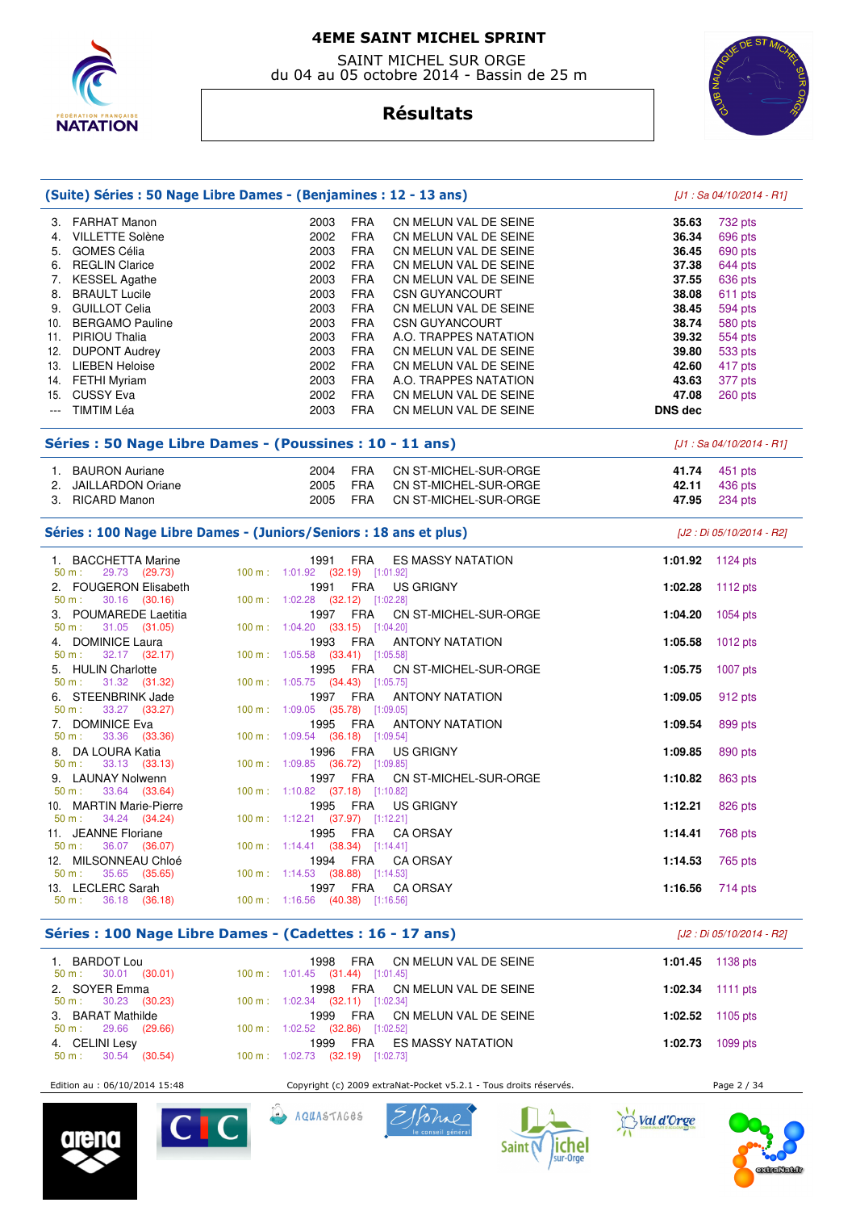## (Suite) Séries : 50 Nage Libre Dames - (Benjamines : 12 - 13 ans)

*[J1 : Sa 04/10/2014 - R1]*

| Rang | Nom | Année | Nat. | Club | Temps | Points |
|---|---|---|---|---|---|---|
| 3. | FARHAT Manon | 2003 | FRA | CN MELUN VAL DE SEINE | **35.63** | 732 pts |
| 4. | VILLETTE Solène | 2002 | FRA | CN MELUN VAL DE SEINE | **36.34** | 696 pts |
| 5. | GOMES Célia | 2003 | FRA | CN MELUN VAL DE SEINE | **36.45** | 690 pts |
| 6. | REGLIN Clarice | 2002 | FRA | CN MELUN VAL DE SEINE | **37.38** | 644 pts |
| 7. | KESSEL Agathe | 2003 | FRA | CN MELUN VAL DE SEINE | **37.55** | 636 pts |
| 8. | BRAULT Lucile | 2003 | FRA | CSN GUYANCOURT | **38.08** | 611 pts |
| 9. | GUILLOT Celia | 2003 | FRA | CN MELUN VAL DE SEINE | **38.45** | 594 pts |
| 10. | BERGAMO Pauline | 2003 | FRA | CSN GUYANCOURT | **38.74** | 580 pts |
| 11. | PIRIOU Thalia | 2003 | FRA | A.O. TRAPPES NATATION | **39.32** | 554 pts |
| 12. | DUPONT Audrey | 2003 | FRA | CN MELUN VAL DE SEINE | **39.80** | 533 pts |
| 13. | LIEBEN Heloise | 2002 | FRA | CN MELUN VAL DE SEINE | **42.60** | 417 pts |
| 14. | FETHI Myriam | 2003 | FRA | A.O. TRAPPES NATATION | **43.63** | 377 pts |
| 15. | CUSSY Eva | 2002 | FRA | CN MELUN VAL DE SEINE | **47.08** | 260 pts |
| --- | TIMTIM Léa | 2003 | FRA | CN MELUN VAL DE SEINE | **DNS dec** | |

## Séries : 50 Nage Libre Dames - (Poussines : 10 - 11 ans)

*[J1 : Sa 04/10/2014 - R1]*

| Rang | Nom | Année | Nat. | Club | Temps | Points |
|---|---|---|---|---|---|---|
| 1. | BAURON Auriane | 2004 | FRA | CN ST-MICHEL-SUR-ORGE | **41.74** | 451 pts |
| 2. | JAILLARDON Oriane | 2005 | FRA | CN ST-MICHEL-SUR-ORGE | **42.11** | 436 pts |
| 3. | RICARD Manon | 2005 | FRA | CN ST-MICHEL-SUR-ORGE | **47.95** | 234 pts |

## Séries : 100 Nage Libre Dames - (Juniors/Seniors : 18 ans et plus)

*[J2 : Di 05/10/2014 - R2]*

| Rang | Nom | Année | Nat. | Club | Temps | Points |
|---|---|---|---|---|---|---|
| 1. | BACCHETTA Marine | 1991 | FRA | ES MASSY NATATION | **1:01.92** | 1124 pts |
| | 50 m : 29.73 (29.73) | 100 m : 1:01.92 (32.19) [1:01.92] | | | | |
| 2. | FOUGERON Elisabeth | 1991 | FRA | US GRIGNY | **1:02.28** | 1112 pts |
| | 50 m : 30.16 (30.16) | 100 m : 1:02.28 (32.12) [1:02.28] | | | | |
| 3. | POUMAREDE Laetitia | 1997 | FRA | CN ST-MICHEL-SUR-ORGE | **1:04.20** | 1054 pts |
| | 50 m : 31.05 (31.05) | 100 m : 1:04.20 (33.15) [1:04.20] | | | | |
| 4. | DOMINICE Laura | 1993 | FRA | ANTONY NATATION | **1:05.58** | 1012 pts |
| | 50 m : 32.17 (32.17) | 100 m : 1:05.58 (33.41) [1:05.58] | | | | |
| 5. | HULIN Charlotte | 1995 | FRA | CN ST-MICHEL-SUR-ORGE | **1:05.75** | 1007 pts |
| | 50 m : 31.32 (31.32) | 100 m : 1:05.75 (34.43) [1:05.75] | | | | |
| 6. | STEENBRINK Jade | 1997 | FRA | ANTONY NATATION | **1:09.05** | 912 pts |
| | 50 m : 33.27 (33.27) | 100 m : 1:09.05 (35.78) [1:09.05] | | | | |
| 7. | DOMINICE Eva | 1995 | FRA | ANTONY NATATION | **1:09.54** | 899 pts |
| | 50 m : 33.36 (33.36) | 100 m : 1:09.54 (36.18) [1:09.54] | | | | |
| 8. | DA LOURA Katia | 1996 | FRA | US GRIGNY | **1:09.85** | 890 pts |
| | 50 m : 33.13 (33.13) | 100 m : 1:09.85 (36.72) [1:09.85] | | | | |
| 9. | LAUNAY Nolwenn | 1997 | FRA | CN ST-MICHEL-SUR-ORGE | **1:10.82** | 863 pts |
| | 50 m : 33.64 (33.64) | 100 m : 1:10.82 (37.18) [1:10.82] | | | | |
| 10. | MARTIN Marie-Pierre | 1995 | FRA | US GRIGNY | **1:12.21** | 826 pts |
| | 50 m : 34.24 (34.24) | 100 m : 1:12.21 (37.97) [1:12.21] | | | | |
| 11. | JEANNE Floriane | 1995 | FRA | CA ORSAY | **1:14.41** | 768 pts |
| | 50 m : 36.07 (36.07) | 100 m : 1:14.41 (38.34) [1:14.41] | | | | |
| 12. | MILSONNEAU Chloé | 1994 | FRA | CA ORSAY | **1:14.53** | 765 pts |
| | 50 m : 35.65 (35.65) | 100 m : 1:14.53 (38.88) [1:14.53] | | | | |
| 13. | LECLERC Sarah | 1997 | FRA | CA ORSAY | **1:16.56** | 714 pts |
| | 50 m : 36.18 (36.18) | 100 m : 1:16.56 (40.38) [1:16.56] | | | | |

## Séries : 100 Nage Libre Dames - (Cadettes : 16 - 17 ans)

*[J2 : Di 05/10/2014 - R2]*

| Rang | Nom | Année | Nat. | Club | Temps | Points |
|---|---|---|---|---|---|---|
| 1. | BARDOT Lou | 1998 | FRA | CN MELUN VAL DE SEINE | **1:01.45** | 1138 pts |
| | 50 m : 30.01 (30.01) | 100 m : 1:01.45 (31.44) [1:01.45] | | | | |
| 2. | SOYER Emma | 1998 | FRA | CN MELUN VAL DE SEINE | **1:02.34** | 1111 pts |
| | 50 m : 30.23 (30.23) | 100 m : 1:02.34 (32.11) [1:02.34] | | | | |
| 3. | BARAT Mathilde | 1999 | FRA | CN MELUN VAL DE SEINE | **1:02.52** | 1105 pts |
| | 50 m : 29.66 (29.66) | 100 m : 1:02.52 (32.86) [1:02.52] | | | | |
| 4. | CELINI Lesy | 1999 | FRA | ES MASSY NATATION | **1:02.73** | 1099 pts |
| | 50 m : 30.54 (30.54) | 100 m : 1:02.73 (32.19) [1:02.73] | | | | |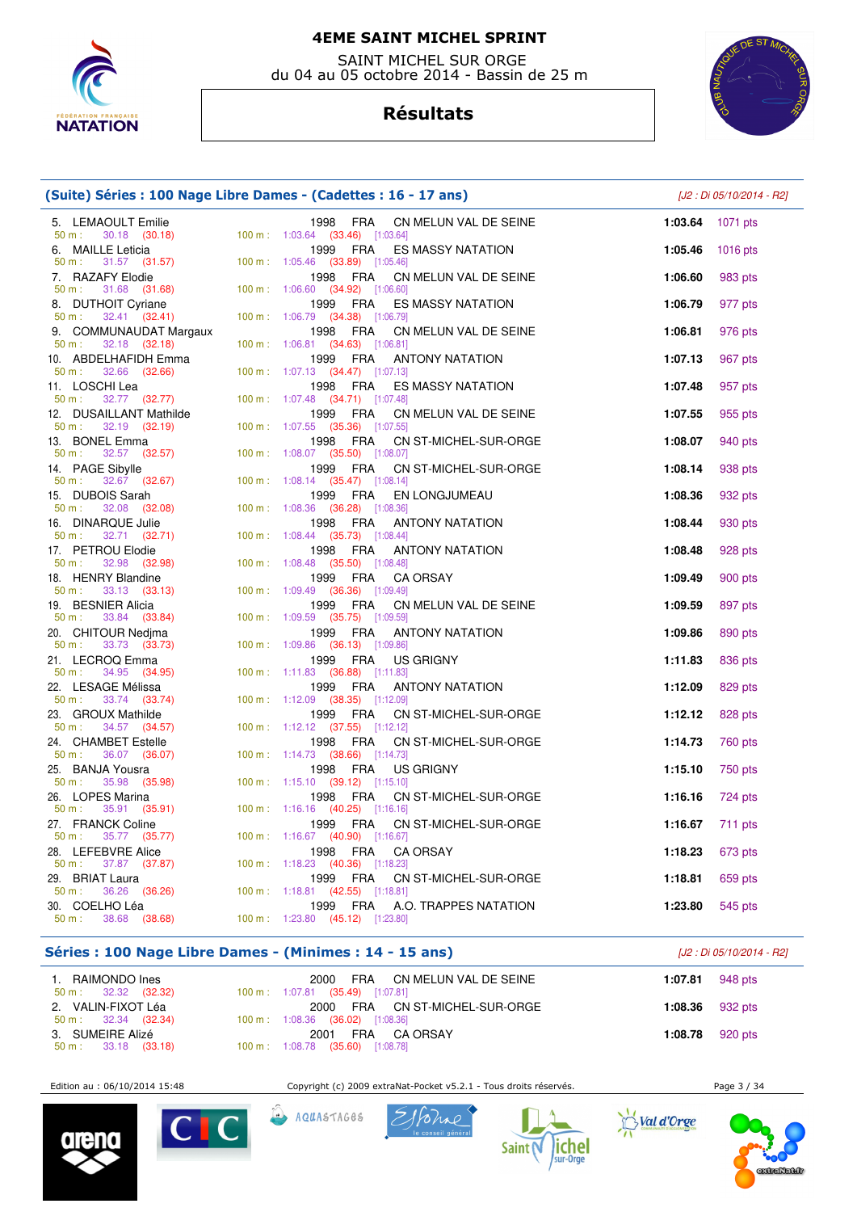# 4EME SAINT MICHEL SPRINT

SAINT MICHEL SUR ORGE
du 04 au 05 octobre 2014 - Bassin de 25 m

## Résultats

### (Suite) Séries : 100 Nage Libre Dames - (Cadettes : 16 - 17 ans)

*[J2 : Di 05/10/2014 - R2]*

| Rang | Nom | Année | Nat. | Club | Temps | Points |
|---|---|---|---|---|---|---|
| 5. | LEMAOULT Emilie | 1998 | FRA | CN MELUN VAL DE SEINE | 1:03.64 | 1071 pts |
| | 50 m : 30.18 (30.18) — 100 m : 1:03.64 (33.46) [1:03.64] | | | | | |
| 6. | MAILLE Leticia | 1999 | FRA | ES MASSY NATATION | 1:05.46 | 1016 pts |
| | 50 m : 31.57 (31.57) — 100 m : 1:05.46 (33.89) [1:05.46] | | | | | |
| 7. | RAZAFY Elodie | 1998 | FRA | CN MELUN VAL DE SEINE | 1:06.60 | 983 pts |
| | 50 m : 31.68 (31.68) — 100 m : 1:06.60 (34.92) [1:06.60] | | | | | |
| 8. | DUTHOIT Cyriane | 1999 | FRA | ES MASSY NATATION | 1:06.79 | 977 pts |
| | 50 m : 32.41 (32.41) — 100 m : 1:06.79 (34.38) [1:06.79] | | | | | |
| 9. | COMMUNAUDAT Margaux | 1998 | FRA | CN MELUN VAL DE SEINE | 1:06.81 | 976 pts |
| | 50 m : 32.18 (32.18) — 100 m : 1:06.81 (34.63) [1:06.81] | | | | | |
| 10. | ABDELHAFIDH Emma | 1999 | FRA | ANTONY NATATION | 1:07.13 | 967 pts |
| | 50 m : 32.66 (32.66) — 100 m : 1:07.13 (34.47) [1:07.13] | | | | | |
| 11. | LOSCHI Lea | 1998 | FRA | ES MASSY NATATION | 1:07.48 | 957 pts |
| | 50 m : 32.77 (32.77) — 100 m : 1:07.48 (34.71) [1:07.48] | | | | | |
| 12. | DUSAILLANT Mathilde | 1999 | FRA | CN MELUN VAL DE SEINE | 1:07.55 | 955 pts |
| | 50 m : 32.19 (32.19) — 100 m : 1:07.55 (35.36) [1:07.55] | | | | | |
| 13. | BONEL Emma | 1998 | FRA | CN ST-MICHEL-SUR-ORGE | 1:08.07 | 940 pts |
| | 50 m : 32.57 (32.57) — 100 m : 1:08.07 (35.50) [1:08.07] | | | | | |
| 14. | PAGE Sibylle | 1999 | FRA | CN ST-MICHEL-SUR-ORGE | 1:08.14 | 938 pts |
| | 50 m : 32.67 (32.67) — 100 m : 1:08.14 (35.47) [1:08.14] | | | | | |
| 15. | DUBOIS Sarah | 1999 | FRA | EN LONGJUMEAU | 1:08.36 | 932 pts |
| | 50 m : 32.08 (32.08) — 100 m : 1:08.36 (36.28) [1:08.36] | | | | | |
| 16. | DINARQUE Julie | 1998 | FRA | ANTONY NATATION | 1:08.44 | 930 pts |
| | 50 m : 32.71 (32.71) — 100 m : 1:08.44 (35.73) [1:08.44] | | | | | |
| 17. | PETROU Elodie | 1998 | FRA | ANTONY NATATION | 1:08.48 | 928 pts |
| | 50 m : 32.98 (32.98) — 100 m : 1:08.48 (35.50) [1:08.48] | | | | | |
| 18. | HENRY Blandine | 1999 | FRA | CA ORSAY | 1:09.49 | 900 pts |
| | 50 m : 33.13 (33.13) — 100 m : 1:09.49 (36.36) [1:09.49] | | | | | |
| 19. | BESNIER Alicia | 1999 | FRA | CN MELUN VAL DE SEINE | 1:09.59 | 897 pts |
| | 50 m : 33.84 (33.84) — 100 m : 1:09.59 (35.75) [1:09.59] | | | | | |
| 20. | CHITOUR Nedjma | 1999 | FRA | ANTONY NATATION | 1:09.86 | 890 pts |
| | 50 m : 33.73 (33.73) — 100 m : 1:09.86 (36.13) [1:09.86] | | | | | |
| 21. | LECROQ Emma | 1999 | FRA | US GRIGNY | 1:11.83 | 836 pts |
| | 50 m : 34.95 (34.95) — 100 m : 1:11.83 (36.88) [1:11.83] | | | | | |
| 22. | LESAGE Mélissa | 1999 | FRA | ANTONY NATATION | 1:12.09 | 829 pts |
| | 50 m : 33.74 (33.74) — 100 m : 1:12.09 (38.35) [1:12.09] | | | | | |
| 23. | GROUX Mathilde | 1999 | FRA | CN ST-MICHEL-SUR-ORGE | 1:12.12 | 828 pts |
| | 50 m : 34.57 (34.57) — 100 m : 1:12.12 (37.55) [1:12.12] | | | | | |
| 24. | CHAMBET Estelle | 1998 | FRA | CN ST-MICHEL-SUR-ORGE | 1:14.73 | 760 pts |
| | 50 m : 36.07 (36.07) — 100 m : 1:14.73 (38.66) [1:14.73] | | | | | |
| 25. | BANJA Yousra | 1998 | FRA | US GRIGNY | 1:15.10 | 750 pts |
| | 50 m : 35.98 (35.98) — 100 m : 1:15.10 (39.12) [1:15.10] | | | | | |
| 26. | LOPES Marina | 1998 | FRA | CN ST-MICHEL-SUR-ORGE | 1:16.16 | 724 pts |
| | 50 m : 35.91 (35.91) — 100 m : 1:16.16 (40.25) [1:16.16] | | | | | |
| 27. | FRANCK Coline | 1999 | FRA | CN ST-MICHEL-SUR-ORGE | 1:16.67 | 711 pts |
| | 50 m : 35.77 (35.77) — 100 m : 1:16.67 (40.90) [1:16.67] | | | | | |
| 28. | LEFEBVRE Alice | 1998 | FRA | CA ORSAY | 1:18.23 | 673 pts |
| | 50 m : 37.87 (37.87) — 100 m : 1:18.23 (40.36) [1:18.23] | | | | | |
| 29. | BRIAT Laura | 1999 | FRA | CN ST-MICHEL-SUR-ORGE | 1:18.81 | 659 pts |
| | 50 m : 36.26 (36.26) — 100 m : 1:18.81 (42.55) [1:18.81] | | | | | |
| 30. | COELHO Léa | 1999 | FRA | A.O. TRAPPES NATATION | 1:23.80 | 545 pts |
| | 50 m : 38.68 (38.68) — 100 m : 1:23.80 (45.12) [1:23.80] | | | | | |

### Séries : 100 Nage Libre Dames - (Minimes : 14 - 15 ans)

*[J2 : Di 05/10/2014 - R2]*

| Rang | Nom | Année | Nat. | Club | Temps | Points |
|---|---|---|---|---|---|---|
| 1. | RAIMONDO Ines | 2000 | FRA | CN MELUN VAL DE SEINE | 1:07.81 | 948 pts |
| | 50 m : 32.32 (32.32) — 100 m : 1:07.81 (35.49) [1:07.81] | | | | | |
| 2. | VALIN-FIXOT Léa | 2000 | FRA | CN ST-MICHEL-SUR-ORGE | 1:08.36 | 932 pts |
| | 50 m : 32.34 (32.34) — 100 m : 1:08.36 (36.02) [1:08.36] | | | | | |
| 3. | SUMEIRE Alizé | 2001 | FRA | CA ORSAY | 1:08.78 | 920 pts |
| | 50 m : 33.18 (33.18) — 100 m : 1:08.78 (35.60) [1:08.78] | | | | | |

Edition au : 06/10/2014 15:48 — Copyright (c) 2009 extraNat-Pocket v5.2.1 - Tous droits réservés.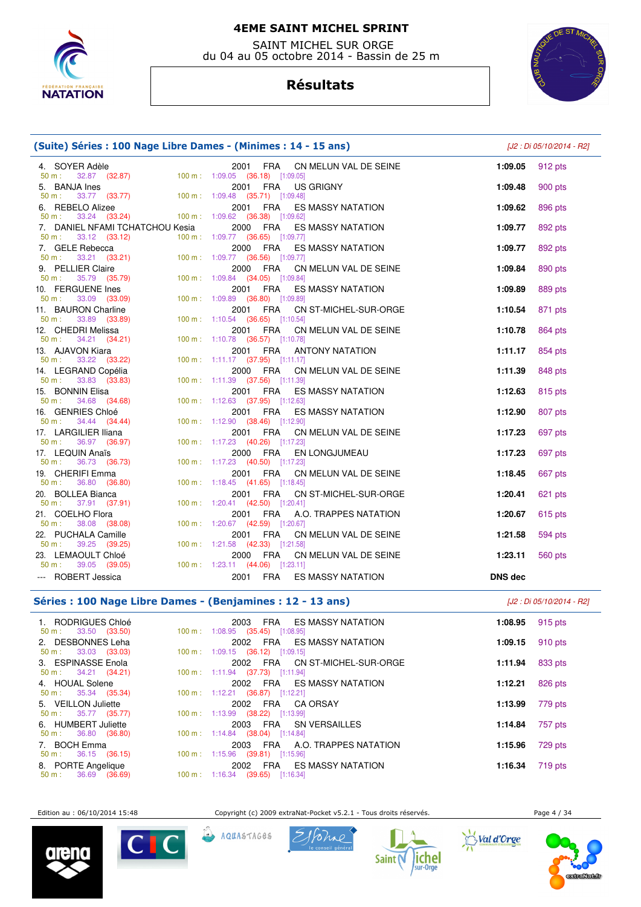# 4EME SAINT MICHEL SPRINT

SAINT MICHEL SUR ORGE
du 04 au 05 octobre 2014 - Bassin de 25 m

## Résultats

### (Suite) Séries : 100 Nage Libre Dames - (Minimes : 14 - 15 ans)

*[J2 : Di 05/10/2014 - R2]*

| Rang | Nom | Année | Nat | Club | Temps | Points |
|---|---|---|---|---|---|---|
| 4. | SOYER Adèle | 2001 | FRA | CN MELUN VAL DE SEINE | 1:09.05 | 912 pts |
| | 50 m : 32.87 (32.87) — 100 m : 1:09.05 (36.18) [1:09.05] | | | | | |
| 5. | BANJA Ines | 2001 | FRA | US GRIGNY | 1:09.48 | 900 pts |
| | 50 m : 33.77 (33.77) — 100 m : 1:09.48 (35.71) [1:09.48] | | | | | |
| 6. | REBELO Alizee | 2001 | FRA | ES MASSY NATATION | 1:09.62 | 896 pts |
| | 50 m : 33.24 (33.24) — 100 m : 1:09.62 (36.38) [1:09.62] | | | | | |
| 7. | DANIEL NFAMI TCHATCHOU Kesia | 2000 | FRA | ES MASSY NATATION | 1:09.77 | 892 pts |
| | 50 m : 33.12 (33.12) — 100 m : 1:09.77 (36.65) [1:09.77] | | | | | |
| 7. | GELE Rebecca | 2000 | FRA | ES MASSY NATATION | 1:09.77 | 892 pts |
| | 50 m : 33.21 (33.21) — 100 m : 1:09.77 (36.56) [1:09.77] | | | | | |
| 9. | PELLIER Claire | 2000 | FRA | CN MELUN VAL DE SEINE | 1:09.84 | 890 pts |
| | 50 m : 35.79 (35.79) — 100 m : 1:09.84 (34.05) [1:09.84] | | | | | |
| 10. | FERGUENE Ines | 2001 | FRA | ES MASSY NATATION | 1:09.89 | 889 pts |
| | 50 m : 33.09 (33.09) — 100 m : 1:09.89 (36.80) [1:09.89] | | | | | |
| 11. | BAURON Charline | 2001 | FRA | CN ST-MICHEL-SUR-ORGE | 1:10.54 | 871 pts |
| | 50 m : 33.89 (33.89) — 100 m : 1:10.54 (36.65) [1:10.54] | | | | | |
| 12. | CHEDRI Melissa | 2001 | FRA | CN MELUN VAL DE SEINE | 1:10.78 | 864 pts |
| | 50 m : 34.21 (34.21) — 100 m : 1:10.78 (36.57) [1:10.78] | | | | | |
| 13. | AJAVON Kiara | 2001 | FRA | ANTONY NATATION | 1:11.17 | 854 pts |
| | 50 m : 33.22 (33.22) — 100 m : 1:11.17 (37.95) [1:11.17] | | | | | |
| 14. | LEGRAND Copélia | 2000 | FRA | CN MELUN VAL DE SEINE | 1:11.39 | 848 pts |
| | 50 m : 33.83 (33.83) — 100 m : 1:11.39 (37.56) [1:11.39] | | | | | |
| 15. | BONNIN Elisa | 2001 | FRA | ES MASSY NATATION | 1:12.63 | 815 pts |
| | 50 m : 34.68 (34.68) — 100 m : 1:12.63 (37.95) [1:12.63] | | | | | |
| 16. | GENRIES Chloé | 2001 | FRA | ES MASSY NATATION | 1:12.90 | 807 pts |
| | 50 m : 34.44 (34.44) — 100 m : 1:12.90 (38.46) [1:12.90] | | | | | |
| 17. | LARGILIER Iliana | 2001 | FRA | CN MELUN VAL DE SEINE | 1:17.23 | 697 pts |
| | 50 m : 36.97 (36.97) — 100 m : 1:17.23 (40.26) [1:17.23] | | | | | |
| 17. | LEQUIN Anaïs | 2000 | FRA | EN LONGJUMEAU | 1:17.23 | 697 pts |
| | 50 m : 36.73 (36.73) — 100 m : 1:17.23 (40.50) [1:17.23] | | | | | |
| 19. | CHERIFI Emma | 2001 | FRA | CN MELUN VAL DE SEINE | 1:18.45 | 667 pts |
| | 50 m : 36.80 (36.80) — 100 m : 1:18.45 (41.65) [1:18.45] | | | | | |
| 20. | BOLLEA Bianca | 2001 | FRA | CN ST-MICHEL-SUR-ORGE | 1:20.41 | 621 pts |
| | 50 m : 37.91 (37.91) — 100 m : 1:20.41 (42.50) [1:20.41] | | | | | |
| 21. | COELHO Flora | 2001 | FRA | A.O. TRAPPES NATATION | 1:20.67 | 615 pts |
| | 50 m : 38.08 (38.08) — 100 m : 1:20.67 (42.59) [1:20.67] | | | | | |
| 22. | PUCHALA Camille | 2001 | FRA | CN MELUN VAL DE SEINE | 1:21.58 | 594 pts |
| | 50 m : 39.25 (39.25) — 100 m : 1:21.58 (42.33) [1:21.58] | | | | | |
| 23. | LEMAOULT Chloé | 2000 | FRA | CN MELUN VAL DE SEINE | 1:23.11 | 560 pts |
| | 50 m : 39.05 (39.05) — 100 m : 1:23.11 (44.06) [1:23.11] | | | | | |
| --- | ROBERT Jessica | 2001 | FRA | ES MASSY NATATION | DNS dec | |

### Séries : 100 Nage Libre Dames - (Benjamines : 12 - 13 ans)

*[J2 : Di 05/10/2014 - R2]*

| Rang | Nom | Année | Nat | Club | Temps | Points |
|---|---|---|---|---|---|---|
| 1. | RODRIGUES Chloé | 2003 | FRA | ES MASSY NATATION | 1:08.95 | 915 pts |
| | 50 m : 33.50 (33.50) — 100 m : 1:08.95 (35.45) [1:08.95] | | | | | |
| 2. | DESBONNES Leha | 2002 | FRA | ES MASSY NATATION | 1:09.15 | 910 pts |
| | 50 m : 33.03 (33.03) — 100 m : 1:09.15 (36.12) [1:09.15] | | | | | |
| 3. | ESPINASSE Enola | 2002 | FRA | CN ST-MICHEL-SUR-ORGE | 1:11.94 | 833 pts |
| | 50 m : 34.21 (34.21) — 100 m : 1:11.94 (37.73) [1:11.94] | | | | | |
| 4. | HOUAL Solene | 2002 | FRA | ES MASSY NATATION | 1:12.21 | 826 pts |
| | 50 m : 35.34 (35.34) — 100 m : 1:12.21 (36.87) [1:12.21] | | | | | |
| 5. | VEILLON Juliette | 2002 | FRA | CA ORSAY | 1:13.99 | 779 pts |
| | 50 m : 35.77 (35.77) — 100 m : 1:13.99 (38.22) [1:13.99] | | | | | |
| 6. | HUMBERT Juliette | 2003 | FRA | SN VERSAILLES | 1:14.84 | 757 pts |
| | 50 m : 36.80 (36.80) — 100 m : 1:14.84 (38.04) [1:14.84] | | | | | |
| 7. | BOCH Emma | 2003 | FRA | A.O. TRAPPES NATATION | 1:15.96 | 729 pts |
| | 50 m : 36.15 (36.15) — 100 m : 1:15.96 (39.81) [1:15.96] | | | | | |
| 8. | PORTE Angelique | 2002 | FRA | ES MASSY NATATION | 1:16.34 | 719 pts |
| | 50 m : 36.69 (36.69) — 100 m : 1:16.34 (39.65) [1:16.34] | | | | | |

Edition au : 06/10/2014 15:48 — Copyright (c) 2009 extraNat-Pocket v5.2.1 - Tous droits réservés.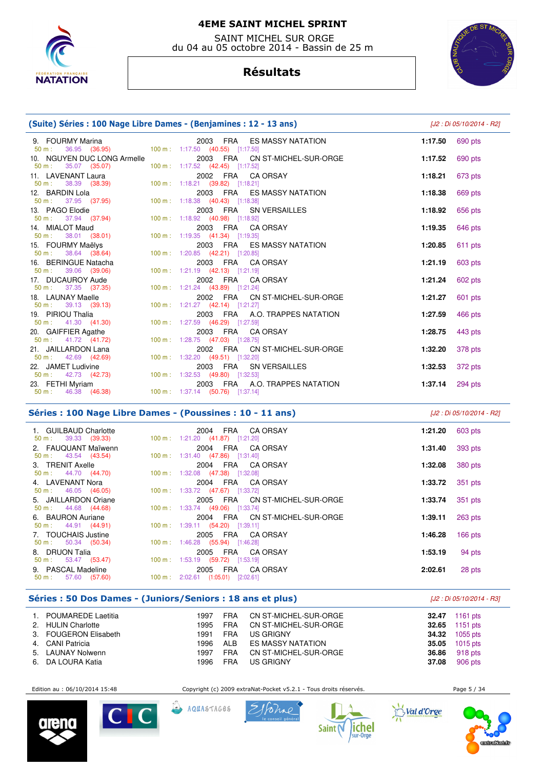# 4EME SAINT MICHEL SPRINT

SAINT MICHEL SUR ORGE
du 04 au 05 octobre 2014 - Bassin de 25 m

## Résultats

### (Suite) Séries : 100 Nage Libre Dames - (Benjamines : 12 - 13 ans)

[J2 : Di 05/10/2014 - R2]

| Place | Nom | Année | Nat. | Club | Temps | Points |
|---|---|---|---|---|---|---|
| 9. | FOURMY Marina | 2003 | FRA | ES MASSY NATATION | 1:17.50 | 690 pts |
| | 50 m : 36.95 (36.95) — 100 m : 1:17.50 (40.55) [1:17.50] | | | | | |
| 10. | NGUYEN DUC LONG Armelle | 2003 | FRA | CN ST-MICHEL-SUR-ORGE | 1:17.52 | 690 pts |
| | 50 m : 35.07 (35.07) — 100 m : 1:17.52 (42.45) [1:17.52] | | | | | |
| 11. | LAVENANT Laura | 2002 | FRA | CA ORSAY | 1:18.21 | 673 pts |
| | 50 m : 38.39 (38.39) — 100 m : 1:18.21 (39.82) [1:18.21] | | | | | |
| 12. | BARDIN Lola | 2003 | FRA | ES MASSY NATATION | 1:18.38 | 669 pts |
| | 50 m : 37.95 (37.95) — 100 m : 1:18.38 (40.43) [1:18.38] | | | | | |
| 13. | PAGO Elodie | 2003 | FRA | SN VERSAILLES | 1:18.92 | 656 pts |
| | 50 m : 37.94 (37.94) — 100 m : 1:18.92 (40.98) [1:18.92] | | | | | |
| 14. | MIALOT Maud | 2003 | FRA | CA ORSAY | 1:19.35 | 646 pts |
| | 50 m : 38.01 (38.01) — 100 m : 1:19.35 (41.34) [1:19.35] | | | | | |
| 15. | FOURMY Maëlys | 2003 | FRA | ES MASSY NATATION | 1:20.85 | 611 pts |
| | 50 m : 38.64 (38.64) — 100 m : 1:20.85 (42.21) [1:20.85] | | | | | |
| 16. | BERINGUE Natacha | 2003 | FRA | CA ORSAY | 1:21.19 | 603 pts |
| | 50 m : 39.06 (39.06) — 100 m : 1:21.19 (42.13) [1:21.19] | | | | | |
| 17. | DUCAUROY Aude | 2002 | FRA | CA ORSAY | 1:21.24 | 602 pts |
| | 50 m : 37.35 (37.35) — 100 m : 1:21.24 (43.89) [1:21.24] | | | | | |
| 18. | LAUNAY Maelle | 2002 | FRA | CN ST-MICHEL-SUR-ORGE | 1:21.27 | 601 pts |
| | 50 m : 39.13 (39.13) — 100 m : 1:21.27 (42.14) [1:21.27] | | | | | |
| 19. | PIRIOU Thalia | 2003 | FRA | A.O. TRAPPES NATATION | 1:27.59 | 466 pts |
| | 50 m : 41.30 (41.30) — 100 m : 1:27.59 (46.29) [1:27.59] | | | | | |
| 20. | GAIFFIER Agathe | 2003 | FRA | CA ORSAY | 1:28.75 | 443 pts |
| | 50 m : 41.72 (41.72) — 100 m : 1:28.75 (47.03) [1:28.75] | | | | | |
| 21. | JAILLARDON Lana | 2002 | FRA | CN ST-MICHEL-SUR-ORGE | 1:32.20 | 378 pts |
| | 50 m : 42.69 (42.69) — 100 m : 1:32.20 (49.51) [1:32.20] | | | | | |
| 22. | JAMET Ludivine | 2003 | FRA | SN VERSAILLES | 1:32.53 | 372 pts |
| | 50 m : 42.73 (42.73) — 100 m : 1:32.53 (49.80) [1:32.53] | | | | | |
| 23. | FETHI Myriam | 2003 | FRA | A.O. TRAPPES NATATION | 1:37.14 | 294 pts |
| | 50 m : 46.38 (46.38) — 100 m : 1:37.14 (50.76) [1:37.14] | | | | | |

### Séries : 100 Nage Libre Dames - (Poussines : 10 - 11 ans)

[J2 : Di 05/10/2014 - R2]

| Place | Nom | Année | Nat. | Club | Temps | Points |
|---|---|---|---|---|---|---|
| 1. | GUILBAUD Charlotte | 2004 | FRA | CA ORSAY | 1:21.20 | 603 pts |
| | 50 m : 39.33 (39.33) — 100 m : 1:21.20 (41.87) [1:21.20] | | | | | |
| 2. | FAUQUANT Maïwenn | 2004 | FRA | CA ORSAY | 1:31.40 | 393 pts |
| | 50 m : 43.54 (43.54) — 100 m : 1:31.40 (47.86) [1:31.40] | | | | | |
| 3. | TRENIT Axelle | 2004 | FRA | CA ORSAY | 1:32.08 | 380 pts |
| | 50 m : 44.70 (44.70) — 100 m : 1:32.08 (47.38) [1:32.08] | | | | | |
| 4. | LAVENANT Nora | 2004 | FRA | CA ORSAY | 1:33.72 | 351 pts |
| | 50 m : 46.05 (46.05) — 100 m : 1:33.72 (47.67) [1:33.72] | | | | | |
| 5. | JAILLARDON Oriane | 2005 | FRA | CN ST-MICHEL-SUR-ORGE | 1:33.74 | 351 pts |
| | 50 m : 44.68 (44.68) — 100 m : 1:33.74 (49.06) [1:33.74] | | | | | |
| 6. | BAURON Auriane | 2004 | FRA | CN ST-MICHEL-SUR-ORGE | 1:39.11 | 263 pts |
| | 50 m : 44.91 (44.91) — 100 m : 1:39.11 (54.20) [1:39.11] | | | | | |
| 7. | TOUCHAIS Justine | 2005 | FRA | CA ORSAY | 1:46.28 | 166 pts |
| | 50 m : 50.34 (50.34) — 100 m : 1:46.28 (55.94) [1:46.28] | | | | | |
| 8. | DRUON Talia | 2005 | FRA | CA ORSAY | 1:53.19 | 94 pts |
| | 50 m : 53.47 (53.47) — 100 m : 1:53.19 (59.72) [1:53.19] | | | | | |
| 9. | PASCAL Madeline | 2005 | FRA | CA ORSAY | 2:02.61 | 28 pts |
| | 50 m : 57.60 (57.60) — 100 m : 2:02.61 (1:05.01) [2:02.61] | | | | | |

### Séries : 50 Dos Dames - (Juniors/Seniors : 18 ans et plus)

[J2 : Di 05/10/2014 - R3]

| Place | Nom | Année | Nat. | Club | Temps | Points |
|---|---|---|---|---|---|---|
| 1. | POUMAREDE Laetitia | 1997 | FRA | CN ST-MICHEL-SUR-ORGE | 32.47 | 1161 pts |
| 2. | HULIN Charlotte | 1995 | FRA | CN ST-MICHEL-SUR-ORGE | 32.65 | 1151 pts |
| 3. | FOUGERON Elisabeth | 1991 | FRA | US GRIGNY | 34.32 | 1055 pts |
| 4. | CANI Patricia | 1996 | ALB | ES MASSY NATATION | 35.05 | 1015 pts |
| 5. | LAUNAY Nolwenn | 1997 | FRA | CN ST-MICHEL-SUR-ORGE | 36.86 | 918 pts |
| 6. | DA LOURA Katia | 1996 | FRA | US GRIGNY | 37.08 | 906 pts |

Edition au : 06/10/2014 15:48 — Copyright (c) 2009 extraNat-Pocket v5.2.1 - Tous droits réservés.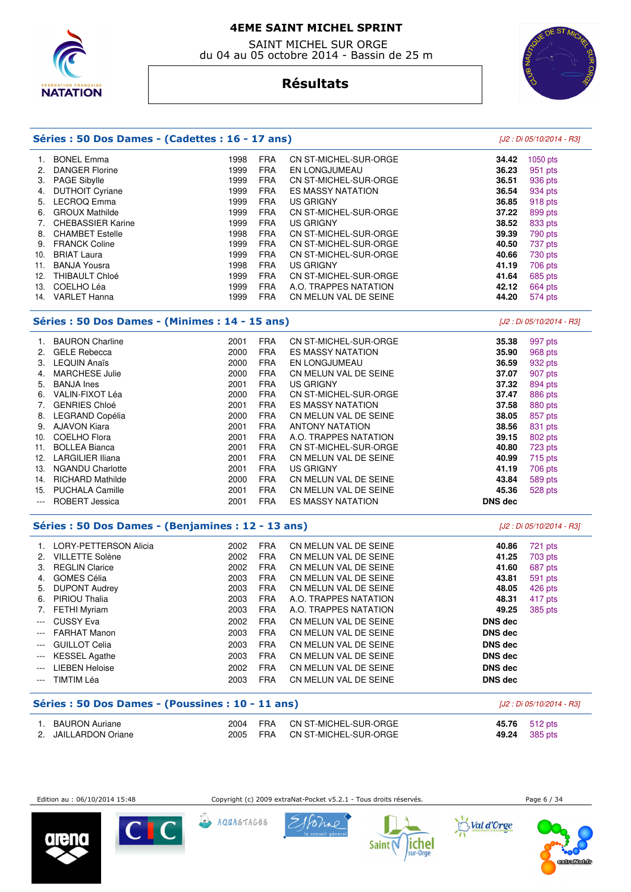# 4EME SAINT MICHEL SPRINT

SAINT MICHEL SUR ORGE
du 04 au 05 octobre 2014 - Bassin de 25 m

## Résultats

### Séries : 50 Dos Dames - (Cadettes : 16 - 17 ans)

*[J2 : Di 05/10/2014 - R3]*

| | | | | | | |
|---|---|---|---|---|---|---|
| 1. | BONEL Emma | 1998 | FRA | CN ST-MICHEL-SUR-ORGE | **34.42** | 1050 pts |
| 2. | DANGER Florine | 1999 | FRA | EN LONGJUMEAU | **36.23** | 951 pts |
| 3. | PAGE Sibylle | 1999 | FRA | CN ST-MICHEL-SUR-ORGE | **36.51** | 936 pts |
| 4. | DUTHOIT Cyriane | 1999 | FRA | ES MASSY NATATION | **36.54** | 934 pts |
| 5. | LECROQ Emma | 1999 | FRA | US GRIGNY | **36.85** | 918 pts |
| 6. | GROUX Mathilde | 1999 | FRA | CN ST-MICHEL-SUR-ORGE | **37.22** | 899 pts |
| 7. | CHEBASSIER Karine | 1999 | FRA | US GRIGNY | **38.52** | 833 pts |
| 8. | CHAMBET Estelle | 1998 | FRA | CN ST-MICHEL-SUR-ORGE | **39.39** | 790 pts |
| 9. | FRANCK Coline | 1999 | FRA | CN ST-MICHEL-SUR-ORGE | **40.50** | 737 pts |
| 10. | BRIAT Laura | 1999 | FRA | CN ST-MICHEL-SUR-ORGE | **40.66** | 730 pts |
| 11. | BANJA Yousra | 1998 | FRA | US GRIGNY | **41.19** | 706 pts |
| 12. | THIBAULT Chloé | 1999 | FRA | CN ST-MICHEL-SUR-ORGE | **41.64** | 685 pts |
| 13. | COELHO Léa | 1999 | FRA | A.O. TRAPPES NATATION | **42.12** | 664 pts |
| 14. | VARLET Hanna | 1999 | FRA | CN MELUN VAL DE SEINE | **44.20** | 574 pts |

### Séries : 50 Dos Dames - (Minimes : 14 - 15 ans)

*[J2 : Di 05/10/2014 - R3]*

| | | | | | | |
|---|---|---|---|---|---|---|
| 1. | BAURON Charline | 2001 | FRA | CN ST-MICHEL-SUR-ORGE | **35.38** | 997 pts |
| 2. | GELE Rebecca | 2000 | FRA | ES MASSY NATATION | **35.90** | 968 pts |
| 3. | LEQUIN Anaïs | 2000 | FRA | EN LONGJUMEAU | **36.59** | 932 pts |
| 4. | MARCHESE Julie | 2000 | FRA | CN MELUN VAL DE SEINE | **37.07** | 907 pts |
| 5. | BANJA Ines | 2001 | FRA | US GRIGNY | **37.32** | 894 pts |
| 6. | VALIN-FIXOT Léa | 2000 | FRA | CN ST-MICHEL-SUR-ORGE | **37.47** | 886 pts |
| 7. | GENRIES Chloé | 2001 | FRA | ES MASSY NATATION | **37.58** | 880 pts |
| 8. | LEGRAND Copélia | 2000 | FRA | CN MELUN VAL DE SEINE | **38.05** | 857 pts |
| 9. | AJAVON Kiara | 2001 | FRA | ANTONY NATATION | **38.56** | 831 pts |
| 10. | COELHO Flora | 2001 | FRA | A.O. TRAPPES NATATION | **39.15** | 802 pts |
| 11. | BOLLEA Bianca | 2001 | FRA | CN ST-MICHEL-SUR-ORGE | **40.80** | 723 pts |
| 12. | LARGILIER Iliana | 2001 | FRA | CN MELUN VAL DE SEINE | **40.99** | 715 pts |
| 13. | NGANDU Charlotte | 2001 | FRA | US GRIGNY | **41.19** | 706 pts |
| 14. | RICHARD Mathilde | 2000 | FRA | CN MELUN VAL DE SEINE | **43.84** | 589 pts |
| 15. | PUCHALA Camille | 2001 | FRA | CN MELUN VAL DE SEINE | **45.36** | 528 pts |
| --- | ROBERT Jessica | 2001 | FRA | ES MASSY NATATION | **DNS dec** | |

### Séries : 50 Dos Dames - (Benjamines : 12 - 13 ans)

*[J2 : Di 05/10/2014 - R3]*

| | | | | | | |
|---|---|---|---|---|---|---|
| 1. | LORY-PETTERSON Alicia | 2002 | FRA | CN MELUN VAL DE SEINE | **40.86** | 721 pts |
| 2. | VILLETTE Solène | 2002 | FRA | CN MELUN VAL DE SEINE | **41.25** | 703 pts |
| 3. | REGLIN Clarice | 2002 | FRA | CN MELUN VAL DE SEINE | **41.60** | 687 pts |
| 4. | GOMES Célia | 2003 | FRA | CN MELUN VAL DE SEINE | **43.81** | 591 pts |
| 5. | DUPONT Audrey | 2003 | FRA | CN MELUN VAL DE SEINE | **48.05** | 426 pts |
| 6. | PIRIOU Thalia | 2003 | FRA | A.O. TRAPPES NATATION | **48.31** | 417 pts |
| 7. | FETHI Myriam | 2003 | FRA | A.O. TRAPPES NATATION | **49.25** | 385 pts |
| --- | CUSSY Eva | 2002 | FRA | CN MELUN VAL DE SEINE | **DNS dec** | |
| --- | FARHAT Manon | 2003 | FRA | CN MELUN VAL DE SEINE | **DNS dec** | |
| --- | GUILLOT Celia | 2003 | FRA | CN MELUN VAL DE SEINE | **DNS dec** | |
| --- | KESSEL Agathe | 2003 | FRA | CN MELUN VAL DE SEINE | **DNS dec** | |
| --- | LIEBEN Heloise | 2002 | FRA | CN MELUN VAL DE SEINE | **DNS dec** | |
| --- | TIMTIM Léa | 2003 | FRA | CN MELUN VAL DE SEINE | **DNS dec** | |

### Séries : 50 Dos Dames - (Poussines : 10 - 11 ans)

*[J2 : Di 05/10/2014 - R3]*

| | | | | | | |
|---|---|---|---|---|---|---|
| 1. | BAURON Auriane | 2004 | FRA | CN ST-MICHEL-SUR-ORGE | **45.76** | 512 pts |
| 2. | JAILLARDON Oriane | 2005 | FRA | CN ST-MICHEL-SUR-ORGE | **49.24** | 385 pts |

Edition au : 06/10/2014 15:48 — Copyright (c) 2009 extraNat-Pocket v5.2.1 - Tous droits réservés.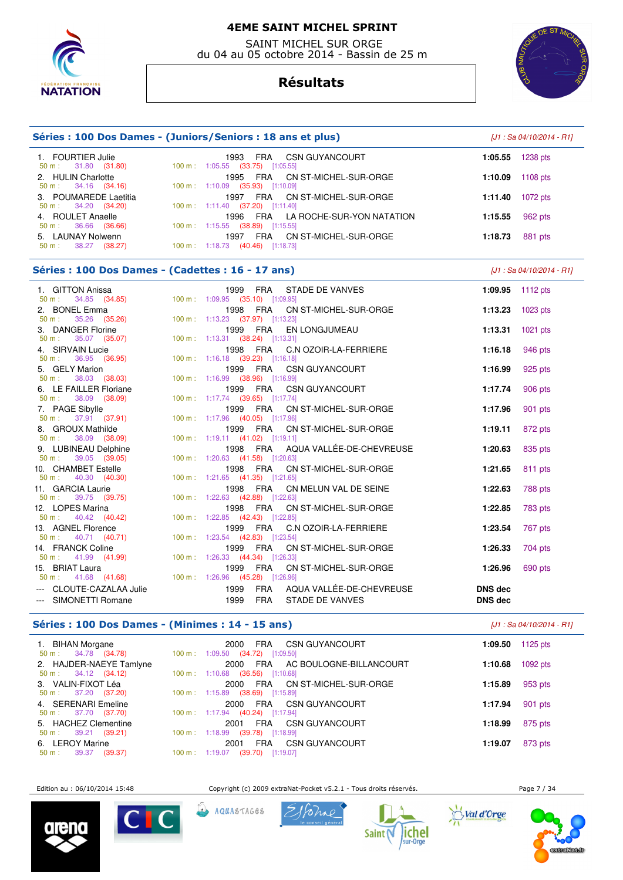# 4EME SAINT MICHEL SPRINT

SAINT MICHEL SUR ORGE
du 04 au 05 octobre 2014 - Bassin de 25 m

## Résultats

### Séries : 100 Dos Dames - (Juniors/Seniors : 18 ans et plus)

*[J1 : Sa 04/10/2014 - R1]*

| Rg | Nom | Année | Nat | Club | Temps | Points |
|---|---|---|---|---|---|---|
| 1. | FOURTIER Julie | 1993 | FRA | CSN GUYANCOURT | 1:05.55 | 1238 pts |
| | 50 m : 31.80 (31.80) | 100 m : 1:05.55 (33.75) [1:05.55] | | | | |
| 2. | HULIN Charlotte | 1995 | FRA | CN ST-MICHEL-SUR-ORGE | 1:10.09 | 1108 pts |
| | 50 m : 34.16 (34.16) | 100 m : 1:10.09 (35.93) [1:10.09] | | | | |
| 3. | POUMAREDE Laetitia | 1997 | FRA | CN ST-MICHEL-SUR-ORGE | 1:11.40 | 1072 pts |
| | 50 m : 34.20 (34.20) | 100 m : 1:11.40 (37.20) [1:11.40] | | | | |
| 4. | ROULET Anaelle | 1996 | FRA | LA ROCHE-SUR-YON NATATION | 1:15.55 | 962 pts |
| | 50 m : 36.66 (36.66) | 100 m : 1:15.55 (38.89) [1:15.55] | | | | |
| 5. | LAUNAY Nolwenn | 1997 | FRA | CN ST-MICHEL-SUR-ORGE | 1:18.73 | 881 pts |
| | 50 m : 38.27 (38.27) | 100 m : 1:18.73 (40.46) [1:18.73] | | | | |

### Séries : 100 Dos Dames - (Cadettes : 16 - 17 ans)

*[J1 : Sa 04/10/2014 - R1]*

| Rg | Nom | Année | Nat | Club | Temps | Points |
|---|---|---|---|---|---|---|
| 1. | GITTON Anissa | 1999 | FRA | STADE DE VANVES | 1:09.95 | 1112 pts |
| | 50 m : 34.85 (34.85) | 100 m : 1:09.95 (35.10) [1:09.95] | | | | |
| 2. | BONEL Emma | 1998 | FRA | CN ST-MICHEL-SUR-ORGE | 1:13.23 | 1023 pts |
| | 50 m : 35.26 (35.26) | 100 m : 1:13.23 (37.97) [1:13.23] | | | | |
| 3. | DANGER Florine | 1999 | FRA | EN LONGJUMEAU | 1:13.31 | 1021 pts |
| | 50 m : 35.07 (35.07) | 100 m : 1:13.31 (38.24) [1:13.31] | | | | |
| 4. | SIRVAIN Lucie | 1998 | FRA | C.N OZOIR-LA-FERRIERE | 1:16.18 | 946 pts |
| | 50 m : 36.95 (36.95) | 100 m : 1:16.18 (39.23) [1:16.18] | | | | |
| 5. | GELY Marion | 1999 | FRA | CSN GUYANCOURT | 1:16.99 | 925 pts |
| | 50 m : 38.03 (38.03) | 100 m : 1:16.99 (38.96) [1:16.99] | | | | |
| 6. | LE FAILLER Floriane | 1999 | FRA | CSN GUYANCOURT | 1:17.74 | 906 pts |
| | 50 m : 38.09 (38.09) | 100 m : 1:17.74 (39.65) [1:17.74] | | | | |
| 7. | PAGE Sibylle | 1999 | FRA | CN ST-MICHEL-SUR-ORGE | 1:17.96 | 901 pts |
| | 50 m : 37.91 (37.91) | 100 m : 1:17.96 (40.05) [1:17.96] | | | | |
| 8. | GROUX Mathilde | 1999 | FRA | CN ST-MICHEL-SUR-ORGE | 1:19.11 | 872 pts |
| | 50 m : 38.09 (38.09) | 100 m : 1:19.11 (41.02) [1:19.11] | | | | |
| 9. | LUBINEAU Delphine | 1998 | FRA | AQUA VALLÉE-DE-CHEVREUSE | 1:20.63 | 835 pts |
| | 50 m : 39.05 (39.05) | 100 m : 1:20.63 (41.58) [1:20.63] | | | | |
| 10. | CHAMBET Estelle | 1998 | FRA | CN ST-MICHEL-SUR-ORGE | 1:21.65 | 811 pts |
| | 50 m : 40.30 (40.30) | 100 m : 1:21.65 (41.35) [1:21.65] | | | | |
| 11. | GARCIA Laurie | 1998 | FRA | CN MELUN VAL DE SEINE | 1:22.63 | 788 pts |
| | 50 m : 39.75 (39.75) | 100 m : 1:22.63 (42.88) [1:22.63] | | | | |
| 12. | LOPES Marina | 1998 | FRA | CN ST-MICHEL-SUR-ORGE | 1:22.85 | 783 pts |
| | 50 m : 40.42 (40.42) | 100 m : 1:22.85 (42.43) [1:22.85] | | | | |
| 13. | AGNEL Florence | 1999 | FRA | C.N OZOIR-LA-FERRIERE | 1:23.54 | 767 pts |
| | 50 m : 40.71 (40.71) | 100 m : 1:23.54 (42.83) [1:23.54] | | | | |
| 14. | FRANCK Coline | 1999 | FRA | CN ST-MICHEL-SUR-ORGE | 1:26.33 | 704 pts |
| | 50 m : 41.99 (41.99) | 100 m : 1:26.33 (44.34) [1:26.33] | | | | |
| 15. | BRIAT Laura | 1999 | FRA | CN ST-MICHEL-SUR-ORGE | 1:26.96 | 690 pts |
| | 50 m : 41.68 (41.68) | 100 m : 1:26.96 (45.28) [1:26.96] | | | | |
| --- | CLOUTE-CAZALAA Julie | 1999 | FRA | AQUA VALLÉE-DE-CHEVREUSE | DNS dec | |
| --- | SIMONETTI Romane | 1999 | FRA | STADE DE VANVES | DNS dec | |

### Séries : 100 Dos Dames - (Minimes : 14 - 15 ans)

*[J1 : Sa 04/10/2014 - R1]*

| Rg | Nom | Année | Nat | Club | Temps | Points |
|---|---|---|---|---|---|---|
| 1. | BIHAN Morgane | 2000 | FRA | CSN GUYANCOURT | 1:09.50 | 1125 pts |
| | 50 m : 34.78 (34.78) | 100 m : 1:09.50 (34.72) [1:09.50] | | | | |
| 2. | HAJDER-NAEYE Tamlyne | 2000 | FRA | AC BOULOGNE-BILLANCOURT | 1:10.68 | 1092 pts |
| | 50 m : 34.12 (34.12) | 100 m : 1:10.68 (36.56) [1:10.68] | | | | |
| 3. | VALIN-FIXOT Léa | 2000 | FRA | CN ST-MICHEL-SUR-ORGE | 1:15.89 | 953 pts |
| | 50 m : 37.20 (37.20) | 100 m : 1:15.89 (38.69) [1:15.89] | | | | |
| 4. | SERENARI Emeline | 2000 | FRA | CSN GUYANCOURT | 1:17.94 | 901 pts |
| | 50 m : 37.70 (37.70) | 100 m : 1:17.94 (40.24) [1:17.94] | | | | |
| 5. | HACHEZ Clementine | 2001 | FRA | CSN GUYANCOURT | 1:18.99 | 875 pts |
| | 50 m : 39.21 (39.21) | 100 m : 1:18.99 (39.78) [1:18.99] | | | | |
| 6. | LEROY Marine | 2001 | FRA | CSN GUYANCOURT | 1:19.07 | 873 pts |
| | 50 m : 39.37 (39.37) | 100 m : 1:19.07 (39.70) [1:19.07] | | | | |

Edition au : 06/10/2014 15:48 — Copyright (c) 2009 extraNat-Pocket v5.2.1 - Tous droits réservés.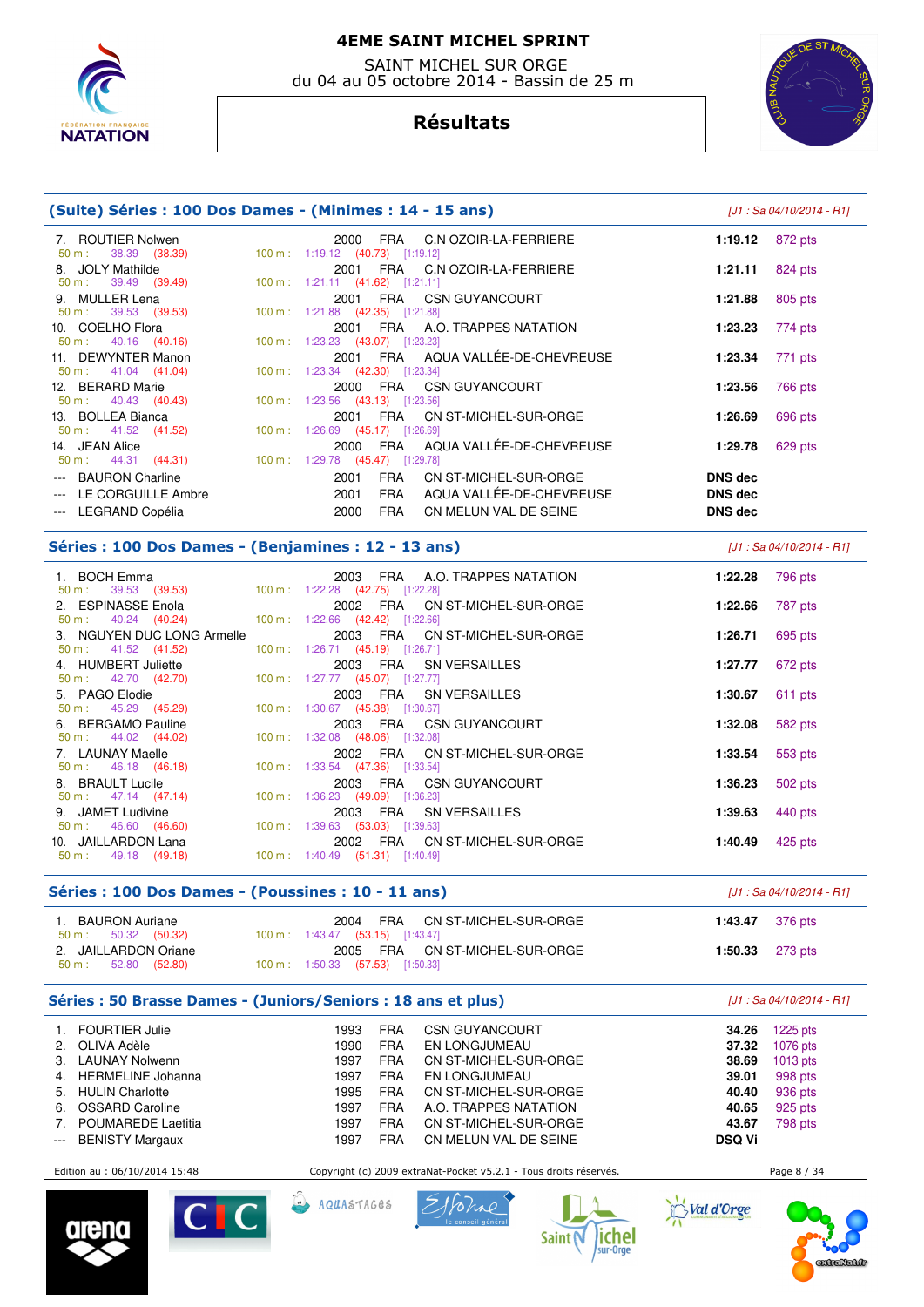# 4EME SAINT MICHEL SPRINT

SAINT MICHEL SUR ORGE
du 04 au 05 octobre 2014 - Bassin de 25 m

## Résultats

### (Suite) Séries : 100 Dos Dames - (Minimes : 14 - 15 ans)

*[J1 : Sa 04/10/2014 - R1]*

| Rang | Nom | Année | Nat. | Club | Temps | Points |
|---|---|---|---|---|---|---|
| 7. | ROUTIER Nolwen | 2000 | FRA | C.N OZOIR-LA-FERRIERE | 1:19.12 | 872 pts |
| | 50 m : 38.39 (38.39) — 100 m : 1:19.12 (40.73) [1:19.12] | | | | | |
| 8. | JOLY Mathilde | 2001 | FRA | C.N OZOIR-LA-FERRIERE | 1:21.11 | 824 pts |
| | 50 m : 39.49 (39.49) — 100 m : 1:21.11 (41.62) [1:21.11] | | | | | |
| 9. | MULLER Lena | 2001 | FRA | CSN GUYANCOURT | 1:21.88 | 805 pts |
| | 50 m : 39.53 (39.53) — 100 m : 1:21.88 (42.35) [1:21.88] | | | | | |
| 10. | COELHO Flora | 2001 | FRA | A.O. TRAPPES NATATION | 1:23.23 | 774 pts |
| | 50 m : 40.16 (40.16) — 100 m : 1:23.23 (43.07) [1:23.23] | | | | | |
| 11. | DEWYNTER Manon | 2001 | FRA | AQUA VALLÉE-DE-CHEVREUSE | 1:23.34 | 771 pts |
| | 50 m : 41.04 (41.04) — 100 m : 1:23.34 (42.30) [1:23.34] | | | | | |
| 12. | BERARD Marie | 2000 | FRA | CSN GUYANCOURT | 1:23.56 | 766 pts |
| | 50 m : 40.43 (40.43) — 100 m : 1:23.56 (43.13) [1:23.56] | | | | | |
| 13. | BOLLEA Bianca | 2001 | FRA | CN ST-MICHEL-SUR-ORGE | 1:26.69 | 696 pts |
| | 50 m : 41.52 (41.52) — 100 m : 1:26.69 (45.17) [1:26.69] | | | | | |
| 14. | JEAN Alice | 2000 | FRA | AQUA VALLÉE-DE-CHEVREUSE | 1:29.78 | 629 pts |
| | 50 m : 44.31 (44.31) — 100 m : 1:29.78 (45.47) [1:29.78] | | | | | |
| --- | BAURON Charline | 2001 | FRA | CN ST-MICHEL-SUR-ORGE | DNS dec | |
| --- | LE CORGUILLE Ambre | 2001 | FRA | AQUA VALLÉE-DE-CHEVREUSE | DNS dec | |
| --- | LEGRAND Copélia | 2000 | FRA | CN MELUN VAL DE SEINE | DNS dec | |

### Séries : 100 Dos Dames - (Benjamines : 12 - 13 ans)

*[J1 : Sa 04/10/2014 - R1]*

| Rang | Nom | Année | Nat. | Club | Temps | Points |
|---|---|---|---|---|---|---|
| 1. | BOCH Emma | 2003 | FRA | A.O. TRAPPES NATATION | 1:22.28 | 796 pts |
| | 50 m : 39.53 (39.53) — 100 m : 1:22.28 (42.75) [1:22.28] | | | | | |
| 2. | ESPINASSE Enola | 2002 | FRA | CN ST-MICHEL-SUR-ORGE | 1:22.66 | 787 pts |
| | 50 m : 40.24 (40.24) — 100 m : 1:22.66 (42.42) [1:22.66] | | | | | |
| 3. | NGUYEN DUC LONG Armelle | 2003 | FRA | CN ST-MICHEL-SUR-ORGE | 1:26.71 | 695 pts |
| | 50 m : 41.52 (41.52) — 100 m : 1:26.71 (45.19) [1:26.71] | | | | | |
| 4. | HUMBERT Juliette | 2003 | FRA | SN VERSAILLES | 1:27.77 | 672 pts |
| | 50 m : 42.70 (42.70) — 100 m : 1:27.77 (45.07) [1:27.77] | | | | | |
| 5. | PAGO Elodie | 2003 | FRA | SN VERSAILLES | 1:30.67 | 611 pts |
| | 50 m : 45.29 (45.29) — 100 m : 1:30.67 (45.38) [1:30.67] | | | | | |
| 6. | BERGAMO Pauline | 2003 | FRA | CSN GUYANCOURT | 1:32.08 | 582 pts |
| | 50 m : 44.02 (44.02) — 100 m : 1:32.08 (48.06) [1:32.08] | | | | | |
| 7. | LAUNAY Maelle | 2002 | FRA | CN ST-MICHEL-SUR-ORGE | 1:33.54 | 553 pts |
| | 50 m : 46.18 (46.18) — 100 m : 1:33.54 (47.36) [1:33.54] | | | | | |
| 8. | BRAULT Lucile | 2003 | FRA | CSN GUYANCOURT | 1:36.23 | 502 pts |
| | 50 m : 47.14 (47.14) — 100 m : 1:36.23 (49.09) [1:36.23] | | | | | |
| 9. | JAMET Ludivine | 2003 | FRA | SN VERSAILLES | 1:39.63 | 440 pts |
| | 50 m : 46.60 (46.60) — 100 m : 1:39.63 (53.03) [1:39.63] | | | | | |
| 10. | JAILLARDON Lana | 2002 | FRA | CN ST-MICHEL-SUR-ORGE | 1:40.49 | 425 pts |
| | 50 m : 49.18 (49.18) — 100 m : 1:40.49 (51.31) [1:40.49] | | | | | |

### Séries : 100 Dos Dames - (Poussines : 10 - 11 ans)

*[J1 : Sa 04/10/2014 - R1]*

| Rang | Nom | Année | Nat. | Club | Temps | Points |
|---|---|---|---|---|---|---|
| 1. | BAURON Auriane | 2004 | FRA | CN ST-MICHEL-SUR-ORGE | 1:43.47 | 376 pts |
| | 50 m : 50.32 (50.32) — 100 m : 1:43.47 (53.15) [1:43.47] | | | | | |
| 2. | JAILLARDON Oriane | 2005 | FRA | CN ST-MICHEL-SUR-ORGE | 1:50.33 | 273 pts |
| | 50 m : 52.80 (52.80) — 100 m : 1:50.33 (57.53) [1:50.33] | | | | | |

### Séries : 50 Brasse Dames - (Juniors/Seniors : 18 ans et plus)

*[J1 : Sa 04/10/2014 - R1]*

| Rang | Nom | Année | Nat. | Club | Temps | Points |
|---|---|---|---|---|---|---|
| 1. | FOURTIER Julie | 1993 | FRA | CSN GUYANCOURT | 34.26 | 1225 pts |
| 2. | OLIVA Adèle | 1990 | FRA | EN LONGJUMEAU | 37.32 | 1076 pts |
| 3. | LAUNAY Nolwenn | 1997 | FRA | CN ST-MICHEL-SUR-ORGE | 38.69 | 1013 pts |
| 4. | HERMELINE Johanna | 1997 | FRA | EN LONGJUMEAU | 39.01 | 998 pts |
| 5. | HULIN Charlotte | 1995 | FRA | CN ST-MICHEL-SUR-ORGE | 40.40 | 936 pts |
| 6. | OSSARD Caroline | 1997 | FRA | A.O. TRAPPES NATATION | 40.65 | 925 pts |
| 7. | POUMAREDE Laetitia | 1997 | FRA | CN ST-MICHEL-SUR-ORGE | 43.67 | 798 pts |
| --- | BENISTY Margaux | 1997 | FRA | CN MELUN VAL DE SEINE | DSQ Vi | |

Edition au : 06/10/2014 15:48 — Copyright (c) 2009 extraNat-Pocket v5.2.1 - Tous droits réservés.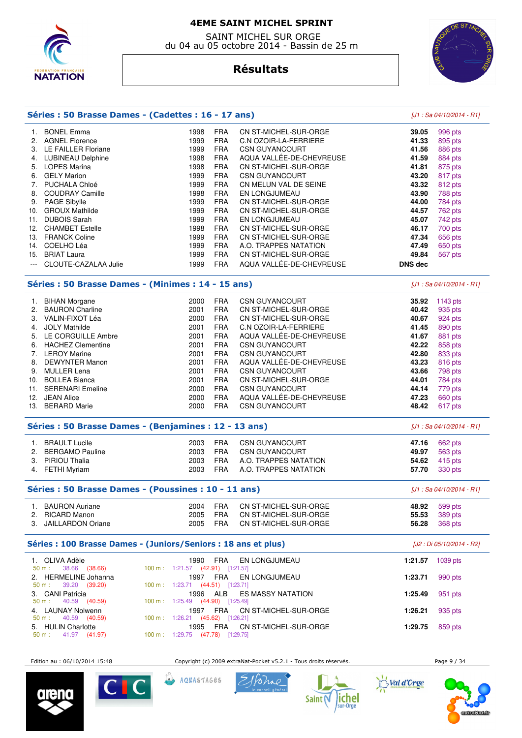# 4EME SAINT MICHEL SPRINT

SAINT MICHEL SUR ORGE
du 04 au 05 octobre 2014 - Bassin de 25 m

## Résultats

### Séries : 50 Brasse Dames - (Cadettes : 16 - 17 ans)

*[J1 : Sa 04/10/2014 - R1]*

| | Nom | Année | Nat. | Club | Temps | Points |
|---|---|---|---|---|---|---|
| 1. | BONEL Emma | 1998 | FRA | CN ST-MICHEL-SUR-ORGE | **39.05** | 996 pts |
| 2. | AGNEL Florence | 1999 | FRA | C.N OZOIR-LA-FERRIERE | **41.33** | 895 pts |
| 3. | LE FAILLER Floriane | 1999 | FRA | CSN GUYANCOURT | **41.56** | 886 pts |
| 4. | LUBINEAU Delphine | 1998 | FRA | AQUA VALLÉE-DE-CHEVREUSE | **41.59** | 884 pts |
| 5. | LOPES Marina | 1998 | FRA | CN ST-MICHEL-SUR-ORGE | **41.81** | 875 pts |
| 6. | GELY Marion | 1999 | FRA | CSN GUYANCOURT | **43.20** | 817 pts |
| 7. | PUCHALA Chloé | 1999 | FRA | CN MELUN VAL DE SEINE | **43.32** | 812 pts |
| 8. | COUDRAY Camille | 1998 | FRA | EN LONGJUMEAU | **43.90** | 788 pts |
| 9. | PAGE Sibylle | 1999 | FRA | CN ST-MICHEL-SUR-ORGE | **44.00** | 784 pts |
| 10. | GROUX Mathilde | 1999 | FRA | CN ST-MICHEL-SUR-ORGE | **44.57** | 762 pts |
| 11. | DUBOIS Sarah | 1999 | FRA | EN LONGJUMEAU | **45.07** | 742 pts |
| 12. | CHAMBET Estelle | 1998 | FRA | CN ST-MICHEL-SUR-ORGE | **46.17** | 700 pts |
| 13. | FRANCK Coline | 1999 | FRA | CN ST-MICHEL-SUR-ORGE | **47.34** | 656 pts |
| 14. | COELHO Léa | 1999 | FRA | A.O. TRAPPES NATATION | **47.49** | 650 pts |
| 15. | BRIAT Laura | 1999 | FRA | CN ST-MICHEL-SUR-ORGE | **49.84** | 567 pts |
| --- | CLOUTE-CAZALAA Julie | 1999 | FRA | AQUA VALLÉE-DE-CHEVREUSE | **DNS dec** | |

### Séries : 50 Brasse Dames - (Minimes : 14 - 15 ans)

*[J1 : Sa 04/10/2014 - R1]*

| | Nom | Année | Nat. | Club | Temps | Points |
|---|---|---|---|---|---|---|
| 1. | BIHAN Morgane | 2000 | FRA | CSN GUYANCOURT | **35.92** | 1143 pts |
| 2. | BAURON Charline | 2001 | FRA | CN ST-MICHEL-SUR-ORGE | **40.42** | 935 pts |
| 3. | VALIN-FIXOT Léa | 2000 | FRA | CN ST-MICHEL-SUR-ORGE | **40.67** | 924 pts |
| 4. | JOLY Mathilde | 2001 | FRA | C.N OZOIR-LA-FERRIERE | **41.45** | 890 pts |
| 5. | LE CORGUILLE Ambre | 2001 | FRA | AQUA VALLÉE-DE-CHEVREUSE | **41.67** | 881 pts |
| 6. | HACHEZ Clementine | 2001 | FRA | CSN GUYANCOURT | **42.22** | 858 pts |
| 7. | LEROY Marine | 2001 | FRA | CSN GUYANCOURT | **42.80** | 833 pts |
| 8. | DEWYNTER Manon | 2001 | FRA | AQUA VALLÉE-DE-CHEVREUSE | **43.23** | 816 pts |
| 9. | MULLER Lena | 2001 | FRA | CSN GUYANCOURT | **43.66** | 798 pts |
| 10. | BOLLEA Bianca | 2001 | FRA | CN ST-MICHEL-SUR-ORGE | **44.01** | 784 pts |
| 11. | SERENARI Emeline | 2000 | FRA | CSN GUYANCOURT | **44.14** | 779 pts |
| 12. | JEAN Alice | 2000 | FRA | AQUA VALLÉE-DE-CHEVREUSE | **47.23** | 660 pts |
| 13. | BERARD Marie | 2000 | FRA | CSN GUYANCOURT | **48.42** | 617 pts |

### Séries : 50 Brasse Dames - (Benjamines : 12 - 13 ans)

*[J1 : Sa 04/10/2014 - R1]*

| | Nom | Année | Nat. | Club | Temps | Points |
|---|---|---|---|---|---|---|
| 1. | BRAULT Lucile | 2003 | FRA | CSN GUYANCOURT | **47.16** | 662 pts |
| 2. | BERGAMO Pauline | 2003 | FRA | CSN GUYANCOURT | **49.97** | 563 pts |
| 3. | PIRIOU Thalia | 2003 | FRA | A.O. TRAPPES NATATION | **54.62** | 415 pts |
| 4. | FETHI Myriam | 2003 | FRA | A.O. TRAPPES NATATION | **57.70** | 330 pts |

### Séries : 50 Brasse Dames - (Poussines : 10 - 11 ans)

*[J1 : Sa 04/10/2014 - R1]*

| | Nom | Année | Nat. | Club | Temps | Points |
|---|---|---|---|---|---|---|
| 1. | BAURON Auriane | 2004 | FRA | CN ST-MICHEL-SUR-ORGE | **48.92** | 599 pts |
| 2. | RICARD Manon | 2005 | FRA | CN ST-MICHEL-SUR-ORGE | **55.53** | 389 pts |
| 3. | JAILLARDON Oriane | 2005 | FRA | CN ST-MICHEL-SUR-ORGE | **56.28** | 368 pts |

### Séries : 100 Brasse Dames - (Juniors/Seniors : 18 ans et plus)

*[J2 : Di 05/10/2014 - R2]*

| | Nom | Année | Nat. | Club | Temps | Points |
|---|---|---|---|---|---|---|
| 1. | OLIVA Adèle | 1990 | FRA | EN LONGJUMEAU | **1:21.57** | 1039 pts |
| | 50 m : 38.66 (38.66) | 100 m : 1:21.57 (42.91) [1:21.57] | | | | |
| 2. | HERMELINE Johanna | 1997 | FRA | EN LONGJUMEAU | **1:23.71** | 990 pts |
| | 50 m : 39.20 (39.20) | 100 m : 1:23.71 (44.51) [1:23.71] | | | | |
| 3. | CANI Patricia | 1996 | ALB | ES MASSY NATATION | **1:25.49** | 951 pts |
| | 50 m : 40.59 (40.59) | 100 m : 1:25.49 (44.90) [1:25.49] | | | | |
| 4. | LAUNAY Nolwenn | 1997 | FRA | CN ST-MICHEL-SUR-ORGE | **1:26.21** | 935 pts |
| | 50 m : 40.59 (40.59) | 100 m : 1:26.21 (45.62) [1:26.21] | | | | |
| 5. | HULIN Charlotte | 1995 | FRA | CN ST-MICHEL-SUR-ORGE | **1:29.75** | 859 pts |
| | 50 m : 41.97 (41.97) | 100 m : 1:29.75 (47.78) [1:29.75] | | | | |

Edition au : 06/10/2014 15:48 — Copyright (c) 2009 extraNat-Pocket v5.2.1 - Tous droits réservés.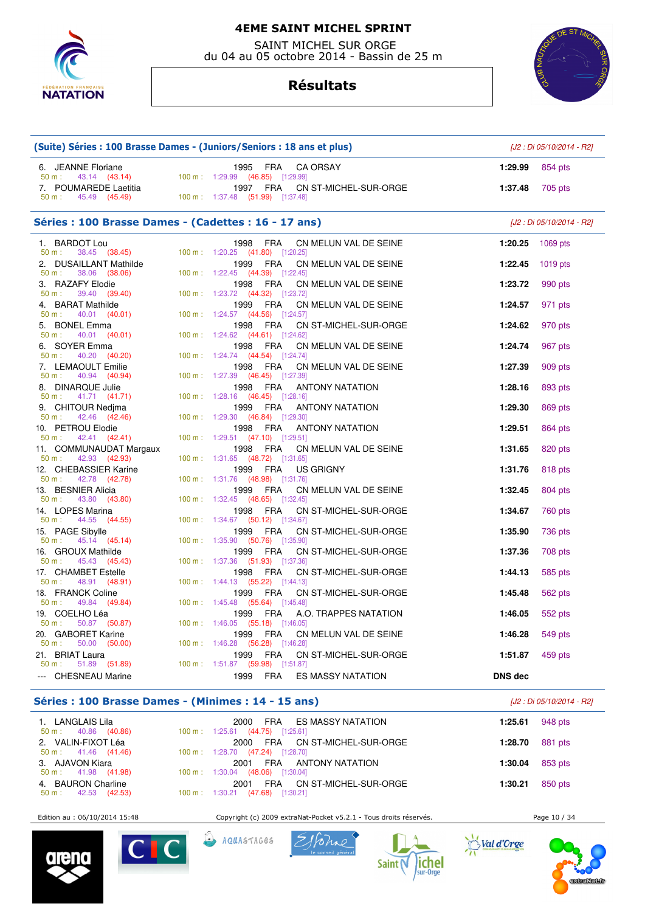# 4EME SAINT MICHEL SPRINT

SAINT MICHEL SUR ORGE
du 04 au 05 octobre 2014 - Bassin de 25 m

## Résultats

### (Suite) Séries : 100 Brasse Dames - (Juniors/Seniors : 18 ans et plus)

*[J2 : Di 05/10/2014 - R2]*

| Rang | Nom | Année | Nat. | Club | Temps | Points |
|---|---|---|---|---|---|---|
| 6. | JEANNE Floriane | 1995 | FRA | CA ORSAY | 1:29.99 | 854 pts |
| | 50 m : 43.14 (43.14) — 100 m : 1:29.99 (46.85) [1:29.99] | | | | | |
| 7. | POUMAREDE Laetitia | 1997 | FRA | CN ST-MICHEL-SUR-ORGE | 1:37.48 | 705 pts |
| | 50 m : 45.49 (45.49) — 100 m : 1:37.48 (51.99) [1:37.48] | | | | | |

### Séries : 100 Brasse Dames - (Cadettes : 16 - 17 ans)

*[J2 : Di 05/10/2014 - R2]*

| Rang | Nom | Année | Nat. | Club | Temps | Points |
|---|---|---|---|---|---|---|
| 1. | BARDOT Lou | 1998 | FRA | CN MELUN VAL DE SEINE | 1:20.25 | 1069 pts |
| | 50 m : 38.45 (38.45) — 100 m : 1:20.25 (41.80) [1:20.25] | | | | | |
| 2. | DUSAILLANT Mathilde | 1999 | FRA | CN MELUN VAL DE SEINE | 1:22.45 | 1019 pts |
| | 50 m : 38.06 (38.06) — 100 m : 1:22.45 (44.39) [1:22.45] | | | | | |
| 3. | RAZAFY Elodie | 1998 | FRA | CN MELUN VAL DE SEINE | 1:23.72 | 990 pts |
| | 50 m : 39.40 (39.40) — 100 m : 1:23.72 (44.32) [1:23.72] | | | | | |
| 4. | BARAT Mathilde | 1999 | FRA | CN MELUN VAL DE SEINE | 1:24.57 | 971 pts |
| | 50 m : 40.01 (40.01) — 100 m : 1:24.57 (44.56) [1:24.57] | | | | | |
| 5. | BONEL Emma | 1998 | FRA | CN ST-MICHEL-SUR-ORGE | 1:24.62 | 970 pts |
| | 50 m : 40.01 (40.01) — 100 m : 1:24.62 (44.61) [1:24.62] | | | | | |
| 6. | SOYER Emma | 1998 | FRA | CN MELUN VAL DE SEINE | 1:24.74 | 967 pts |
| | 50 m : 40.20 (40.20) — 100 m : 1:24.74 (44.54) [1:24.74] | | | | | |
| 7. | LEMAOULT Emilie | 1998 | FRA | CN MELUN VAL DE SEINE | 1:27.39 | 909 pts |
| | 50 m : 40.94 (40.94) — 100 m : 1:27.39 (46.45) [1:27.39] | | | | | |
| 8. | DINARQUE Julie | 1998 | FRA | ANTONY NATATION | 1:28.16 | 893 pts |
| | 50 m : 41.71 (41.71) — 100 m : 1:28.16 (46.45) [1:28.16] | | | | | |
| 9. | CHITOUR Nedjma | 1999 | FRA | ANTONY NATATION | 1:29.30 | 869 pts |
| | 50 m : 42.46 (42.46) — 100 m : 1:29.30 (46.84) [1:29.30] | | | | | |
| 10. | PETROU Elodie | 1998 | FRA | ANTONY NATATION | 1:29.51 | 864 pts |
| | 50 m : 42.41 (42.41) — 100 m : 1:29.51 (47.10) [1:29.51] | | | | | |
| 11. | COMMUNAUDAT Margaux | 1998 | FRA | CN MELUN VAL DE SEINE | 1:31.65 | 820 pts |
| | 50 m : 42.93 (42.93) — 100 m : 1:31.65 (48.72) [1:31.65] | | | | | |
| 12. | CHEBASSIER Karine | 1999 | FRA | US GRIGNY | 1:31.76 | 818 pts |
| | 50 m : 42.78 (42.78) — 100 m : 1:31.76 (48.98) [1:31.76] | | | | | |
| 13. | BESNIER Alicia | 1999 | FRA | CN MELUN VAL DE SEINE | 1:32.45 | 804 pts |
| | 50 m : 43.80 (43.80) — 100 m : 1:32.45 (48.65) [1:32.45] | | | | | |
| 14. | LOPES Marina | 1998 | FRA | CN ST-MICHEL-SUR-ORGE | 1:34.67 | 760 pts |
| | 50 m : 44.55 (44.55) — 100 m : 1:34.67 (50.12) [1:34.67] | | | | | |
| 15. | PAGE Sibylle | 1999 | FRA | CN ST-MICHEL-SUR-ORGE | 1:35.90 | 736 pts |
| | 50 m : 45.14 (45.14) — 100 m : 1:35.90 (50.76) [1:35.90] | | | | | |
| 16. | GROUX Mathilde | 1999 | FRA | CN ST-MICHEL-SUR-ORGE | 1:37.36 | 708 pts |
| | 50 m : 45.43 (45.43) — 100 m : 1:37.36 (51.93) [1:37.36] | | | | | |
| 17. | CHAMBET Estelle | 1998 | FRA | CN ST-MICHEL-SUR-ORGE | 1:44.13 | 585 pts |
| | 50 m : 48.91 (48.91) — 100 m : 1:44.13 (55.22) [1:44.13] | | | | | |
| 18. | FRANCK Coline | 1999 | FRA | CN ST-MICHEL-SUR-ORGE | 1:45.48 | 562 pts |
| | 50 m : 49.84 (49.84) — 100 m : 1:45.48 (55.64) [1:45.48] | | | | | |
| 19. | COELHO Léa | 1999 | FRA | A.O. TRAPPES NATATION | 1:46.05 | 552 pts |
| | 50 m : 50.87 (50.87) — 100 m : 1:46.05 (55.18) [1:46.05] | | | | | |
| 20. | GABORET Karine | 1999 | FRA | CN MELUN VAL DE SEINE | 1:46.28 | 549 pts |
| | 50 m : 50.00 (50.00) — 100 m : 1:46.28 (56.28) [1:46.28] | | | | | |
| 21. | BRIAT Laura | 1999 | FRA | CN ST-MICHEL-SUR-ORGE | 1:51.87 | 459 pts |
| | 50 m : 51.89 (51.89) — 100 m : 1:51.87 (59.98) [1:51.87] | | | | | |
| --- | CHESNEAU Marine | 1999 | FRA | ES MASSY NATATION | DNS dec | |

### Séries : 100 Brasse Dames - (Minimes : 14 - 15 ans)

*[J2 : Di 05/10/2014 - R2]*

| Rang | Nom | Année | Nat. | Club | Temps | Points |
|---|---|---|---|---|---|---|
| 1. | LANGLAIS Lila | 2000 | FRA | ES MASSY NATATION | 1:25.61 | 948 pts |
| | 50 m : 40.86 (40.86) — 100 m : 1:25.61 (44.75) [1:25.61] | | | | | |
| 2. | VALIN-FIXOT Léa | 2000 | FRA | CN ST-MICHEL-SUR-ORGE | 1:28.70 | 881 pts |
| | 50 m : 41.46 (41.46) — 100 m : 1:28.70 (47.24) [1:28.70] | | | | | |
| 3. | AJAVON Kiara | 2001 | FRA | ANTONY NATATION | 1:30.04 | 853 pts |
| | 50 m : 41.98 (41.98) — 100 m : 1:30.04 (48.06) [1:30.04] | | | | | |
| 4. | BAURON Charline | 2001 | FRA | CN ST-MICHEL-SUR-ORGE | 1:30.21 | 850 pts |
| | 50 m : 42.53 (42.53) — 100 m : 1:30.21 (47.68) [1:30.21] | | | | | |

Edition au : 06/10/2014 15:48 — Copyright (c) 2009 extraNat-Pocket v5.2.1 - Tous droits réservés.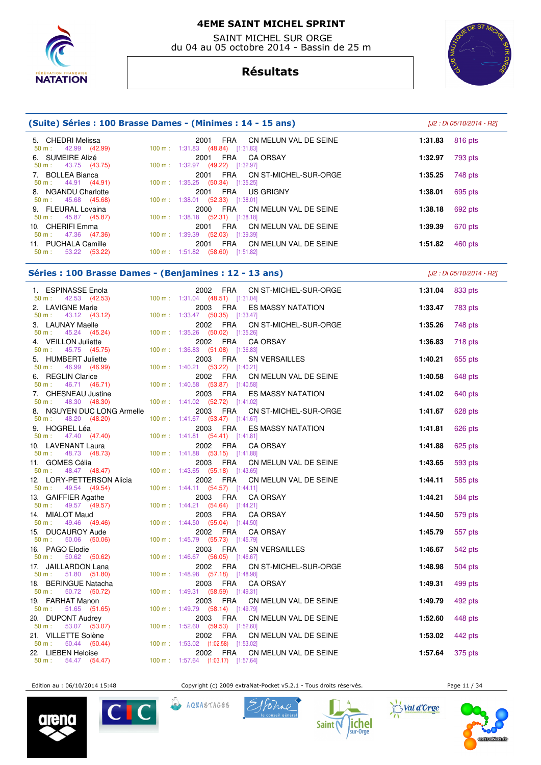# 4EME SAINT MICHEL SPRINT

SAINT MICHEL SUR ORGE
du 04 au 05 octobre 2014 - Bassin de 25 m

## Résultats

### (Suite) Séries : 100 Brasse Dames - (Minimes : 14 - 15 ans)

*[J2 : Di 05/10/2014 - R2]*

| Rang | Nom | Année | Nat. | Club | Temps | Points |
|---|---|---|---|---|---|---|
| 5. | CHEDRI Melissa | 2001 | FRA | CN MELUN VAL DE SEINE | 1:31.83 | 816 pts |
| | 50 m : 42.99 (42.99) — 100 m : 1:31.83 (48.84) [1:31.83] | | | | | |
| 6. | SUMEIRE Alizé | 2001 | FRA | CA ORSAY | 1:32.97 | 793 pts |
| | 50 m : 43.75 (43.75) — 100 m : 1:32.97 (49.22) [1:32.97] | | | | | |
| 7. | BOLLEA Bianca | 2001 | FRA | CN ST-MICHEL-SUR-ORGE | 1:35.25 | 748 pts |
| | 50 m : 44.91 (44.91) — 100 m : 1:35.25 (50.34) [1:35.25] | | | | | |
| 8. | NGANDU Charlotte | 2001 | FRA | US GRIGNY | 1:38.01 | 695 pts |
| | 50 m : 45.68 (45.68) — 100 m : 1:38.01 (52.33) [1:38.01] | | | | | |
| 9. | FLEURAL Lovaina | 2000 | FRA | CN MELUN VAL DE SEINE | 1:38.18 | 692 pts |
| | 50 m : 45.87 (45.87) — 100 m : 1:38.18 (52.31) [1:38.18] | | | | | |
| 10. | CHERIFI Emma | 2001 | FRA | CN MELUN VAL DE SEINE | 1:39.39 | 670 pts |
| | 50 m : 47.36 (47.36) — 100 m : 1:39.39 (52.03) [1:39.39] | | | | | |
| 11. | PUCHALA Camille | 2001 | FRA | CN MELUN VAL DE SEINE | 1:51.82 | 460 pts |
| | 50 m : 53.22 (53.22) — 100 m : 1:51.82 (58.60) [1:51.82] | | | | | |

### Séries : 100 Brasse Dames - (Benjamines : 12 - 13 ans)

*[J2 : Di 05/10/2014 - R2]*

| Rang | Nom | Année | Nat. | Club | Temps | Points |
|---|---|---|---|---|---|---|
| 1. | ESPINASSE Enola | 2002 | FRA | CN ST-MICHEL-SUR-ORGE | 1:31.04 | 833 pts |
| | 50 m : 42.53 (42.53) — 100 m : 1:31.04 (48.51) [1:31.04] | | | | | |
| 2. | LAVIGNE Marie | 2003 | FRA | ES MASSY NATATION | 1:33.47 | 783 pts |
| | 50 m : 43.12 (43.12) — 100 m : 1:33.47 (50.35) [1:33.47] | | | | | |
| 3. | LAUNAY Maelle | 2002 | FRA | CN ST-MICHEL-SUR-ORGE | 1:35.26 | 748 pts |
| | 50 m : 45.24 (45.24) — 100 m : 1:35.26 (50.02) [1:35.26] | | | | | |
| 4. | VEILLON Juliette | 2002 | FRA | CA ORSAY | 1:36.83 | 718 pts |
| | 50 m : 45.75 (45.75) — 100 m : 1:36.83 (51.08) [1:36.83] | | | | | |
| 5. | HUMBERT Juliette | 2003 | FRA | SN VERSAILLES | 1:40.21 | 655 pts |
| | 50 m : 46.99 (46.99) — 100 m : 1:40.21 (53.22) [1:40.21] | | | | | |
| 6. | REGLIN Clarice | 2002 | FRA | CN MELUN VAL DE SEINE | 1:40.58 | 648 pts |
| | 50 m : 46.71 (46.71) — 100 m : 1:40.58 (53.87) [1:40.58] | | | | | |
| 7. | CHESNEAU Justine | 2003 | FRA | ES MASSY NATATION | 1:41.02 | 640 pts |
| | 50 m : 48.30 (48.30) — 100 m : 1:41.02 (52.72) [1:41.02] | | | | | |
| 8. | NGUYEN DUC LONG Armelle | 2003 | FRA | CN ST-MICHEL-SUR-ORGE | 1:41.67 | 628 pts |
| | 50 m : 48.20 (48.20) — 100 m : 1:41.67 (53.47) [1:41.67] | | | | | |
| 9. | HOGREL Léa | 2003 | FRA | ES MASSY NATATION | 1:41.81 | 626 pts |
| | 50 m : 47.40 (47.40) — 100 m : 1:41.81 (54.41) [1:41.81] | | | | | |
| 10. | LAVENANT Laura | 2002 | FRA | CA ORSAY | 1:41.88 | 625 pts |
| | 50 m : 48.73 (48.73) — 100 m : 1:41.88 (53.15) [1:41.88] | | | | | |
| 11. | GOMES Célia | 2003 | FRA | CN MELUN VAL DE SEINE | 1:43.65 | 593 pts |
| | 50 m : 48.47 (48.47) — 100 m : 1:43.65 (55.18) [1:43.65] | | | | | |
| 12. | LORY-PETTERSON Alicia | 2002 | FRA | CN MELUN VAL DE SEINE | 1:44.11 | 585 pts |
| | 50 m : 49.54 (49.54) — 100 m : 1:44.11 (54.57) [1:44.11] | | | | | |
| 13. | GAIFFIER Agathe | 2003 | FRA | CA ORSAY | 1:44.21 | 584 pts |
| | 50 m : 49.57 (49.57) — 100 m : 1:44.21 (54.64) [1:44.21] | | | | | |
| 14. | MIALOT Maud | 2003 | FRA | CA ORSAY | 1:44.50 | 579 pts |
| | 50 m : 49.46 (49.46) — 100 m : 1:44.50 (55.04) [1:44.50] | | | | | |
| 15. | DUCAUROY Aude | 2002 | FRA | CA ORSAY | 1:45.79 | 557 pts |
| | 50 m : 50.06 (50.06) — 100 m : 1:45.79 (55.73) [1:45.79] | | | | | |
| 16. | PAGO Elodie | 2003 | FRA | SN VERSAILLES | 1:46.67 | 542 pts |
| | 50 m : 50.62 (50.62) — 100 m : 1:46.67 (56.05) [1:46.67] | | | | | |
| 17. | JAILLARDON Lana | 2002 | FRA | CN ST-MICHEL-SUR-ORGE | 1:48.98 | 504 pts |
| | 50 m : 51.80 (51.80) — 100 m : 1:48.98 (57.18) [1:48.98] | | | | | |
| 18. | BERINGUE Natacha | 2003 | FRA | CA ORSAY | 1:49.31 | 499 pts |
| | 50 m : 50.72 (50.72) — 100 m : 1:49.31 (58.59) [1:49.31] | | | | | |
| 19. | FARHAT Manon | 2003 | FRA | CN MELUN VAL DE SEINE | 1:49.79 | 492 pts |
| | 50 m : 51.65 (51.65) — 100 m : 1:49.79 (58.14) [1:49.79] | | | | | |
| 20. | DUPONT Audrey | 2003 | FRA | CN MELUN VAL DE SEINE | 1:52.60 | 448 pts |
| | 50 m : 53.07 (53.07) — 100 m : 1:52.60 (59.53) [1:52.60] | | | | | |
| 21. | VILLETTE Solène | 2002 | FRA | CN MELUN VAL DE SEINE | 1:53.02 | 442 pts |
| | 50 m : 50.44 (50.44) — 100 m : 1:53.02 (1:02.58) [1:53.02] | | | | | |
| 22. | LIEBEN Heloise | 2002 | FRA | CN MELUN VAL DE SEINE | 1:57.64 | 375 pts |
| | 50 m : 54.47 (54.47) — 100 m : 1:57.64 (1:03.17) [1:57.64] | | | | | |

Edition au : 06/10/2014 15:48 — Copyright (c) 2009 extraNat-Pocket v5.2.1 - Tous droits réservés.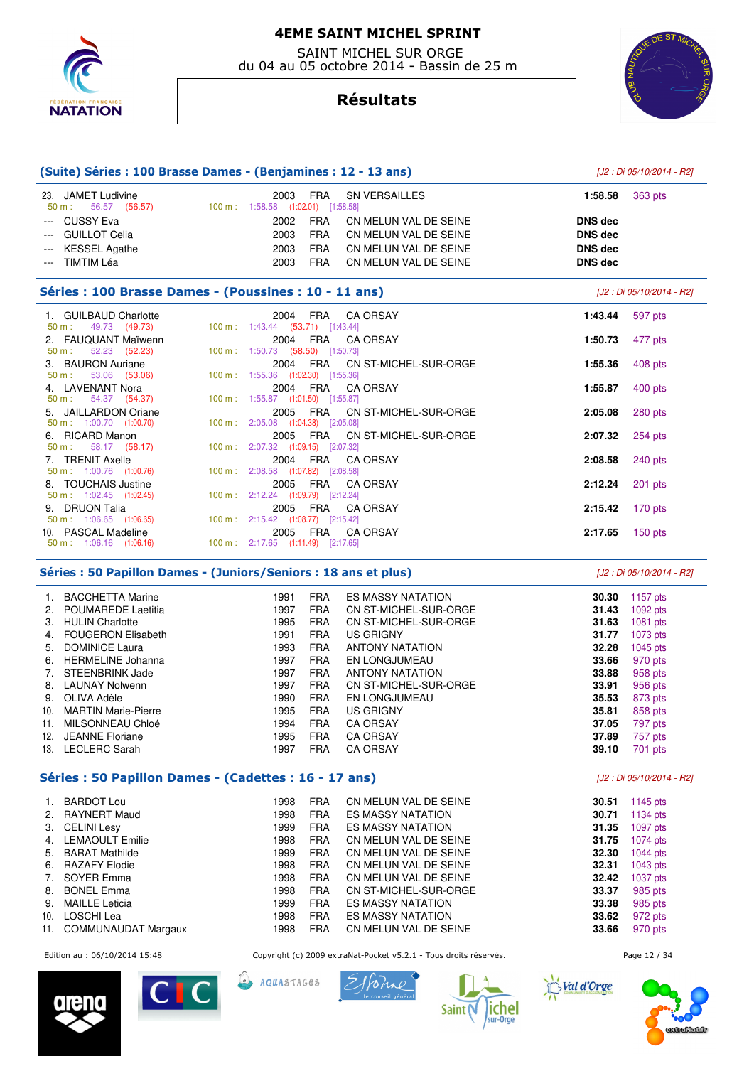# 4EME SAINT MICHEL SPRINT

SAINT MICHEL SUR ORGE
du 04 au 05 octobre 2014 - Bassin de 25 m

## Résultats

### (Suite) Séries : 100 Brasse Dames - (Benjamines : 12 - 13 ans)

*[J2 : Di 05/10/2014 - R2]*

| Rang | Nom | Année | Nat. | Club | Temps | Points |
|---|---|---|---|---|---|---|
| 23. | JAMET Ludivine | 2003 | FRA | SN VERSAILLES | 1:58.58 | 363 pts |
| | 50 m : 56.57 (56.57) — 100 m : 1:58.58 (1:02.01) [1:58.58] | | | | | |
| --- | CUSSY Eva | 2002 | FRA | CN MELUN VAL DE SEINE | DNS dec | |
| --- | GUILLOT Celia | 2003 | FRA | CN MELUN VAL DE SEINE | DNS dec | |
| --- | KESSEL Agathe | 2003 | FRA | CN MELUN VAL DE SEINE | DNS dec | |
| --- | TIMTIM Léa | 2003 | FRA | CN MELUN VAL DE SEINE | DNS dec | |

### Séries : 100 Brasse Dames - (Poussines : 10 - 11 ans)

*[J2 : Di 05/10/2014 - R2]*

| Rang | Nom | Année | Nat. | Club | Temps | Points |
|---|---|---|---|---|---|---|
| 1. | GUILBAUD Charlotte | 2004 | FRA | CA ORSAY | 1:43.44 | 597 pts |
| | 50 m : 49.73 (49.73) — 100 m : 1:43.44 (53.71) [1:43.44] | | | | | |
| 2. | FAUQUANT Maïwenn | 2004 | FRA | CA ORSAY | 1:50.73 | 477 pts |
| | 50 m : 52.23 (52.23) — 100 m : 1:50.73 (58.50) [1:50.73] | | | | | |
| 3. | BAURON Auriane | 2004 | FRA | CN ST-MICHEL-SUR-ORGE | 1:55.36 | 408 pts |
| | 50 m : 53.06 (53.06) — 100 m : 1:55.36 (1:02.30) [1:55.36] | | | | | |
| 4. | LAVENANT Nora | 2004 | FRA | CA ORSAY | 1:55.87 | 400 pts |
| | 50 m : 54.37 (54.37) — 100 m : 1:55.87 (1:01.50) [1:55.87] | | | | | |
| 5. | JAILLARDON Oriane | 2005 | FRA | CN ST-MICHEL-SUR-ORGE | 2:05.08 | 280 pts |
| | 50 m : 1:00.70 (1:00.70) — 100 m : 2:05.08 (1:04.38) [2:05.08] | | | | | |
| 6. | RICARD Manon | 2005 | FRA | CN ST-MICHEL-SUR-ORGE | 2:07.32 | 254 pts |
| | 50 m : 58.17 (58.17) — 100 m : 2:07.32 (1:09.15) [2:07.32] | | | | | |
| 7. | TRENIT Axelle | 2004 | FRA | CA ORSAY | 2:08.58 | 240 pts |
| | 50 m : 1:00.76 (1:00.76) — 100 m : 2:08.58 (1:07.82) [2:08.58] | | | | | |
| 8. | TOUCHAIS Justine | 2005 | FRA | CA ORSAY | 2:12.24 | 201 pts |
| | 50 m : 1:02.45 (1:02.45) — 100 m : 2:12.24 (1:09.79) [2:12.24] | | | | | |
| 9. | DRUON Talia | 2005 | FRA | CA ORSAY | 2:15.42 | 170 pts |
| | 50 m : 1:06.65 (1:06.65) — 100 m : 2:15.42 (1:08.77) [2:15.42] | | | | | |
| 10. | PASCAL Madeline | 2005 | FRA | CA ORSAY | 2:17.65 | 150 pts |
| | 50 m : 1:06.16 (1:06.16) — 100 m : 2:17.65 (1:11.49) [2:17.65] | | | | | |

### Séries : 50 Papillon Dames - (Juniors/Seniors : 18 ans et plus)

*[J2 : Di 05/10/2014 - R2]*

| Rang | Nom | Année | Nat. | Club | Temps | Points |
|---|---|---|---|---|---|---|
| 1. | BACCHETTA Marine | 1991 | FRA | ES MASSY NATATION | 30.30 | 1157 pts |
| 2. | POUMAREDE Laetitia | 1997 | FRA | CN ST-MICHEL-SUR-ORGE | 31.43 | 1092 pts |
| 3. | HULIN Charlotte | 1995 | FRA | CN ST-MICHEL-SUR-ORGE | 31.63 | 1081 pts |
| 4. | FOUGERON Elisabeth | 1991 | FRA | US GRIGNY | 31.77 | 1073 pts |
| 5. | DOMINICE Laura | 1993 | FRA | ANTONY NATATION | 32.28 | 1045 pts |
| 6. | HERMELINE Johanna | 1997 | FRA | EN LONGJUMEAU | 33.66 | 970 pts |
| 7. | STEENBRINK Jade | 1997 | FRA | ANTONY NATATION | 33.88 | 958 pts |
| 8. | LAUNAY Nolwenn | 1997 | FRA | CN ST-MICHEL-SUR-ORGE | 33.91 | 956 pts |
| 9. | OLIVA Adèle | 1990 | FRA | EN LONGJUMEAU | 35.53 | 873 pts |
| 10. | MARTIN Marie-Pierre | 1995 | FRA | US GRIGNY | 35.81 | 858 pts |
| 11. | MILSONNEAU Chloé | 1994 | FRA | CA ORSAY | 37.05 | 797 pts |
| 12. | JEANNE Floriane | 1995 | FRA | CA ORSAY | 37.89 | 757 pts |
| 13. | LECLERC Sarah | 1997 | FRA | CA ORSAY | 39.10 | 701 pts |

### Séries : 50 Papillon Dames - (Cadettes : 16 - 17 ans)

*[J2 : Di 05/10/2014 - R2]*

| Rang | Nom | Année | Nat. | Club | Temps | Points |
|---|---|---|---|---|---|---|
| 1. | BARDOT Lou | 1998 | FRA | CN MELUN VAL DE SEINE | 30.51 | 1145 pts |
| 2. | RAYNERT Maud | 1998 | FRA | ES MASSY NATATION | 30.71 | 1134 pts |
| 3. | CELINI Lesy | 1999 | FRA | ES MASSY NATATION | 31.35 | 1097 pts |
| 4. | LEMAOULT Emilie | 1998 | FRA | CN MELUN VAL DE SEINE | 31.75 | 1074 pts |
| 5. | BARAT Mathilde | 1999 | FRA | CN MELUN VAL DE SEINE | 32.30 | 1044 pts |
| 6. | RAZAFY Elodie | 1998 | FRA | CN MELUN VAL DE SEINE | 32.31 | 1043 pts |
| 7. | SOYER Emma | 1998 | FRA | CN MELUN VAL DE SEINE | 32.42 | 1037 pts |
| 8. | BONEL Emma | 1998 | FRA | CN ST-MICHEL-SUR-ORGE | 33.37 | 985 pts |
| 9. | MAILLE Leticia | 1999 | FRA | ES MASSY NATATION | 33.38 | 985 pts |
| 10. | LOSCHI Lea | 1998 | FRA | ES MASSY NATATION | 33.62 | 972 pts |
| 11. | COMMUNAUDAT Margaux | 1998 | FRA | CN MELUN VAL DE SEINE | 33.66 | 970 pts |

Edition au : 06/10/2014 15:48 — Copyright (c) 2009 extraNat-Pocket v5.2.1 - Tous droits réservés.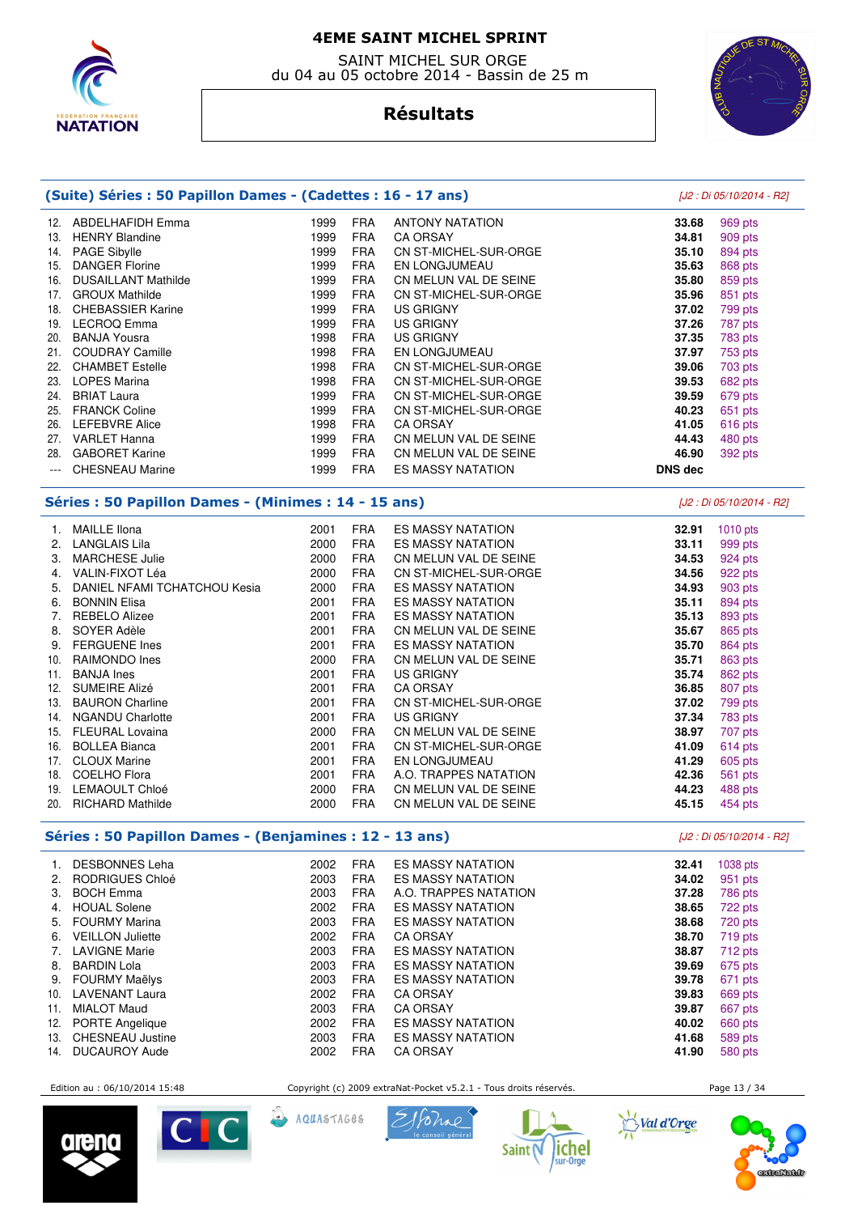# 4EME SAINT MICHEL SPRINT

SAINT MICHEL SUR ORGE
du 04 au 05 octobre 2014 - Bassin de 25 m

## Résultats

### (Suite) Séries : 50 Papillon Dames - (Cadettes : 16 - 17 ans)

*[J2 : Di 05/10/2014 - R2]*

| | | | | | | |
|---|---|---|---|---|---|---|
| 12. | ABDELHAFIDH Emma | 1999 | FRA | ANTONY NATATION | **33.68** | 969 pts |
| 13. | HENRY Blandine | 1999 | FRA | CA ORSAY | **34.81** | 909 pts |
| 14. | PAGE Sibylle | 1999 | FRA | CN ST-MICHEL-SUR-ORGE | **35.10** | 894 pts |
| 15. | DANGER Florine | 1999 | FRA | EN LONGJUMEAU | **35.63** | 868 pts |
| 16. | DUSAILLANT Mathilde | 1999 | FRA | CN MELUN VAL DE SEINE | **35.80** | 859 pts |
| 17. | GROUX Mathilde | 1999 | FRA | CN ST-MICHEL-SUR-ORGE | **35.96** | 851 pts |
| 18. | CHEBASSIER Karine | 1999 | FRA | US GRIGNY | **37.02** | 799 pts |
| 19. | LECROQ Emma | 1999 | FRA | US GRIGNY | **37.26** | 787 pts |
| 20. | BANJA Yousra | 1998 | FRA | US GRIGNY | **37.35** | 783 pts |
| 21. | COUDRAY Camille | 1998 | FRA | EN LONGJUMEAU | **37.97** | 753 pts |
| 22. | CHAMBET Estelle | 1998 | FRA | CN ST-MICHEL-SUR-ORGE | **39.06** | 703 pts |
| 23. | LOPES Marina | 1998 | FRA | CN ST-MICHEL-SUR-ORGE | **39.53** | 682 pts |
| 24. | BRIAT Laura | 1999 | FRA | CN ST-MICHEL-SUR-ORGE | **39.59** | 679 pts |
| 25. | FRANCK Coline | 1999 | FRA | CN ST-MICHEL-SUR-ORGE | **40.23** | 651 pts |
| 26. | LEFEBVRE Alice | 1998 | FRA | CA ORSAY | **41.05** | 616 pts |
| 27. | VARLET Hanna | 1999 | FRA | CN MELUN VAL DE SEINE | **44.43** | 480 pts |
| 28. | GABORET Karine | 1999 | FRA | CN MELUN VAL DE SEINE | **46.90** | 392 pts |
| --- | CHESNEAU Marine | 1999 | FRA | ES MASSY NATATION | **DNS dec** | |

### Séries : 50 Papillon Dames - (Minimes : 14 - 15 ans)

*[J2 : Di 05/10/2014 - R2]*

| | | | | | | |
|---|---|---|---|---|---|---|
| 1. | MAILLE Ilona | 2001 | FRA | ES MASSY NATATION | **32.91** | 1010 pts |
| 2. | LANGLAIS Lila | 2000 | FRA | ES MASSY NATATION | **33.11** | 999 pts |
| 3. | MARCHESE Julie | 2000 | FRA | CN MELUN VAL DE SEINE | **34.53** | 924 pts |
| 4. | VALIN-FIXOT Léa | 2000 | FRA | CN ST-MICHEL-SUR-ORGE | **34.56** | 922 pts |
| 5. | DANIEL NFAMI TCHATCHOU Kesia | 2000 | FRA | ES MASSY NATATION | **34.93** | 903 pts |
| 6. | BONNIN Elisa | 2001 | FRA | ES MASSY NATATION | **35.11** | 894 pts |
| 7. | REBELO Alizee | 2001 | FRA | ES MASSY NATATION | **35.13** | 893 pts |
| 8. | SOYER Adèle | 2001 | FRA | CN MELUN VAL DE SEINE | **35.67** | 865 pts |
| 9. | FERGUENE Ines | 2001 | FRA | ES MASSY NATATION | **35.70** | 864 pts |
| 10. | RAIMONDO Ines | 2000 | FRA | CN MELUN VAL DE SEINE | **35.71** | 863 pts |
| 11. | BANJA Ines | 2001 | FRA | US GRIGNY | **35.74** | 862 pts |
| 12. | SUMEIRE Alizé | 2001 | FRA | CA ORSAY | **36.85** | 807 pts |
| 13. | BAURON Charline | 2001 | FRA | CN ST-MICHEL-SUR-ORGE | **37.02** | 799 pts |
| 14. | NGANDU Charlotte | 2001 | FRA | US GRIGNY | **37.34** | 783 pts |
| 15. | FLEURAL Lovaina | 2000 | FRA | CN MELUN VAL DE SEINE | **38.97** | 707 pts |
| 16. | BOLLEA Bianca | 2001 | FRA | CN ST-MICHEL-SUR-ORGE | **41.09** | 614 pts |
| 17. | CLOUX Marine | 2001 | FRA | EN LONGJUMEAU | **41.29** | 605 pts |
| 18. | COELHO Flora | 2001 | FRA | A.O. TRAPPES NATATION | **42.36** | 561 pts |
| 19. | LEMAOULT Chloé | 2000 | FRA | CN MELUN VAL DE SEINE | **44.23** | 488 pts |
| 20. | RICHARD Mathilde | 2000 | FRA | CN MELUN VAL DE SEINE | **45.15** | 454 pts |

### Séries : 50 Papillon Dames - (Benjamines : 12 - 13 ans)

*[J2 : Di 05/10/2014 - R2]*

| | | | | | | |
|---|---|---|---|---|---|---|
| 1. | DESBONNES Leha | 2002 | FRA | ES MASSY NATATION | **32.41** | 1038 pts |
| 2. | RODRIGUES Chloé | 2003 | FRA | ES MASSY NATATION | **34.02** | 951 pts |
| 3. | BOCH Emma | 2003 | FRA | A.O. TRAPPES NATATION | **37.28** | 786 pts |
| 4. | HOUAL Solene | 2002 | FRA | ES MASSY NATATION | **38.65** | 722 pts |
| 5. | FOURMY Marina | 2003 | FRA | ES MASSY NATATION | **38.68** | 720 pts |
| 6. | VEILLON Juliette | 2002 | FRA | CA ORSAY | **38.70** | 719 pts |
| 7. | LAVIGNE Marie | 2003 | FRA | ES MASSY NATATION | **38.87** | 712 pts |
| 8. | BARDIN Lola | 2003 | FRA | ES MASSY NATATION | **39.69** | 675 pts |
| 9. | FOURMY Maëlys | 2003 | FRA | ES MASSY NATATION | **39.78** | 671 pts |
| 10. | LAVENANT Laura | 2002 | FRA | CA ORSAY | **39.83** | 669 pts |
| 11. | MIALOT Maud | 2003 | FRA | CA ORSAY | **39.87** | 667 pts |
| 12. | PORTE Angelique | 2002 | FRA | ES MASSY NATATION | **40.02** | 660 pts |
| 13. | CHESNEAU Justine | 2003 | FRA | ES MASSY NATATION | **41.68** | 589 pts |
| 14. | DUCAUROY Aude | 2002 | FRA | CA ORSAY | **41.90** | 580 pts |

Edition au : 06/10/2014 15:48 — Copyright (c) 2009 extraNat-Pocket v5.2.1 - Tous droits réservés.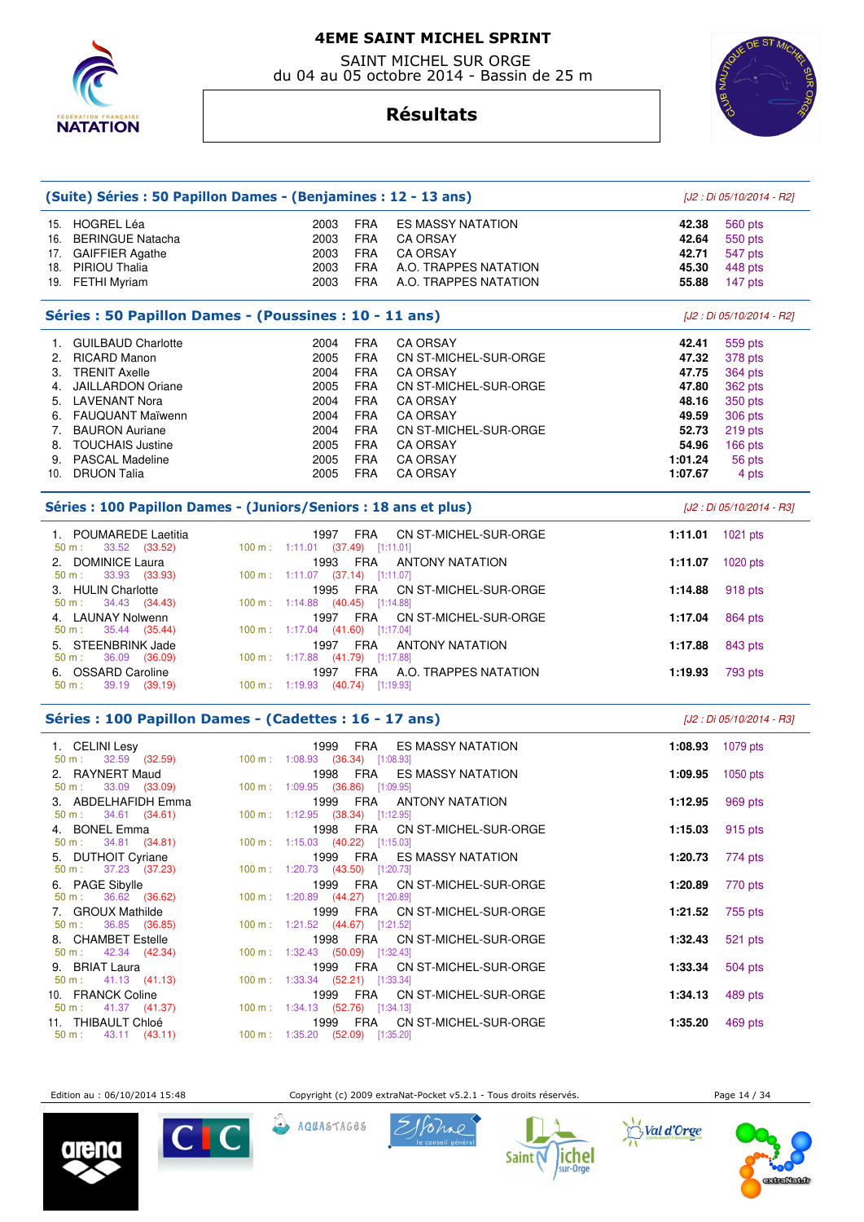# 4EME SAINT MICHEL SPRINT

SAINT MICHEL SUR ORGE
du 04 au 05 octobre 2014 - Bassin de 25 m

## Résultats

### (Suite) Séries : 50 Papillon Dames - (Benjamines : 12 - 13 ans)

*[J2 : Di 05/10/2014 - R2]*

| Rang | Nom | Année | Nat. | Club | Temps | Points |
|---|---|---|---|---|---|---|
| 15. | HOGREL Léa | 2003 | FRA | ES MASSY NATATION | 42.38 | 560 pts |
| 16. | BERINGUE Natacha | 2003 | FRA | CA ORSAY | 42.64 | 550 pts |
| 17. | GAIFFIER Agathe | 2003 | FRA | CA ORSAY | 42.71 | 547 pts |
| 18. | PIRIOU Thalia | 2003 | FRA | A.O. TRAPPES NATATION | 45.30 | 448 pts |
| 19. | FETHI Myriam | 2003 | FRA | A.O. TRAPPES NATATION | 55.88 | 147 pts |

### Séries : 50 Papillon Dames - (Poussines : 10 - 11 ans)

*[J2 : Di 05/10/2014 - R2]*

| Rang | Nom | Année | Nat. | Club | Temps | Points |
|---|---|---|---|---|---|---|
| 1. | GUILBAUD Charlotte | 2004 | FRA | CA ORSAY | 42.41 | 559 pts |
| 2. | RICARD Manon | 2005 | FRA | CN ST-MICHEL-SUR-ORGE | 47.32 | 378 pts |
| 3. | TRENIT Axelle | 2004 | FRA | CA ORSAY | 47.75 | 364 pts |
| 4. | JAILLARDON Oriane | 2005 | FRA | CN ST-MICHEL-SUR-ORGE | 47.80 | 362 pts |
| 5. | LAVENANT Nora | 2004 | FRA | CA ORSAY | 48.16 | 350 pts |
| 6. | FAUQUANT Maïwenn | 2004 | FRA | CA ORSAY | 49.59 | 306 pts |
| 7. | BAURON Auriane | 2004 | FRA | CN ST-MICHEL-SUR-ORGE | 52.73 | 219 pts |
| 8. | TOUCHAIS Justine | 2005 | FRA | CA ORSAY | 54.96 | 166 pts |
| 9. | PASCAL Madeline | 2005 | FRA | CA ORSAY | 1:01.24 | 56 pts |
| 10. | DRUON Talia | 2005 | FRA | CA ORSAY | 1:07.67 | 4 pts |

### Séries : 100 Papillon Dames - (Juniors/Seniors : 18 ans et plus)

*[J2 : Di 05/10/2014 - R3]*

| Rang | Nom | Année | Nat. | Club | Temps | Points |
|---|---|---|---|---|---|---|
| 1. | POUMAREDE Laetitia | 1997 | FRA | CN ST-MICHEL-SUR-ORGE | 1:11.01 | 1021 pts |
| | 50 m : 33.52 (33.52) | 100 m : 1:11.01 (37.49) [1:11.01] | | | | |
| 2. | DOMINICE Laura | 1993 | FRA | ANTONY NATATION | 1:11.07 | 1020 pts |
| | 50 m : 33.93 (33.93) | 100 m : 1:11.07 (37.14) [1:11.07] | | | | |
| 3. | HULIN Charlotte | 1995 | FRA | CN ST-MICHEL-SUR-ORGE | 1:14.88 | 918 pts |
| | 50 m : 34.43 (34.43) | 100 m : 1:14.88 (40.45) [1:14.88] | | | | |
| 4. | LAUNAY Nolwenn | 1997 | FRA | CN ST-MICHEL-SUR-ORGE | 1:17.04 | 864 pts |
| | 50 m : 35.44 (35.44) | 100 m : 1:17.04 (41.60) [1:17.04] | | | | |
| 5. | STEENBRINK Jade | 1997 | FRA | ANTONY NATATION | 1:17.88 | 843 pts |
| | 50 m : 36.09 (36.09) | 100 m : 1:17.88 (41.79) [1:17.88] | | | | |
| 6. | OSSARD Caroline | 1997 | FRA | A.O. TRAPPES NATATION | 1:19.93 | 793 pts |
| | 50 m : 39.19 (39.19) | 100 m : 1:19.93 (40.74) [1:19.93] | | | | |

### Séries : 100 Papillon Dames - (Cadettes : 16 - 17 ans)

*[J2 : Di 05/10/2014 - R3]*

| Rang | Nom | Année | Nat. | Club | Temps | Points |
|---|---|---|---|---|---|---|
| 1. | CELINI Lesy | 1999 | FRA | ES MASSY NATATION | 1:08.93 | 1079 pts |
| | 50 m : 32.59 (32.59) | 100 m : 1:08.93 (36.34) [1:08.93] | | | | |
| 2. | RAYNERT Maud | 1998 | FRA | ES MASSY NATATION | 1:09.95 | 1050 pts |
| | 50 m : 33.09 (33.09) | 100 m : 1:09.95 (36.86) [1:09.95] | | | | |
| 3. | ABDELHAFIDH Emma | 1999 | FRA | ANTONY NATATION | 1:12.95 | 969 pts |
| | 50 m : 34.61 (34.61) | 100 m : 1:12.95 (38.34) [1:12.95] | | | | |
| 4. | BONEL Emma | 1998 | FRA | CN ST-MICHEL-SUR-ORGE | 1:15.03 | 915 pts |
| | 50 m : 34.81 (34.81) | 100 m : 1:15.03 (40.22) [1:15.03] | | | | |
| 5. | DUTHOIT Cyriane | 1999 | FRA | ES MASSY NATATION | 1:20.73 | 774 pts |
| | 50 m : 37.23 (37.23) | 100 m : 1:20.73 (43.50) [1:20.73] | | | | |
| 6. | PAGE Sibylle | 1999 | FRA | CN ST-MICHEL-SUR-ORGE | 1:20.89 | 770 pts |
| | 50 m : 36.62 (36.62) | 100 m : 1:20.89 (44.27) [1:20.89] | | | | |
| 7. | GROUX Mathilde | 1999 | FRA | CN ST-MICHEL-SUR-ORGE | 1:21.52 | 755 pts |
| | 50 m : 36.85 (36.85) | 100 m : 1:21.52 (44.67) [1:21.52] | | | | |
| 8. | CHAMBET Estelle | 1998 | FRA | CN ST-MICHEL-SUR-ORGE | 1:32.43 | 521 pts |
| | 50 m : 42.34 (42.34) | 100 m : 1:32.43 (50.09) [1:32.43] | | | | |
| 9. | BRIAT Laura | 1999 | FRA | CN ST-MICHEL-SUR-ORGE | 1:33.34 | 504 pts |
| | 50 m : 41.13 (41.13) | 100 m : 1:33.34 (52.21) [1:33.34] | | | | |
| 10. | FRANCK Coline | 1999 | FRA | CN ST-MICHEL-SUR-ORGE | 1:34.13 | 489 pts |
| | 50 m : 41.37 (41.37) | 100 m : 1:34.13 (52.76) [1:34.13] | | | | |
| 11. | THIBAULT Chloé | 1999 | FRA | CN ST-MICHEL-SUR-ORGE | 1:35.20 | 469 pts |
| | 50 m : 43.11 (43.11) | 100 m : 1:35.20 (52.09) [1:35.20] | | | | |

Edition au : 06/10/2014 15:48 — Copyright (c) 2009 extraNat-Pocket v5.2.1 - Tous droits réservés.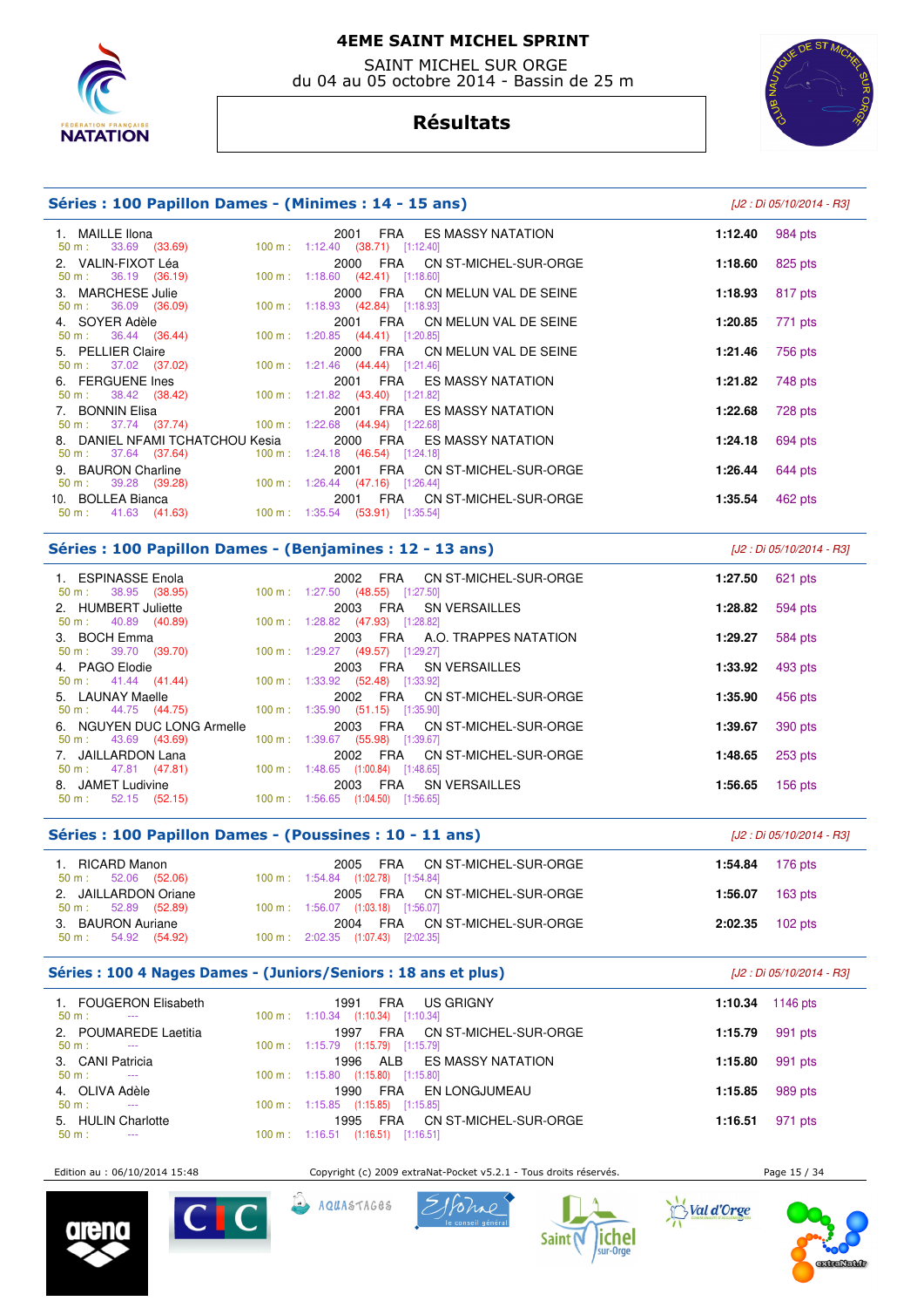# 4EME SAINT MICHEL SPRINT

SAINT MICHEL SUR ORGE
du 04 au 05 octobre 2014 - Bassin de 25 m

## Résultats

### Séries : 100 Papillon Dames - (Minimes : 14 - 15 ans)

*[J2 : Di 05/10/2014 - R3]*

| Rang | Nom | Année | Nat. | Club | Temps | Points |
|---|---|---|---|---|---|---|
| 1. | MAILLE Ilona | 2001 | FRA | ES MASSY NATATION | 1:12.40 | 984 pts |
| | 50 m : 33.69 (33.69) | 100 m : 1:12.40 (38.71) [1:12.40] | | | | |
| 2. | VALIN-FIXOT Léa | 2000 | FRA | CN ST-MICHEL-SUR-ORGE | 1:18.60 | 825 pts |
| | 50 m : 36.19 (36.19) | 100 m : 1:18.60 (42.41) [1:18.60] | | | | |
| 3. | MARCHESE Julie | 2000 | FRA | CN MELUN VAL DE SEINE | 1:18.93 | 817 pts |
| | 50 m : 36.09 (36.09) | 100 m : 1:18.93 (42.84) [1:18.93] | | | | |
| 4. | SOYER Adèle | 2001 | FRA | CN MELUN VAL DE SEINE | 1:20.85 | 771 pts |
| | 50 m : 36.44 (36.44) | 100 m : 1:20.85 (44.41) [1:20.85] | | | | |
| 5. | PELLIER Claire | 2000 | FRA | CN MELUN VAL DE SEINE | 1:21.46 | 756 pts |
| | 50 m : 37.02 (37.02) | 100 m : 1:21.46 (44.44) [1:21.46] | | | | |
| 6. | FERGUENE Ines | 2001 | FRA | ES MASSY NATATION | 1:21.82 | 748 pts |
| | 50 m : 38.42 (38.42) | 100 m : 1:21.82 (43.40) [1:21.82] | | | | |
| 7. | BONNIN Elisa | 2001 | FRA | ES MASSY NATATION | 1:22.68 | 728 pts |
| | 50 m : 37.74 (37.74) | 100 m : 1:22.68 (44.94) [1:22.68] | | | | |
| 8. | DANIEL NFAMI TCHATCHOU Kesia | 2000 | FRA | ES MASSY NATATION | 1:24.18 | 694 pts |
| | 50 m : 37.64 (37.64) | 100 m : 1:24.18 (46.54) [1:24.18] | | | | |
| 9. | BAURON Charline | 2001 | FRA | CN ST-MICHEL-SUR-ORGE | 1:26.44 | 644 pts |
| | 50 m : 39.28 (39.28) | 100 m : 1:26.44 (47.16) [1:26.44] | | | | |
| 10. | BOLLEA Bianca | 2001 | FRA | CN ST-MICHEL-SUR-ORGE | 1:35.54 | 462 pts |
| | 50 m : 41.63 (41.63) | 100 m : 1:35.54 (53.91) [1:35.54] | | | | |

### Séries : 100 Papillon Dames - (Benjamines : 12 - 13 ans)

*[J2 : Di 05/10/2014 - R3]*

| Rang | Nom | Année | Nat. | Club | Temps | Points |
|---|---|---|---|---|---|---|
| 1. | ESPINASSE Enola | 2002 | FRA | CN ST-MICHEL-SUR-ORGE | 1:27.50 | 621 pts |
| | 50 m : 38.95 (38.95) | 100 m : 1:27.50 (48.55) [1:27.50] | | | | |
| 2. | HUMBERT Juliette | 2003 | FRA | SN VERSAILLES | 1:28.82 | 594 pts |
| | 50 m : 40.89 (40.89) | 100 m : 1:28.82 (47.93) [1:28.82] | | | | |
| 3. | BOCH Emma | 2003 | FRA | A.O. TRAPPES NATATION | 1:29.27 | 584 pts |
| | 50 m : 39.70 (39.70) | 100 m : 1:29.27 (49.57) [1:29.27] | | | | |
| 4. | PAGO Elodie | 2003 | FRA | SN VERSAILLES | 1:33.92 | 493 pts |
| | 50 m : 41.44 (41.44) | 100 m : 1:33.92 (52.48) [1:33.92] | | | | |
| 5. | LAUNAY Maelle | 2002 | FRA | CN ST-MICHEL-SUR-ORGE | 1:35.90 | 456 pts |
| | 50 m : 44.75 (44.75) | 100 m : 1:35.90 (51.15) [1:35.90] | | | | |
| 6. | NGUYEN DUC LONG Armelle | 2003 | FRA | CN ST-MICHEL-SUR-ORGE | 1:39.67 | 390 pts |
| | 50 m : 43.69 (43.69) | 100 m : 1:39.67 (55.98) [1:39.67] | | | | |
| 7. | JAILLARDON Lana | 2002 | FRA | CN ST-MICHEL-SUR-ORGE | 1:48.65 | 253 pts |
| | 50 m : 47.81 (47.81) | 100 m : 1:48.65 (1:00.84) [1:48.65] | | | | |
| 8. | JAMET Ludivine | 2003 | FRA | SN VERSAILLES | 1:56.65 | 156 pts |
| | 50 m : 52.15 (52.15) | 100 m : 1:56.65 (1:04.50) [1:56.65] | | | | |

### Séries : 100 Papillon Dames - (Poussines : 10 - 11 ans)

*[J2 : Di 05/10/2014 - R3]*

| Rang | Nom | Année | Nat. | Club | Temps | Points |
|---|---|---|---|---|---|---|
| 1. | RICARD Manon | 2005 | FRA | CN ST-MICHEL-SUR-ORGE | 1:54.84 | 176 pts |
| | 50 m : 52.06 (52.06) | 100 m : 1:54.84 (1:02.78) [1:54.84] | | | | |
| 2. | JAILLARDON Oriane | 2005 | FRA | CN ST-MICHEL-SUR-ORGE | 1:56.07 | 163 pts |
| | 50 m : 52.89 (52.89) | 100 m : 1:56.07 (1:03.18) [1:56.07] | | | | |
| 3. | BAURON Auriane | 2004 | FRA | CN ST-MICHEL-SUR-ORGE | 2:02.35 | 102 pts |
| | 50 m : 54.92 (54.92) | 100 m : 2:02.35 (1:07.43) [2:02.35] | | | | |

### Séries : 100 4 Nages Dames - (Juniors/Seniors : 18 ans et plus)

*[J2 : Di 05/10/2014 - R3]*

| Rang | Nom | Année | Nat. | Club | Temps | Points |
|---|---|---|---|---|---|---|
| 1. | FOUGERON Elisabeth | 1991 | FRA | US GRIGNY | 1:10.34 | 1146 pts |
| | 50 m : --- | 100 m : 1:10.34 (1:10.34) [1:10.34] | | | | |
| 2. | POUMAREDE Laetitia | 1997 | FRA | CN ST-MICHEL-SUR-ORGE | 1:15.79 | 991 pts |
| | 50 m : --- | 100 m : 1:15.79 (1:15.79) [1:15.79] | | | | |
| 3. | CANI Patricia | 1996 | ALB | ES MASSY NATATION | 1:15.80 | 991 pts |
| | 50 m : --- | 100 m : 1:15.80 (1:15.80) [1:15.80] | | | | |
| 4. | OLIVA Adèle | 1990 | FRA | EN LONGJUMEAU | 1:15.85 | 989 pts |
| | 50 m : --- | 100 m : 1:15.85 (1:15.85) [1:15.85] | | | | |
| 5. | HULIN Charlotte | 1995 | FRA | CN ST-MICHEL-SUR-ORGE | 1:16.51 | 971 pts |
| | 50 m : --- | 100 m : 1:16.51 (1:16.51) [1:16.51] | | | | |

Edition au : 06/10/2014 15:48 — Copyright (c) 2009 extraNat-Pocket v5.2.1 - Tous droits réservés.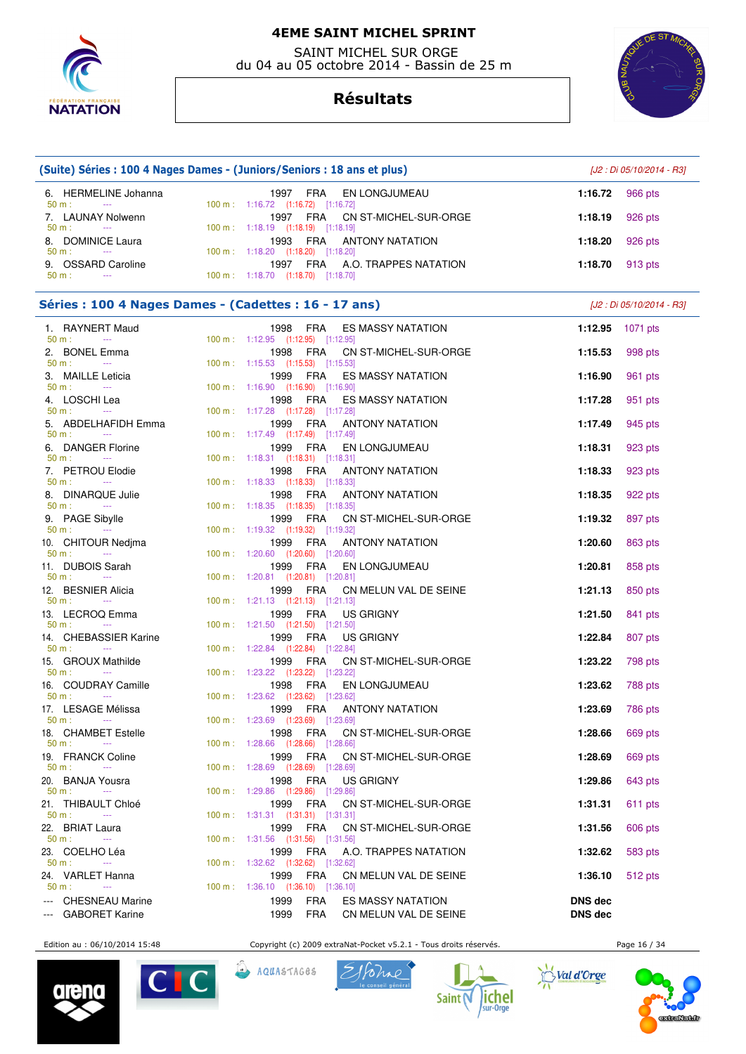# 4EME SAINT MICHEL SPRINT

SAINT MICHEL SUR ORGE
du 04 au 05 octobre 2014 - Bassin de 25 m

## Résultats

### (Suite) Séries : 100 4 Nages Dames - (Juniors/Seniors : 18 ans et plus)

*[J2 : Di 05/10/2014 - R3]*

| Rang | Nom | Année | Nat. | Club | Temps | Points |
|---|---|---|---|---|---|---|
| 6. | HERMELINE Johanna | 1997 | FRA | EN LONGJUMEAU | 1:16.72 | 966 pts |
| | 50 m : --- 100 m : 1:16.72 (1:16.72) [1:16.72] | | | | | |
| 7. | LAUNAY Nolwenn | 1997 | FRA | CN ST-MICHEL-SUR-ORGE | 1:18.19 | 926 pts |
| | 50 m : --- 100 m : 1:18.19 (1:18.19) [1:18.19] | | | | | |
| 8. | DOMINICE Laura | 1993 | FRA | ANTONY NATATION | 1:18.20 | 926 pts |
| | 50 m : --- 100 m : 1:18.20 (1:18.20) [1:18.20] | | | | | |
| 9. | OSSARD Caroline | 1997 | FRA | A.O. TRAPPES NATATION | 1:18.70 | 913 pts |
| | 50 m : --- 100 m : 1:18.70 (1:18.70) [1:18.70] | | | | | |

### Séries : 100 4 Nages Dames - (Cadettes : 16 - 17 ans)

*[J2 : Di 05/10/2014 - R3]*

| Rang | Nom | Année | Nat. | Club | Temps | Points |
|---|---|---|---|---|---|---|
| 1. | RAYNERT Maud | 1998 | FRA | ES MASSY NATATION | 1:12.95 | 1071 pts |
| | 50 m : --- 100 m : 1:12.95 (1:12.95) [1:12.95] | | | | | |
| 2. | BONEL Emma | 1998 | FRA | CN ST-MICHEL-SUR-ORGE | 1:15.53 | 998 pts |
| | 50 m : --- 100 m : 1:15.53 (1:15.53) [1:15.53] | | | | | |
| 3. | MAILLE Leticia | 1999 | FRA | ES MASSY NATATION | 1:16.90 | 961 pts |
| | 50 m : --- 100 m : 1:16.90 (1:16.90) [1:16.90] | | | | | |
| 4. | LOSCHI Lea | 1998 | FRA | ES MASSY NATATION | 1:17.28 | 951 pts |
| | 50 m : --- 100 m : 1:17.28 (1:17.28) [1:17.28] | | | | | |
| 5. | ABDELHAFIDH Emma | 1999 | FRA | ANTONY NATATION | 1:17.49 | 945 pts |
| | 50 m : --- 100 m : 1:17.49 (1:17.49) [1:17.49] | | | | | |
| 6. | DANGER Florine | 1999 | FRA | EN LONGJUMEAU | 1:18.31 | 923 pts |
| | 50 m : --- 100 m : 1:18.31 (1:18.31) [1:18.31] | | | | | |
| 7. | PETROU Elodie | 1998 | FRA | ANTONY NATATION | 1:18.33 | 923 pts |
| | 50 m : --- 100 m : 1:18.33 (1:18.33) [1:18.33] | | | | | |
| 8. | DINARQUE Julie | 1998 | FRA | ANTONY NATATION | 1:18.35 | 922 pts |
| | 50 m : --- 100 m : 1:18.35 (1:18.35) [1:18.35] | | | | | |
| 9. | PAGE Sibylle | 1999 | FRA | CN ST-MICHEL-SUR-ORGE | 1:19.32 | 897 pts |
| | 50 m : --- 100 m : 1:19.32 (1:19.32) [1:19.32] | | | | | |
| 10. | CHITOUR Nedjma | 1999 | FRA | ANTONY NATATION | 1:20.60 | 863 pts |
| | 50 m : --- 100 m : 1:20.60 (1:20.60) [1:20.60] | | | | | |
| 11. | DUBOIS Sarah | 1999 | FRA | EN LONGJUMEAU | 1:20.81 | 858 pts |
| | 50 m : --- 100 m : 1:20.81 (1:20.81) [1:20.81] | | | | | |
| 12. | BESNIER Alicia | 1999 | FRA | CN MELUN VAL DE SEINE | 1:21.13 | 850 pts |
| | 50 m : --- 100 m : 1:21.13 (1:21.13) [1:21.13] | | | | | |
| 13. | LECROQ Emma | 1999 | FRA | US GRIGNY | 1:21.50 | 841 pts |
| | 50 m : --- 100 m : 1:21.50 (1:21.50) [1:21.50] | | | | | |
| 14. | CHEBASSIER Karine | 1999 | FRA | US GRIGNY | 1:22.84 | 807 pts |
| | 50 m : --- 100 m : 1:22.84 (1:22.84) [1:22.84] | | | | | |
| 15. | GROUX Mathilde | 1999 | FRA | CN ST-MICHEL-SUR-ORGE | 1:23.22 | 798 pts |
| | 50 m : --- 100 m : 1:23.22 (1:23.22) [1:23.22] | | | | | |
| 16. | COUDRAY Camille | 1998 | FRA | EN LONGJUMEAU | 1:23.62 | 788 pts |
| | 50 m : --- 100 m : 1:23.62 (1:23.62) [1:23.62] | | | | | |
| 17. | LESAGE Mélissa | 1999 | FRA | ANTONY NATATION | 1:23.69 | 786 pts |
| | 50 m : --- 100 m : 1:23.69 (1:23.69) [1:23.69] | | | | | |
| 18. | CHAMBET Estelle | 1998 | FRA | CN ST-MICHEL-SUR-ORGE | 1:28.66 | 669 pts |
| | 50 m : --- 100 m : 1:28.66 (1:28.66) [1:28.66] | | | | | |
| 19. | FRANCK Coline | 1999 | FRA | CN ST-MICHEL-SUR-ORGE | 1:28.69 | 669 pts |
| | 50 m : --- 100 m : 1:28.69 (1:28.69) [1:28.69] | | | | | |
| 20. | BANJA Yousra | 1998 | FRA | US GRIGNY | 1:29.86 | 643 pts |
| | 50 m : --- 100 m : 1:29.86 (1:29.86) [1:29.86] | | | | | |
| 21. | THIBAULT Chloé | 1999 | FRA | CN ST-MICHEL-SUR-ORGE | 1:31.31 | 611 pts |
| | 50 m : --- 100 m : 1:31.31 (1:31.31) [1:31.31] | | | | | |
| 22. | BRIAT Laura | 1999 | FRA | CN ST-MICHEL-SUR-ORGE | 1:31.56 | 606 pts |
| | 50 m : --- 100 m : 1:31.56 (1:31.56) [1:31.56] | | | | | |
| 23. | COELHO Léa | 1999 | FRA | A.O. TRAPPES NATATION | 1:32.62 | 583 pts |
| | 50 m : --- 100 m : 1:32.62 (1:32.62) [1:32.62] | | | | | |
| 24. | VARLET Hanna | 1999 | FRA | CN MELUN VAL DE SEINE | 1:36.10 | 512 pts |
| | 50 m : --- 100 m : 1:36.10 (1:36.10) [1:36.10] | | | | | |
| --- | CHESNEAU Marine | 1999 | FRA | ES MASSY NATATION | DNS dec | |
| --- | GABORET Karine | 1999 | FRA | CN MELUN VAL DE SEINE | DNS dec | |

Edition au : 06/10/2014 15:48 — Copyright (c) 2009 extraNat-Pocket v5.2.1 - Tous droits réservés.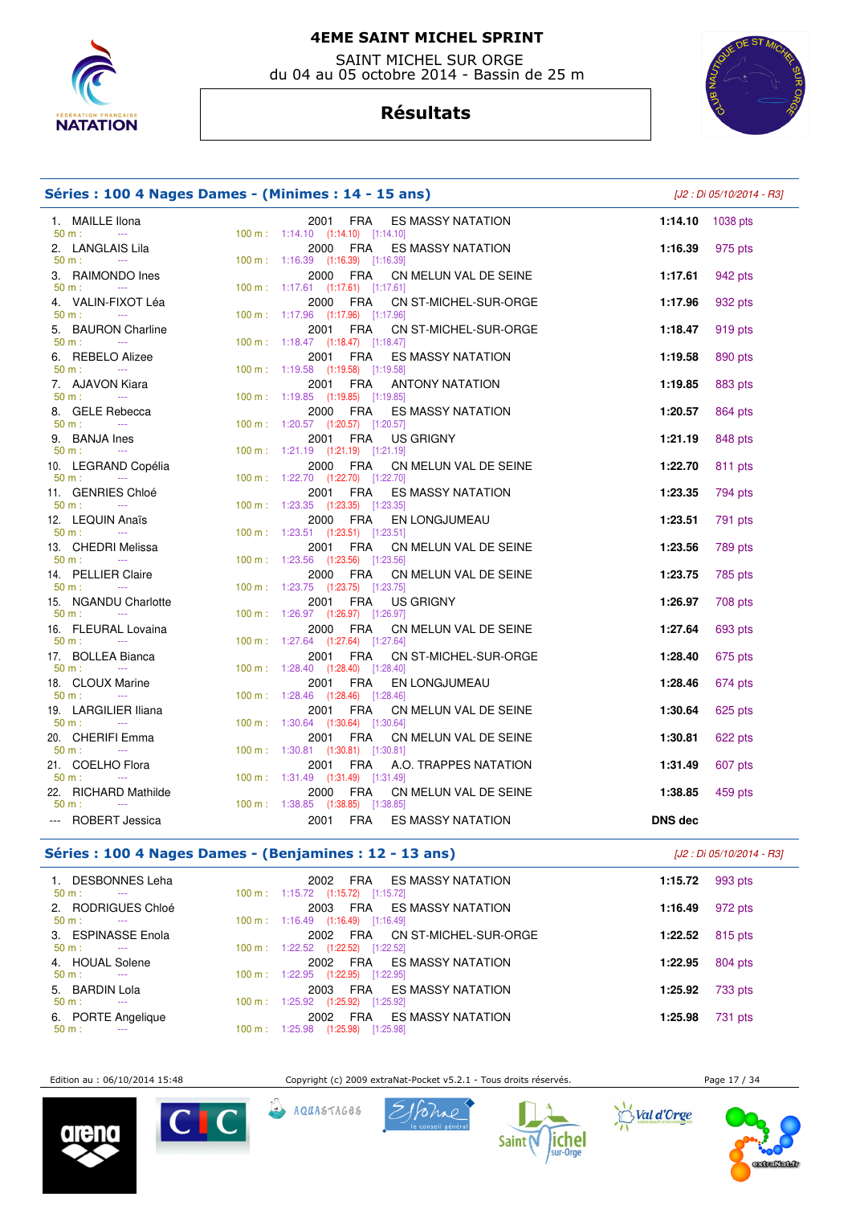# 4EME SAINT MICHEL SPRINT

SAINT MICHEL SUR ORGE
du 04 au 05 octobre 2014 - Bassin de 25 m

## Résultats

### Séries : 100 4 Nages Dames - (Minimes : 14 - 15 ans)

*[J2 : Di 05/10/2014 - R3]*

| Rang | Nom | Année | Nat. | Club | Temps | Points |
|---|---|---|---|---|---|---|
| 1. | MAILLE Ilona | 2001 | FRA | ES MASSY NATATION | 1:14.10 | 1038 pts |
| | 50 m : --- 100 m : 1:14.10 (1:14.10) [1:14.10] | | | | | |
| 2. | LANGLAIS Lila | 2000 | FRA | ES MASSY NATATION | 1:16.39 | 975 pts |
| | 50 m : --- 100 m : 1:16.39 (1:16.39) [1:16.39] | | | | | |
| 3. | RAIMONDO Ines | 2000 | FRA | CN MELUN VAL DE SEINE | 1:17.61 | 942 pts |
| | 50 m : --- 100 m : 1:17.61 (1:17.61) [1:17.61] | | | | | |
| 4. | VALIN-FIXOT Léa | 2000 | FRA | CN ST-MICHEL-SUR-ORGE | 1:17.96 | 932 pts |
| | 50 m : --- 100 m : 1:17.96 (1:17.96) [1:17.96] | | | | | |
| 5. | BAURON Charline | 2001 | FRA | CN ST-MICHEL-SUR-ORGE | 1:18.47 | 919 pts |
| | 50 m : --- 100 m : 1:18.47 (1:18.47) [1:18.47] | | | | | |
| 6. | REBELO Alizee | 2001 | FRA | ES MASSY NATATION | 1:19.58 | 890 pts |
| | 50 m : --- 100 m : 1:19.58 (1:19.58) [1:19.58] | | | | | |
| 7. | AJAVON Kiara | 2001 | FRA | ANTONY NATATION | 1:19.85 | 883 pts |
| | 50 m : --- 100 m : 1:19.85 (1:19.85) [1:19.85] | | | | | |
| 8. | GELE Rebecca | 2000 | FRA | ES MASSY NATATION | 1:20.57 | 864 pts |
| | 50 m : --- 100 m : 1:20.57 (1:20.57) [1:20.57] | | | | | |
| 9. | BANJA Ines | 2001 | FRA | US GRIGNY | 1:21.19 | 848 pts |
| | 50 m : --- 100 m : 1:21.19 (1:21.19) [1:21.19] | | | | | |
| 10. | LEGRAND Copélia | 2000 | FRA | CN MELUN VAL DE SEINE | 1:22.70 | 811 pts |
| | 50 m : --- 100 m : 1:22.70 (1:22.70) [1:22.70] | | | | | |
| 11. | GENRIES Chloé | 2001 | FRA | ES MASSY NATATION | 1:23.35 | 794 pts |
| | 50 m : --- 100 m : 1:23.35 (1:23.35) [1:23.35] | | | | | |
| 12. | LEQUIN Anaïs | 2000 | FRA | EN LONGJUMEAU | 1:23.51 | 791 pts |
| | 50 m : --- 100 m : 1:23.51 (1:23.51) [1:23.51] | | | | | |
| 13. | CHEDRI Melissa | 2001 | FRA | CN MELUN VAL DE SEINE | 1:23.56 | 789 pts |
| | 50 m : --- 100 m : 1:23.56 (1:23.56) [1:23.56] | | | | | |
| 14. | PELLIER Claire | 2000 | FRA | CN MELUN VAL DE SEINE | 1:23.75 | 785 pts |
| | 50 m : --- 100 m : 1:23.75 (1:23.75) [1:23.75] | | | | | |
| 15. | NGANDU Charlotte | 2001 | FRA | US GRIGNY | 1:26.97 | 708 pts |
| | 50 m : --- 100 m : 1:26.97 (1:26.97) [1:26.97] | | | | | |
| 16. | FLEURAL Lovaina | 2000 | FRA | CN MELUN VAL DE SEINE | 1:27.64 | 693 pts |
| | 50 m : --- 100 m : 1:27.64 (1:27.64) [1:27.64] | | | | | |
| 17. | BOLLEA Bianca | 2001 | FRA | CN ST-MICHEL-SUR-ORGE | 1:28.40 | 675 pts |
| | 50 m : --- 100 m : 1:28.40 (1:28.40) [1:28.40] | | | | | |
| 18. | CLOUX Marine | 2001 | FRA | EN LONGJUMEAU | 1:28.46 | 674 pts |
| | 50 m : --- 100 m : 1:28.46 (1:28.46) [1:28.46] | | | | | |
| 19. | LARGILIER Iliana | 2001 | FRA | CN MELUN VAL DE SEINE | 1:30.64 | 625 pts |
| | 50 m : --- 100 m : 1:30.64 (1:30.64) [1:30.64] | | | | | |
| 20. | CHERIFI Emma | 2001 | FRA | CN MELUN VAL DE SEINE | 1:30.81 | 622 pts |
| | 50 m : --- 100 m : 1:30.81 (1:30.81) [1:30.81] | | | | | |
| 21. | COELHO Flora | 2001 | FRA | A.O. TRAPPES NATATION | 1:31.49 | 607 pts |
| | 50 m : --- 100 m : 1:31.49 (1:31.49) [1:31.49] | | | | | |
| 22. | RICHARD Mathilde | 2000 | FRA | CN MELUN VAL DE SEINE | 1:38.85 | 459 pts |
| | 50 m : --- 100 m : 1:38.85 (1:38.85) [1:38.85] | | | | | |
| --- | ROBERT Jessica | 2001 | FRA | ES MASSY NATATION | DNS dec | |

### Séries : 100 4 Nages Dames - (Benjamines : 12 - 13 ans)

*[J2 : Di 05/10/2014 - R3]*

| Rang | Nom | Année | Nat. | Club | Temps | Points |
|---|---|---|---|---|---|---|
| 1. | DESBONNES Leha | 2002 | FRA | ES MASSY NATATION | 1:15.72 | 993 pts |
| | 50 m : --- 100 m : 1:15.72 (1:15.72) [1:15.72] | | | | | |
| 2. | RODRIGUES Chloé | 2003 | FRA | ES MASSY NATATION | 1:16.49 | 972 pts |
| | 50 m : --- 100 m : 1:16.49 (1:16.49) [1:16.49] | | | | | |
| 3. | ESPINASSE Enola | 2002 | FRA | CN ST-MICHEL-SUR-ORGE | 1:22.52 | 815 pts |
| | 50 m : --- 100 m : 1:22.52 (1:22.52) [1:22.52] | | | | | |
| 4. | HOUAL Solene | 2002 | FRA | ES MASSY NATATION | 1:22.95 | 804 pts |
| | 50 m : --- 100 m : 1:22.95 (1:22.95) [1:22.95] | | | | | |
| 5. | BARDIN Lola | 2003 | FRA | ES MASSY NATATION | 1:25.92 | 733 pts |
| | 50 m : --- 100 m : 1:25.92 (1:25.92) [1:25.92] | | | | | |
| 6. | PORTE Angelique | 2002 | FRA | ES MASSY NATATION | 1:25.98 | 731 pts |
| | 50 m : --- 100 m : 1:25.98 (1:25.98) [1:25.98] | | | | | |

Edition au : 06/10/2014 15:48 — Copyright (c) 2009 extraNat-Pocket v5.2.1 - Tous droits réservés.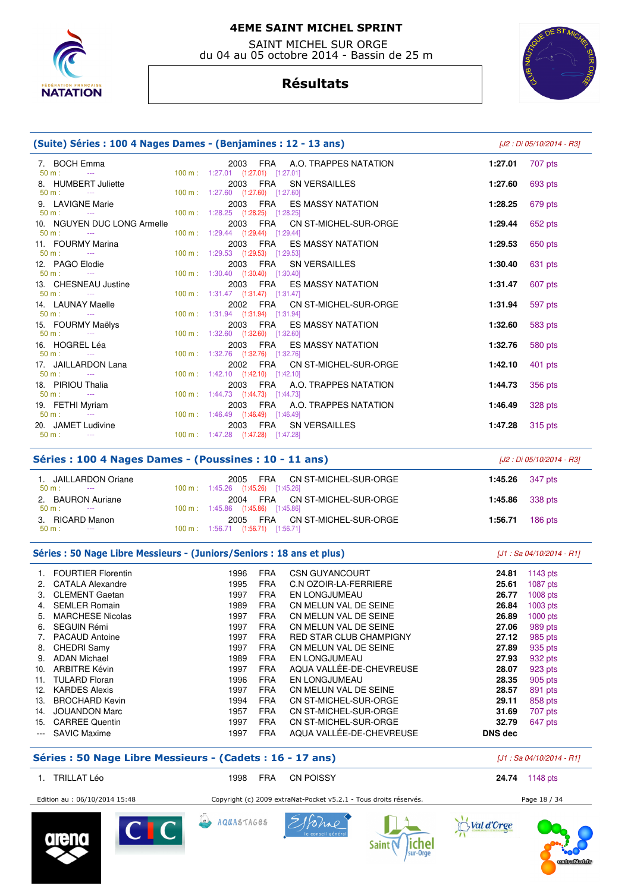# 4EME SAINT MICHEL SPRINT

SAINT MICHEL SUR ORGE
du 04 au 05 octobre 2014 - Bassin de 25 m

## Résultats

### (Suite) Séries : 100 4 Nages Dames - (Benjamines : 12 - 13 ans)

*[J2 : Di 05/10/2014 - R3]*

| Place | Nom | Année | Nat. | Club | Temps | Points |
|---|---|---|---|---|---|---|
| 7. | BOCH Emma | 2003 | FRA | A.O. TRAPPES NATATION | 1:27.01 | 707 pts |
| | 50 m : --- 100 m : 1:27.01 (1:27.01) [1:27.01] | | | | | |
| 8. | HUMBERT Juliette | 2003 | FRA | SN VERSAILLES | 1:27.60 | 693 pts |
| | 50 m : --- 100 m : 1:27.60 (1:27.60) [1:27.60] | | | | | |
| 9. | LAVIGNE Marie | 2003 | FRA | ES MASSY NATATION | 1:28.25 | 679 pts |
| | 50 m : --- 100 m : 1:28.25 (1:28.25) [1:28.25] | | | | | |
| 10. | NGUYEN DUC LONG Armelle | 2003 | FRA | CN ST-MICHEL-SUR-ORGE | 1:29.44 | 652 pts |
| | 50 m : --- 100 m : 1:29.44 (1:29.44) [1:29.44] | | | | | |
| 11. | FOURMY Marina | 2003 | FRA | ES MASSY NATATION | 1:29.53 | 650 pts |
| | 50 m : --- 100 m : 1:29.53 (1:29.53) [1:29.53] | | | | | |
| 12. | PAGO Elodie | 2003 | FRA | SN VERSAILLES | 1:30.40 | 631 pts |
| | 50 m : --- 100 m : 1:30.40 (1:30.40) [1:30.40] | | | | | |
| 13. | CHESNEAU Justine | 2003 | FRA | ES MASSY NATATION | 1:31.47 | 607 pts |
| | 50 m : --- 100 m : 1:31.47 (1:31.47) [1:31.47] | | | | | |
| 14. | LAUNAY Maelle | 2002 | FRA | CN ST-MICHEL-SUR-ORGE | 1:31.94 | 597 pts |
| | 50 m : --- 100 m : 1:31.94 (1:31.94) [1:31.94] | | | | | |
| 15. | FOURMY Maëlys | 2003 | FRA | ES MASSY NATATION | 1:32.60 | 583 pts |
| | 50 m : --- 100 m : 1:32.60 (1:32.60) [1:32.60] | | | | | |
| 16. | HOGREL Léa | 2003 | FRA | ES MASSY NATATION | 1:32.76 | 580 pts |
| | 50 m : --- 100 m : 1:32.76 (1:32.76) [1:32.76] | | | | | |
| 17. | JAILLARDON Lana | 2002 | FRA | CN ST-MICHEL-SUR-ORGE | 1:42.10 | 401 pts |
| | 50 m : --- 100 m : 1:42.10 (1:42.10) [1:42.10] | | | | | |
| 18. | PIRIOU Thalia | 2003 | FRA | A.O. TRAPPES NATATION | 1:44.73 | 356 pts |
| | 50 m : --- 100 m : 1:44.73 (1:44.73) [1:44.73] | | | | | |
| 19. | FETHI Myriam | 2003 | FRA | A.O. TRAPPES NATATION | 1:46.49 | 328 pts |
| | 50 m : --- 100 m : 1:46.49 (1:46.49) [1:46.49] | | | | | |
| 20. | JAMET Ludivine | 2003 | FRA | SN VERSAILLES | 1:47.28 | 315 pts |
| | 50 m : --- 100 m : 1:47.28 (1:47.28) [1:47.28] | | | | | |

### Séries : 100 4 Nages Dames - (Poussines : 10 - 11 ans)

*[J2 : Di 05/10/2014 - R3]*

| Place | Nom | Année | Nat. | Club | Temps | Points |
|---|---|---|---|---|---|---|
| 1. | JAILLARDON Oriane | 2005 | FRA | CN ST-MICHEL-SUR-ORGE | 1:45.26 | 347 pts |
| | 50 m : --- 100 m : 1:45.26 (1:45.26) [1:45.26] | | | | | |
| 2. | BAURON Auriane | 2004 | FRA | CN ST-MICHEL-SUR-ORGE | 1:45.86 | 338 pts |
| | 50 m : --- 100 m : 1:45.86 (1:45.86) [1:45.86] | | | | | |
| 3. | RICARD Manon | 2005 | FRA | CN ST-MICHEL-SUR-ORGE | 1:56.71 | 186 pts |
| | 50 m : --- 100 m : 1:56.71 (1:56.71) [1:56.71] | | | | | |

### Séries : 50 Nage Libre Messieurs - (Juniors/Seniors : 18 ans et plus)

*[J1 : Sa 04/10/2014 - R1]*

| Place | Nom | Année | Nat. | Club | Temps | Points |
|---|---|---|---|---|---|---|
| 1. | FOURTIER Florentin | 1996 | FRA | CSN GUYANCOURT | 24.81 | 1143 pts |
| 2. | CATALA Alexandre | 1995 | FRA | C.N OZOIR-LA-FERRIERE | 25.61 | 1087 pts |
| 3. | CLEMENT Gaetan | 1997 | FRA | EN LONGJUMEAU | 26.77 | 1008 pts |
| 4. | SEMLER Romain | 1989 | FRA | CN MELUN VAL DE SEINE | 26.84 | 1003 pts |
| 5. | MARCHESE Nicolas | 1997 | FRA | CN MELUN VAL DE SEINE | 26.89 | 1000 pts |
| 6. | SEGUIN Rémi | 1997 | FRA | CN MELUN VAL DE SEINE | 27.06 | 989 pts |
| 7. | PACAUD Antoine | 1997 | FRA | RED STAR CLUB CHAMPIGNY | 27.12 | 985 pts |
| 8. | CHEDRI Samy | 1997 | FRA | CN MELUN VAL DE SEINE | 27.89 | 935 pts |
| 9. | ADAN Michael | 1989 | FRA | EN LONGJUMEAU | 27.93 | 932 pts |
| 10. | ARBITRE Kévin | 1997 | FRA | AQUA VALLÉE-DE-CHEVREUSE | 28.07 | 923 pts |
| 11. | TULARD Floran | 1996 | FRA | EN LONGJUMEAU | 28.35 | 905 pts |
| 12. | KARDES Alexis | 1997 | FRA | CN MELUN VAL DE SEINE | 28.57 | 891 pts |
| 13. | BROCHARD Kevin | 1994 | FRA | CN ST-MICHEL-SUR-ORGE | 29.11 | 858 pts |
| 14. | JOUANDON Marc | 1957 | FRA | CN ST-MICHEL-SUR-ORGE | 31.69 | 707 pts |
| 15. | CARREE Quentin | 1997 | FRA | CN ST-MICHEL-SUR-ORGE | 32.79 | 647 pts |
| --- | SAVIC Maxime | 1997 | FRA | AQUA VALLÉE-DE-CHEVREUSE | DNS dec | |

### Séries : 50 Nage Libre Messieurs - (Cadets : 16 - 17 ans)

*[J1 : Sa 04/10/2014 - R1]*

| Place | Nom | Année | Nat. | Club | Temps | Points |
|---|---|---|---|---|---|---|
| 1. | TRILLAT Léo | 1998 | FRA | CN POISSY | 24.74 | 1148 pts |

Edition au : 06/10/2014 15:48 — Copyright (c) 2009 extraNat-Pocket v5.2.1 - Tous droits réservés.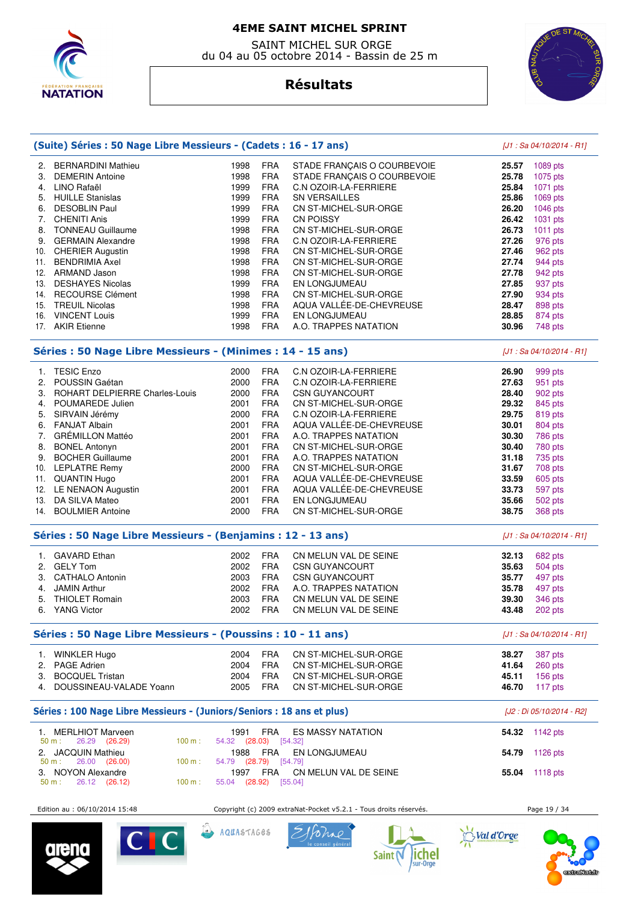# 4EME SAINT MICHEL SPRINT

SAINT MICHEL SUR ORGE
du 04 au 05 octobre 2014 - Bassin de 25 m

## Résultats

### (Suite) Séries : 50 Nage Libre Messieurs - (Cadets : 16 - 17 ans)

*[J1 : Sa 04/10/2014 - R1]*

| | Nom | Année | Nat. | Club | Temps | Points |
|---|---|---|---|---|---|---|
| 2. | BERNARDINI Mathieu | 1998 | FRA | STADE FRANÇAIS O COURBEVOIE | **25.57** | 1089 pts |
| 3. | DEMERIN Antoine | 1998 | FRA | STADE FRANÇAIS O COURBEVOIE | **25.78** | 1075 pts |
| 4. | LINO Rafaël | 1999 | FRA | C.N OZOIR-LA-FERRIERE | **25.84** | 1071 pts |
| 5. | HUILLE Stanislas | 1999 | FRA | SN VERSAILLES | **25.86** | 1069 pts |
| 6. | DESOBLIN Paul | 1999 | FRA | CN ST-MICHEL-SUR-ORGE | **26.20** | 1046 pts |
| 7. | CHENITI Anis | 1999 | FRA | CN POISSY | **26.42** | 1031 pts |
| 8. | TONNEAU Guillaume | 1998 | FRA | CN ST-MICHEL-SUR-ORGE | **26.73** | 1011 pts |
| 9. | GERMAIN Alexandre | 1998 | FRA | C.N OZOIR-LA-FERRIERE | **27.26** | 976 pts |
| 10. | CHERIER Augustin | 1998 | FRA | CN ST-MICHEL-SUR-ORGE | **27.46** | 962 pts |
| 11. | BENDRIMIA Axel | 1998 | FRA | CN ST-MICHEL-SUR-ORGE | **27.74** | 944 pts |
| 12. | ARMAND Jason | 1998 | FRA | CN ST-MICHEL-SUR-ORGE | **27.78** | 942 pts |
| 13. | DESHAYES Nicolas | 1999 | FRA | EN LONGJUMEAU | **27.85** | 937 pts |
| 14. | RECOURSE Clément | 1998 | FRA | CN ST-MICHEL-SUR-ORGE | **27.90** | 934 pts |
| 15. | TREUIL Nicolas | 1998 | FRA | AQUA VALLÉE-DE-CHEVREUSE | **28.47** | 898 pts |
| 16. | VINCENT Louis | 1999 | FRA | EN LONGJUMEAU | **28.85** | 874 pts |
| 17. | AKIR Etienne | 1998 | FRA | A.O. TRAPPES NATATION | **30.96** | 748 pts |

### Séries : 50 Nage Libre Messieurs - (Minimes : 14 - 15 ans)

*[J1 : Sa 04/10/2014 - R1]*

| | Nom | Année | Nat. | Club | Temps | Points |
|---|---|---|---|---|---|---|
| 1. | TESIC Enzo | 2000 | FRA | C.N OZOIR-LA-FERRIERE | **26.90** | 999 pts |
| 2. | POUSSIN Gaétan | 2000 | FRA | C.N OZOIR-LA-FERRIERE | **27.63** | 951 pts |
| 3. | ROHART DELPIERRE Charles-Louis | 2000 | FRA | CSN GUYANCOURT | **28.40** | 902 pts |
| 4. | POUMAREDE Julien | 2001 | FRA | CN ST-MICHEL-SUR-ORGE | **29.32** | 845 pts |
| 5. | SIRVAIN Jérémy | 2000 | FRA | C.N OZOIR-LA-FERRIERE | **29.75** | 819 pts |
| 6. | FANJAT Albain | 2001 | FRA | AQUA VALLÉE-DE-CHEVREUSE | **30.01** | 804 pts |
| 7. | GRÉMILLON Mattéo | 2001 | FRA | A.O. TRAPPES NATATION | **30.30** | 786 pts |
| 8. | BONEL Antonyn | 2001 | FRA | CN ST-MICHEL-SUR-ORGE | **30.40** | 780 pts |
| 9. | BOCHER Guillaume | 2001 | FRA | A.O. TRAPPES NATATION | **31.18** | 735 pts |
| 10. | LEPLATRE Remy | 2000 | FRA | CN ST-MICHEL-SUR-ORGE | **31.67** | 708 pts |
| 11. | QUANTIN Hugo | 2001 | FRA | AQUA VALLÉE-DE-CHEVREUSE | **33.59** | 605 pts |
| 12. | LE NENAON Augustin | 2001 | FRA | AQUA VALLÉE-DE-CHEVREUSE | **33.73** | 597 pts |
| 13. | DA SILVA Mateo | 2001 | FRA | EN LONGJUMEAU | **35.66** | 502 pts |
| 14. | BOULMIER Antoine | 2000 | FRA | CN ST-MICHEL-SUR-ORGE | **38.75** | 368 pts |

### Séries : 50 Nage Libre Messieurs - (Benjamins : 12 - 13 ans)

*[J1 : Sa 04/10/2014 - R1]*

| | Nom | Année | Nat. | Club | Temps | Points |
|---|---|---|---|---|---|---|
| 1. | GAVARD Ethan | 2002 | FRA | CN MELUN VAL DE SEINE | **32.13** | 682 pts |
| 2. | GELY Tom | 2002 | FRA | CSN GUYANCOURT | **35.63** | 504 pts |
| 3. | CATHALO Antonin | 2003 | FRA | CSN GUYANCOURT | **35.77** | 497 pts |
| 4. | JAMIN Arthur | 2002 | FRA | A.O. TRAPPES NATATION | **35.78** | 497 pts |
| 5. | THIOLET Romain | 2003 | FRA | CN MELUN VAL DE SEINE | **39.30** | 346 pts |
| 6. | YANG Victor | 2002 | FRA | CN MELUN VAL DE SEINE | **43.48** | 202 pts |

### Séries : 50 Nage Libre Messieurs - (Poussins : 10 - 11 ans)

*[J1 : Sa 04/10/2014 - R1]*

| | Nom | Année | Nat. | Club | Temps | Points |
|---|---|---|---|---|---|---|
| 1. | WINKLER Hugo | 2004 | FRA | CN ST-MICHEL-SUR-ORGE | **38.27** | 387 pts |
| 2. | PAGE Adrien | 2004 | FRA | CN ST-MICHEL-SUR-ORGE | **41.64** | 260 pts |
| 3. | BOCQUEL Tristan | 2004 | FRA | CN ST-MICHEL-SUR-ORGE | **45.11** | 156 pts |
| 4. | DOUSSINEAU-VALADE Yoann | 2005 | FRA | CN ST-MICHEL-SUR-ORGE | **46.70** | 117 pts |

### Séries : 100 Nage Libre Messieurs - (Juniors/Seniors : 18 ans et plus)

*[J2 : Di 05/10/2014 - R2]*

| | Nom | Année | Nat. | Club | Temps | Points |
|---|---|---|---|---|---|---|
| 1. | MERLHIOT Marveen | 1991 | FRA | ES MASSY NATATION | **54.32** | 1142 pts |
| | 50 m : 26.29 (26.29) | 100 m : 54.32 (28.03) [54.32] | | | | |
| 2. | JACQUIN Mathieu | 1988 | FRA | EN LONGJUMEAU | **54.79** | 1126 pts |
| | 50 m : 26.00 (26.00) | 100 m : 54.79 (28.79) [54.79] | | | | |
| 3. | NOYON Alexandre | 1997 | FRA | CN MELUN VAL DE SEINE | **55.04** | 1118 pts |
| | 50 m : 26.12 (26.12) | 100 m : 55.04 (28.92) [55.04] | | | | |

Edition au : 06/10/2014 15:48 — Copyright (c) 2009 extraNat-Pocket v5.2.1 - Tous droits réservés.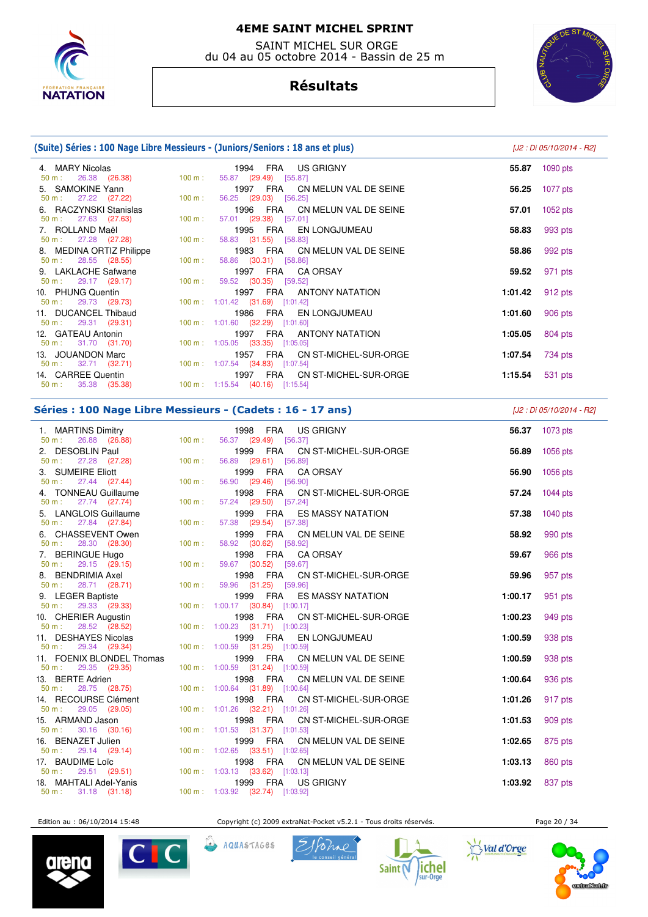# 4EME SAINT MICHEL SPRINT

SAINT MICHEL SUR ORGE
du 04 au 05 octobre 2014 - Bassin de 25 m

## Résultats

### (Suite) Séries : 100 Nage Libre Messieurs - (Juniors/Seniors : 18 ans et plus)

[J2 : Di 05/10/2014 - R2]

| Rang | Nom | Année | Nat. | Club | 50 m | 100 m | Temps | Points |
|---|---|---|---|---|---|---|---|---|
| 4. | MARY Nicolas | 1994 | FRA | US GRIGNY | 26.38 (26.38) | 55.87 (29.49) [55.87] | 55.87 | 1090 pts |
| 5. | SAMOKINE Yann | 1997 | FRA | CN MELUN VAL DE SEINE | 27.22 (27.22) | 56.25 (29.03) [56.25] | 56.25 | 1077 pts |
| 6. | RACZYNSKI Stanislas | 1996 | FRA | CN MELUN VAL DE SEINE | 27.63 (27.63) | 57.01 (29.38) [57.01] | 57.01 | 1052 pts |
| 7. | ROLLAND Maël | 1995 | FRA | EN LONGJUMEAU | 27.28 (27.28) | 58.83 (31.55) [58.83] | 58.83 | 993 pts |
| 8. | MEDINA ORTIZ Philippe | 1983 | FRA | CN MELUN VAL DE SEINE | 28.55 (28.55) | 58.86 (30.31) [58.86] | 58.86 | 992 pts |
| 9. | LAKLACHE Safwane | 1997 | FRA | CA ORSAY | 29.17 (29.17) | 59.52 (30.35) [59.52] | 59.52 | 971 pts |
| 10. | PHUNG Quentin | 1997 | FRA | ANTONY NATATION | 29.73 (29.73) | 1:01.42 (31.69) [1:01.42] | 1:01.42 | 912 pts |
| 11. | DUCANCEL Thibaud | 1986 | FRA | EN LONGJUMEAU | 29.31 (29.31) | 1:01.60 (32.29) [1:01.60] | 1:01.60 | 906 pts |
| 12. | GATEAU Antonin | 1997 | FRA | ANTONY NATATION | 31.70 (31.70) | 1:05.05 (33.35) [1:05.05] | 1:05.05 | 804 pts |
| 13. | JOUANDON Marc | 1957 | FRA | CN ST-MICHEL-SUR-ORGE | 32.71 (32.71) | 1:07.54 (34.83) [1:07.54] | 1:07.54 | 734 pts |
| 14. | CARREE Quentin | 1997 | FRA | CN ST-MICHEL-SUR-ORGE | 35.38 (35.38) | 1:15.54 (40.16) [1:15.54] | 1:15.54 | 531 pts |

### Séries : 100 Nage Libre Messieurs - (Cadets : 16 - 17 ans)

[J2 : Di 05/10/2014 - R2]

| Rang | Nom | Année | Nat. | Club | 50 m | 100 m | Temps | Points |
|---|---|---|---|---|---|---|---|---|
| 1. | MARTINS Dimitry | 1998 | FRA | US GRIGNY | 26.88 (26.88) | 56.37 (29.49) [56.37] | 56.37 | 1073 pts |
| 2. | DESOBLIN Paul | 1999 | FRA | CN ST-MICHEL-SUR-ORGE | 27.28 (27.28) | 56.89 (29.61) [56.89] | 56.89 | 1056 pts |
| 3. | SUMEIRE Eliott | 1999 | FRA | CA ORSAY | 27.44 (27.44) | 56.90 (29.46) [56.90] | 56.90 | 1056 pts |
| 4. | TONNEAU Guillaume | 1998 | FRA | CN ST-MICHEL-SUR-ORGE | 27.74 (27.74) | 57.24 (29.50) [57.24] | 57.24 | 1044 pts |
| 5. | LANGLOIS Guillaume | 1999 | FRA | ES MASSY NATATION | 27.84 (27.84) | 57.38 (29.54) [57.38] | 57.38 | 1040 pts |
| 6. | CHASSEVENT Owen | 1999 | FRA | CN MELUN VAL DE SEINE | 28.30 (28.30) | 58.92 (30.62) [58.92] | 58.92 | 990 pts |
| 7. | BERINGUE Hugo | 1998 | FRA | CA ORSAY | 29.15 (29.15) | 59.67 (30.52) [59.67] | 59.67 | 966 pts |
| 8. | BENDRIMIA Axel | 1998 | FRA | CN ST-MICHEL-SUR-ORGE | 28.71 (28.71) | 59.96 (31.25) [59.96] | 59.96 | 957 pts |
| 9. | LEGER Baptiste | 1999 | FRA | ES MASSY NATATION | 29.33 (29.33) | 1:00.17 (30.84) [1:00.17] | 1:00.17 | 951 pts |
| 10. | CHERIER Augustin | 1998 | FRA | CN ST-MICHEL-SUR-ORGE | 28.52 (28.52) | 1:00.23 (31.71) [1:00.23] | 1:00.23 | 949 pts |
| 11. | DESHAYES Nicolas | 1999 | FRA | EN LONGJUMEAU | 29.34 (29.34) | 1:00.59 (31.25) [1:00.59] | 1:00.59 | 938 pts |
| 11. | FOENIX BLONDEL Thomas | 1999 | FRA | CN MELUN VAL DE SEINE | 29.35 (29.35) | 1:00.59 (31.24) [1:00.59] | 1:00.59 | 938 pts |
| 13. | BERTE Adrien | 1998 | FRA | CN MELUN VAL DE SEINE | 28.75 (28.75) | 1:00.64 (31.89) [1:00.64] | 1:00.64 | 936 pts |
| 14. | RECOURSE Clément | 1998 | FRA | CN ST-MICHEL-SUR-ORGE | 29.05 (29.05) | 1:01.26 (32.21) [1:01.26] | 1:01.26 | 917 pts |
| 15. | ARMAND Jason | 1998 | FRA | CN ST-MICHEL-SUR-ORGE | 30.16 (30.16) | 1:01.53 (31.37) [1:01.53] | 1:01.53 | 909 pts |
| 16. | BENAZET Julien | 1999 | FRA | CN MELUN VAL DE SEINE | 29.14 (29.14) | 1:02.65 (33.51) [1:02.65] | 1:02.65 | 875 pts |
| 17. | BAUDIME Loïc | 1998 | FRA | CN MELUN VAL DE SEINE | 29.51 (29.51) | 1:03.13 (33.62) [1:03.13] | 1:03.13 | 860 pts |
| 18. | MAHTALI Adel-Yanis | 1999 | FRA | US GRIGNY | 31.18 (31.18) | 1:03.92 (32.74) [1:03.92] | 1:03.92 | 837 pts |

Edition au : 06/10/2014 15:48 — Copyright (c) 2009 extraNat-Pocket v5.2.1 - Tous droits réservés.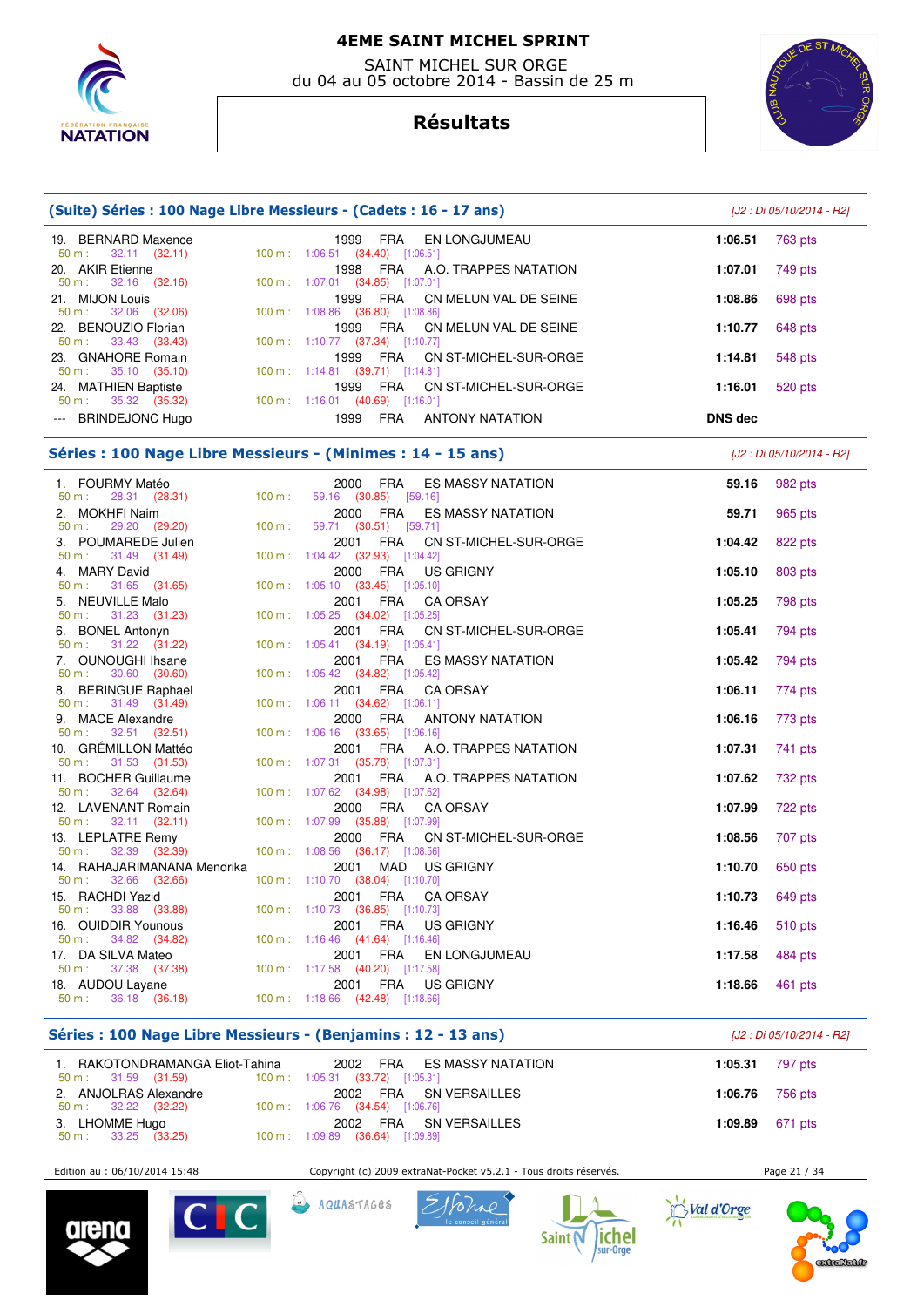# 4EME SAINT MICHEL SPRINT

SAINT MICHEL SUR ORGE
du 04 au 05 octobre 2014 - Bassin de 25 m

## Résultats

### (Suite) Séries : 100 Nage Libre Messieurs - (Cadets : 16 - 17 ans)

*[J2 : Di 05/10/2014 - R2]*

| Rang | Nom | Année | Nat. | Club | Temps | Points |
|---|---|---|---|---|---|---|
| 19. | BERNARD Maxence | 1999 | FRA | EN LONGJUMEAU | 1:06.51 | 763 pts |
| | 50 m : 32.11 (32.11) | 100 m : 1:06.51 (34.40) [1:06.51] | | | | |
| 20. | AKIR Etienne | 1998 | FRA | A.O. TRAPPES NATATION | 1:07.01 | 749 pts |
| | 50 m : 32.16 (32.16) | 100 m : 1:07.01 (34.85) [1:07.01] | | | | |
| 21. | MIJON Louis | 1999 | FRA | CN MELUN VAL DE SEINE | 1:08.86 | 698 pts |
| | 50 m : 32.06 (32.06) | 100 m : 1:08.86 (36.80) [1:08.86] | | | | |
| 22. | BENOUZIO Florian | 1999 | FRA | CN MELUN VAL DE SEINE | 1:10.77 | 648 pts |
| | 50 m : 33.43 (33.43) | 100 m : 1:10.77 (37.34) [1:10.77] | | | | |
| 23. | GNAHORE Romain | 1999 | FRA | CN ST-MICHEL-SUR-ORGE | 1:14.81 | 548 pts |
| | 50 m : 35.10 (35.10) | 100 m : 1:14.81 (39.71) [1:14.81] | | | | |
| 24. | MATHIEN Baptiste | 1999 | FRA | CN ST-MICHEL-SUR-ORGE | 1:16.01 | 520 pts |
| | 50 m : 35.32 (35.32) | 100 m : 1:16.01 (40.69) [1:16.01] | | | | |
| --- | BRINDEJONC Hugo | 1999 | FRA | ANTONY NATATION | DNS dec | |

### Séries : 100 Nage Libre Messieurs - (Minimes : 14 - 15 ans)

*[J2 : Di 05/10/2014 - R2]*

| Rang | Nom | Année | Nat. | Club | Temps | Points |
|---|---|---|---|---|---|---|
| 1. | FOURMY Matéo | 2000 | FRA | ES MASSY NATATION | 59.16 | 982 pts |
| | 50 m : 28.31 (28.31) | 100 m : 59.16 (30.85) [59.16] | | | | |
| 2. | MOKHFI Naim | 2000 | FRA | ES MASSY NATATION | 59.71 | 965 pts |
| | 50 m : 29.20 (29.20) | 100 m : 59.71 (30.51) [59.71] | | | | |
| 3. | POUMAREDE Julien | 2001 | FRA | CN ST-MICHEL-SUR-ORGE | 1:04.42 | 822 pts |
| | 50 m : 31.49 (31.49) | 100 m : 1:04.42 (32.93) [1:04.42] | | | | |
| 4. | MARY David | 2000 | FRA | US GRIGNY | 1:05.10 | 803 pts |
| | 50 m : 31.65 (31.65) | 100 m : 1:05.10 (33.45) [1:05.10] | | | | |
| 5. | NEUVILLE Malo | 2001 | FRA | CA ORSAY | 1:05.25 | 798 pts |
| | 50 m : 31.23 (31.23) | 100 m : 1:05.25 (34.02) [1:05.25] | | | | |
| 6. | BONEL Antonyn | 2001 | FRA | CN ST-MICHEL-SUR-ORGE | 1:05.41 | 794 pts |
| | 50 m : 31.22 (31.22) | 100 m : 1:05.41 (34.19) [1:05.41] | | | | |
| 7. | OUNOUGHI Ihsane | 2001 | FRA | ES MASSY NATATION | 1:05.42 | 794 pts |
| | 50 m : 30.60 (30.60) | 100 m : 1:05.42 (34.82) [1:05.42] | | | | |
| 8. | BERINGUE Raphael | 2001 | FRA | CA ORSAY | 1:06.11 | 774 pts |
| | 50 m : 31.49 (31.49) | 100 m : 1:06.11 (34.62) [1:06.11] | | | | |
| 9. | MACE Alexandre | 2000 | FRA | ANTONY NATATION | 1:06.16 | 773 pts |
| | 50 m : 32.51 (32.51) | 100 m : 1:06.16 (33.65) [1:06.16] | | | | |
| 10. | GRÉMILLON Mattéo | 2001 | FRA | A.O. TRAPPES NATATION | 1:07.31 | 741 pts |
| | 50 m : 31.53 (31.53) | 100 m : 1:07.31 (35.78) [1:07.31] | | | | |
| 11. | BOCHER Guillaume | 2001 | FRA | A.O. TRAPPES NATATION | 1:07.62 | 732 pts |
| | 50 m : 32.64 (32.64) | 100 m : 1:07.62 (34.98) [1:07.62] | | | | |
| 12. | LAVENANT Romain | 2000 | FRA | CA ORSAY | 1:07.99 | 722 pts |
| | 50 m : 32.11 (32.11) | 100 m : 1:07.99 (35.88) [1:07.99] | | | | |
| 13. | LEPLATRE Remy | 2000 | FRA | CN ST-MICHEL-SUR-ORGE | 1:08.56 | 707 pts |
| | 50 m : 32.39 (32.39) | 100 m : 1:08.56 (36.17) [1:08.56] | | | | |
| 14. | RAHAJARIMANANA Mendrika | 2001 | MAD | US GRIGNY | 1:10.70 | 650 pts |
| | 50 m : 32.66 (32.66) | 100 m : 1:10.70 (38.04) [1:10.70] | | | | |
| 15. | RACHDI Yazid | 2001 | FRA | CA ORSAY | 1:10.73 | 649 pts |
| | 50 m : 33.88 (33.88) | 100 m : 1:10.73 (36.85) [1:10.73] | | | | |
| 16. | OUIDDIR Younous | 2001 | FRA | US GRIGNY | 1:16.46 | 510 pts |
| | 50 m : 34.82 (34.82) | 100 m : 1:16.46 (41.64) [1:16.46] | | | | |
| 17. | DA SILVA Mateo | 2001 | FRA | EN LONGJUMEAU | 1:17.58 | 484 pts |
| | 50 m : 37.38 (37.38) | 100 m : 1:17.58 (40.20) [1:17.58] | | | | |
| 18. | AUDOU Layane | 2001 | FRA | US GRIGNY | 1:18.66 | 461 pts |
| | 50 m : 36.18 (36.18) | 100 m : 1:18.66 (42.48) [1:18.66] | | | | |

### Séries : 100 Nage Libre Messieurs - (Benjamins : 12 - 13 ans)

*[J2 : Di 05/10/2014 - R2]*

| Rang | Nom | Année | Nat. | Club | Temps | Points |
|---|---|---|---|---|---|---|
| 1. | RAKOTONDRAMANGA Eliot-Tahina | 2002 | FRA | ES MASSY NATATION | 1:05.31 | 797 pts |
| | 50 m : 31.59 (31.59) | 100 m : 1:05.31 (33.72) [1:05.31] | | | | |
| 2. | ANJOLRAS Alexandre | 2002 | FRA | SN VERSAILLES | 1:06.76 | 756 pts |
| | 50 m : 32.22 (32.22) | 100 m : 1:06.76 (34.54) [1:06.76] | | | | |
| 3. | LHOMME Hugo | 2002 | FRA | SN VERSAILLES | 1:09.89 | 671 pts |
| | 50 m : 33.25 (33.25) | 100 m : 1:09.89 (36.64) [1:09.89] | | | | |

Edition au : 06/10/2014 15:48 — Copyright (c) 2009 extraNat-Pocket v5.2.1 - Tous droits réservés.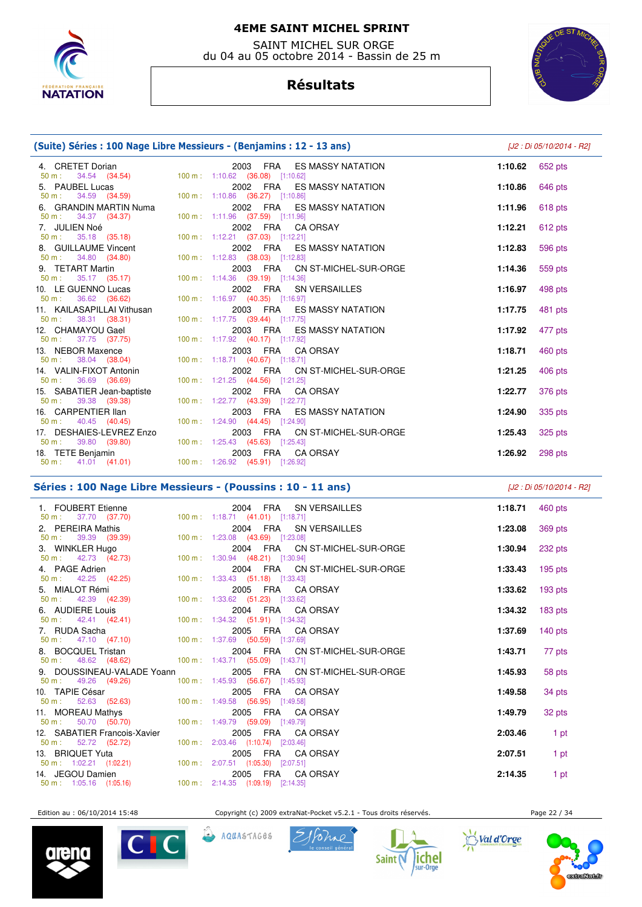# 4EME SAINT MICHEL SPRINT

SAINT MICHEL SUR ORGE
du 04 au 05 octobre 2014 - Bassin de 25 m

## Résultats

### (Suite) Séries : 100 Nage Libre Messieurs - (Benjamins : 12 - 13 ans)

*[J2 : Di 05/10/2014 - R2]*

| Rang | Nom | Année | Nat. | Club | 50 m | 100 m | Temps | Points |
|---|---|---|---|---|---|---|---|---|
| 4. | CRETET Dorian | 2003 | FRA | ES MASSY NATATION | 34.54 (34.54) | 1:10.62 (36.08) [1:10.62] | 1:10.62 | 652 pts |
| 5. | PAUBEL Lucas | 2002 | FRA | ES MASSY NATATION | 34.59 (34.59) | 1:10.86 (36.27) [1:10.86] | 1:10.86 | 646 pts |
| 6. | GRANDIN MARTIN Numa | 2002 | FRA | ES MASSY NATATION | 34.37 (34.37) | 1:11.96 (37.59) [1:11.96] | 1:11.96 | 618 pts |
| 7. | JULIEN Noé | 2002 | FRA | CA ORSAY | 35.18 (35.18) | 1:12.21 (37.03) [1:12.21] | 1:12.21 | 612 pts |
| 8. | GUILLAUME Vincent | 2002 | FRA | ES MASSY NATATION | 34.80 (34.80) | 1:12.83 (38.03) [1:12.83] | 1:12.83 | 596 pts |
| 9. | TETART Martin | 2003 | FRA | CN ST-MICHEL-SUR-ORGE | 35.17 (35.17) | 1:14.36 (39.19) [1:14.36] | 1:14.36 | 559 pts |
| 10. | LE GUENNO Lucas | 2002 | FRA | SN VERSAILLES | 36.62 (36.62) | 1:16.97 (40.35) [1:16.97] | 1:16.97 | 498 pts |
| 11. | KAILASAPILLAI Vithusan | 2003 | FRA | ES MASSY NATATION | 38.31 (38.31) | 1:17.75 (39.44) [1:17.75] | 1:17.75 | 481 pts |
| 12. | CHAMAYOU Gael | 2003 | FRA | ES MASSY NATATION | 37.75 (37.75) | 1:17.92 (40.17) [1:17.92] | 1:17.92 | 477 pts |
| 13. | NEBOR Maxence | 2003 | FRA | CA ORSAY | 38.04 (38.04) | 1:18.71 (40.67) [1:18.71] | 1:18.71 | 460 pts |
| 14. | VALIN-FIXOT Antonin | 2002 | FRA | CN ST-MICHEL-SUR-ORGE | 36.69 (36.69) | 1:21.25 (44.56) [1:21.25] | 1:21.25 | 406 pts |
| 15. | SABATIER Jean-baptiste | 2002 | FRA | CA ORSAY | 39.38 (39.38) | 1:22.77 (43.39) [1:22.77] | 1:22.77 | 376 pts |
| 16. | CARPENTIER Ilan | 2003 | FRA | ES MASSY NATATION | 40.45 (40.45) | 1:24.90 (44.45) [1:24.90] | 1:24.90 | 335 pts |
| 17. | DESHAIES-LEVREZ Enzo | 2003 | FRA | CN ST-MICHEL-SUR-ORGE | 39.80 (39.80) | 1:25.43 (45.63) [1:25.43] | 1:25.43 | 325 pts |
| 18. | TETE Benjamin | 2003 | FRA | CA ORSAY | 41.01 (41.01) | 1:26.92 (45.91) [1:26.92] | 1:26.92 | 298 pts |

### Séries : 100 Nage Libre Messieurs - (Poussins : 10 - 11 ans)

*[J2 : Di 05/10/2014 - R2]*

| Rang | Nom | Année | Nat. | Club | 50 m | 100 m | Temps | Points |
|---|---|---|---|---|---|---|---|---|
| 1. | FOUBERT Etienne | 2004 | FRA | SN VERSAILLES | 37.70 (37.70) | 1:18.71 (41.01) [1:18.71] | 1:18.71 | 460 pts |
| 2. | PEREIRA Mathis | 2004 | FRA | SN VERSAILLES | 39.39 (39.39) | 1:23.08 (43.69) [1:23.08] | 1:23.08 | 369 pts |
| 3. | WINKLER Hugo | 2004 | FRA | CN ST-MICHEL-SUR-ORGE | 42.73 (42.73) | 1:30.94 (48.21) [1:30.94] | 1:30.94 | 232 pts |
| 4. | PAGE Adrien | 2004 | FRA | CN ST-MICHEL-SUR-ORGE | 42.25 (42.25) | 1:33.43 (51.18) [1:33.43] | 1:33.43 | 195 pts |
| 5. | MIALOT Rémi | 2005 | FRA | CA ORSAY | 42.39 (42.39) | 1:33.62 (51.23) [1:33.62] | 1:33.62 | 193 pts |
| 6. | AUDIERE Louis | 2004 | FRA | CA ORSAY | 42.41 (42.41) | 1:34.32 (51.91) [1:34.32] | 1:34.32 | 183 pts |
| 7. | RUDA Sacha | 2005 | FRA | CA ORSAY | 47.10 (47.10) | 1:37.69 (50.59) [1:37.69] | 1:37.69 | 140 pts |
| 8. | BOCQUEL Tristan | 2004 | FRA | CN ST-MICHEL-SUR-ORGE | 48.62 (48.62) | 1:43.71 (55.09) [1:43.71] | 1:43.71 | 77 pts |
| 9. | DOUSSINEAU-VALADE Yoann | 2005 | FRA | CN ST-MICHEL-SUR-ORGE | 49.26 (49.26) | 1:45.93 (56.67) [1:45.93] | 1:45.93 | 58 pts |
| 10. | TAPIE César | 2005 | FRA | CA ORSAY | 52.63 (52.63) | 1:49.58 (56.95) [1:49.58] | 1:49.58 | 34 pts |
| 11. | MOREAU Mathys | 2005 | FRA | CA ORSAY | 50.70 (50.70) | 1:49.79 (59.09) [1:49.79] | 1:49.79 | 32 pts |
| 12. | SABATIER Francois-Xavier | 2005 | FRA | CA ORSAY | 52.72 (52.72) | 2:03.46 (1:10.74) [2:03.46] | 2:03.46 | 1 pt |
| 13. | BRIQUET Yuta | 2005 | FRA | CA ORSAY | 1:02.21 (1:02.21) | 2:07.51 (1:05.30) [2:07.51] | 2:07.51 | 1 pt |
| 14. | JEGOU Damien | 2005 | FRA | CA ORSAY | 1:05.16 (1:05.16) | 2:14.35 (1:09.19) [2:14.35] | 2:14.35 | 1 pt |

Edition au : 06/10/2014 15:48 — Copyright (c) 2009 extraNat-Pocket v5.2.1 - Tous droits réservés.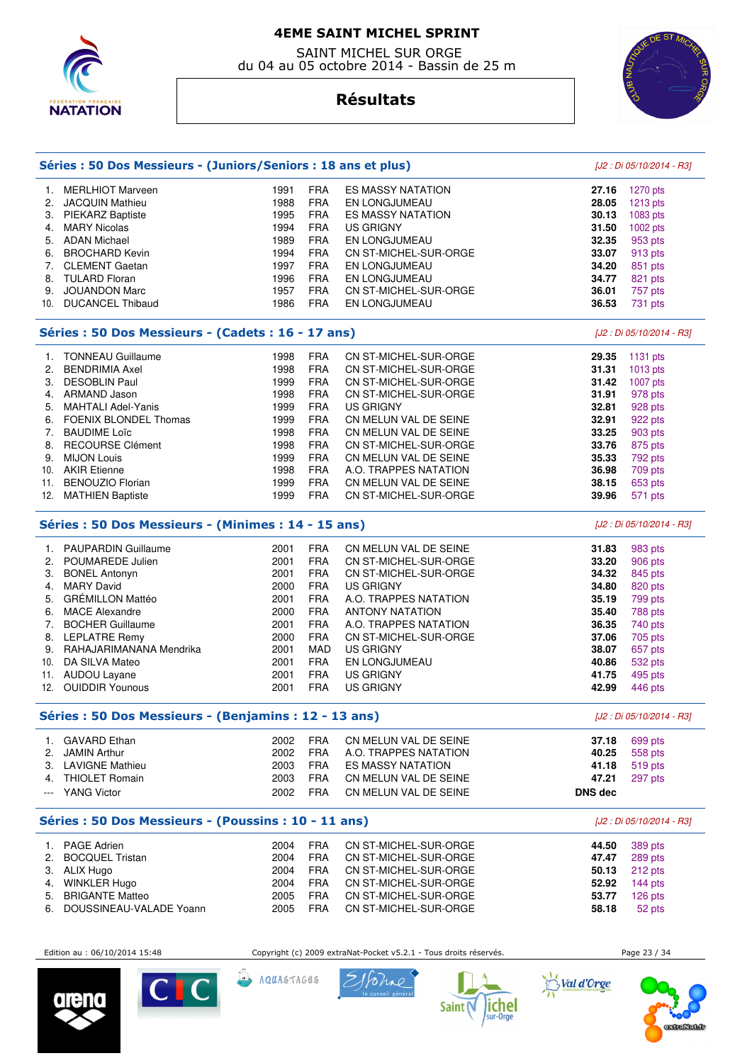# 4EME SAINT MICHEL SPRINT

SAINT MICHEL SUR ORGE
du 04 au 05 octobre 2014 - Bassin de 25 m

## Résultats

### Séries : 50 Dos Messieurs - (Juniors/Seniors : 18 ans et plus)

*[J2 : Di 05/10/2014 - R3]*

| | Nom | Année | Nat. | Club | Temps | Points |
|---|---|---|---|---|---|---|
| 1. | MERLHIOT Marveen | 1991 | FRA | ES MASSY NATATION | **27.16** | 1270 pts |
| 2. | JACQUIN Mathieu | 1988 | FRA | EN LONGJUMEAU | **28.05** | 1213 pts |
| 3. | PIEKARZ Baptiste | 1995 | FRA | ES MASSY NATATION | **30.13** | 1083 pts |
| 4. | MARY Nicolas | 1994 | FRA | US GRIGNY | **31.50** | 1002 pts |
| 5. | ADAN Michael | 1989 | FRA | EN LONGJUMEAU | **32.35** | 953 pts |
| 6. | BROCHARD Kevin | 1994 | FRA | CN ST-MICHEL-SUR-ORGE | **33.07** | 913 pts |
| 7. | CLEMENT Gaetan | 1997 | FRA | EN LONGJUMEAU | **34.20** | 851 pts |
| 8. | TULARD Floran | 1996 | FRA | EN LONGJUMEAU | **34.77** | 821 pts |
| 9. | JOUANDON Marc | 1957 | FRA | CN ST-MICHEL-SUR-ORGE | **36.01** | 757 pts |
| 10. | DUCANCEL Thibaud | 1986 | FRA | EN LONGJUMEAU | **36.53** | 731 pts |

### Séries : 50 Dos Messieurs - (Cadets : 16 - 17 ans)

*[J2 : Di 05/10/2014 - R3]*

| | Nom | Année | Nat. | Club | Temps | Points |
|---|---|---|---|---|---|---|
| 1. | TONNEAU Guillaume | 1998 | FRA | CN ST-MICHEL-SUR-ORGE | **29.35** | 1131 pts |
| 2. | BENDRIMIA Axel | 1998 | FRA | CN ST-MICHEL-SUR-ORGE | **31.31** | 1013 pts |
| 3. | DESOBLIN Paul | 1999 | FRA | CN ST-MICHEL-SUR-ORGE | **31.42** | 1007 pts |
| 4. | ARMAND Jason | 1998 | FRA | CN ST-MICHEL-SUR-ORGE | **31.91** | 978 pts |
| 5. | MAHTALI Adel-Yanis | 1999 | FRA | US GRIGNY | **32.81** | 928 pts |
| 6. | FOENIX BLONDEL Thomas | 1999 | FRA | CN MELUN VAL DE SEINE | **32.91** | 922 pts |
| 7. | BAUDIME Loïc | 1998 | FRA | CN MELUN VAL DE SEINE | **33.25** | 903 pts |
| 8. | RECOURSE Clément | 1998 | FRA | CN ST-MICHEL-SUR-ORGE | **33.76** | 875 pts |
| 9. | MIJON Louis | 1999 | FRA | CN MELUN VAL DE SEINE | **35.33** | 792 pts |
| 10. | AKIR Etienne | 1998 | FRA | A.O. TRAPPES NATATION | **36.98** | 709 pts |
| 11. | BENOUZIO Florian | 1999 | FRA | CN MELUN VAL DE SEINE | **38.15** | 653 pts |
| 12. | MATHIEN Baptiste | 1999 | FRA | CN ST-MICHEL-SUR-ORGE | **39.96** | 571 pts |

### Séries : 50 Dos Messieurs - (Minimes : 14 - 15 ans)

*[J2 : Di 05/10/2014 - R3]*

| | Nom | Année | Nat. | Club | Temps | Points |
|---|---|---|---|---|---|---|
| 1. | PAUPARDIN Guillaume | 2001 | FRA | CN MELUN VAL DE SEINE | **31.83** | 983 pts |
| 2. | POUMAREDE Julien | 2001 | FRA | CN ST-MICHEL-SUR-ORGE | **33.20** | 906 pts |
| 3. | BONEL Antonyn | 2001 | FRA | CN ST-MICHEL-SUR-ORGE | **34.32** | 845 pts |
| 4. | MARY David | 2000 | FRA | US GRIGNY | **34.80** | 820 pts |
| 5. | GRÉMILLON Mattéo | 2001 | FRA | A.O. TRAPPES NATATION | **35.19** | 799 pts |
| 6. | MACE Alexandre | 2000 | FRA | ANTONY NATATION | **35.40** | 788 pts |
| 7. | BOCHER Guillaume | 2001 | FRA | A.O. TRAPPES NATATION | **36.35** | 740 pts |
| 8. | LEPLATRE Remy | 2000 | FRA | CN ST-MICHEL-SUR-ORGE | **37.06** | 705 pts |
| 9. | RAHAJARIMANANA Mendrika | 2001 | MAD | US GRIGNY | **38.07** | 657 pts |
| 10. | DA SILVA Mateo | 2001 | FRA | EN LONGJUMEAU | **40.86** | 532 pts |
| 11. | AUDOU Layane | 2001 | FRA | US GRIGNY | **41.75** | 495 pts |
| 12. | OUIDDIR Younous | 2001 | FRA | US GRIGNY | **42.99** | 446 pts |

### Séries : 50 Dos Messieurs - (Benjamins : 12 - 13 ans)

*[J2 : Di 05/10/2014 - R3]*

| | Nom | Année | Nat. | Club | Temps | Points |
|---|---|---|---|---|---|---|
| 1. | GAVARD Ethan | 2002 | FRA | CN MELUN VAL DE SEINE | **37.18** | 699 pts |
| 2. | JAMIN Arthur | 2002 | FRA | A.O. TRAPPES NATATION | **40.25** | 558 pts |
| 3. | LAVIGNE Mathieu | 2003 | FRA | ES MASSY NATATION | **41.18** | 519 pts |
| 4. | THIOLET Romain | 2003 | FRA | CN MELUN VAL DE SEINE | **47.21** | 297 pts |
| --- | YANG Victor | 2002 | FRA | CN MELUN VAL DE SEINE | **DNS dec** | |

### Séries : 50 Dos Messieurs - (Poussins : 10 - 11 ans)

*[J2 : Di 05/10/2014 - R3]*

| | Nom | Année | Nat. | Club | Temps | Points |
|---|---|---|---|---|---|---|
| 1. | PAGE Adrien | 2004 | FRA | CN ST-MICHEL-SUR-ORGE | **44.50** | 389 pts |
| 2. | BOCQUEL Tristan | 2004 | FRA | CN ST-MICHEL-SUR-ORGE | **47.47** | 289 pts |
| 3. | ALIX Hugo | 2004 | FRA | CN ST-MICHEL-SUR-ORGE | **50.13** | 212 pts |
| 4. | WINKLER Hugo | 2004 | FRA | CN ST-MICHEL-SUR-ORGE | **52.92** | 144 pts |
| 5. | BRIGANTE Matteo | 2005 | FRA | CN ST-MICHEL-SUR-ORGE | **53.77** | 126 pts |
| 6. | DOUSSINEAU-VALADE Yoann | 2005 | FRA | CN ST-MICHEL-SUR-ORGE | **58.18** | 52 pts |

Edition au : 06/10/2014 15:48 — Copyright (c) 2009 extraNat-Pocket v5.2.1 - Tous droits réservés.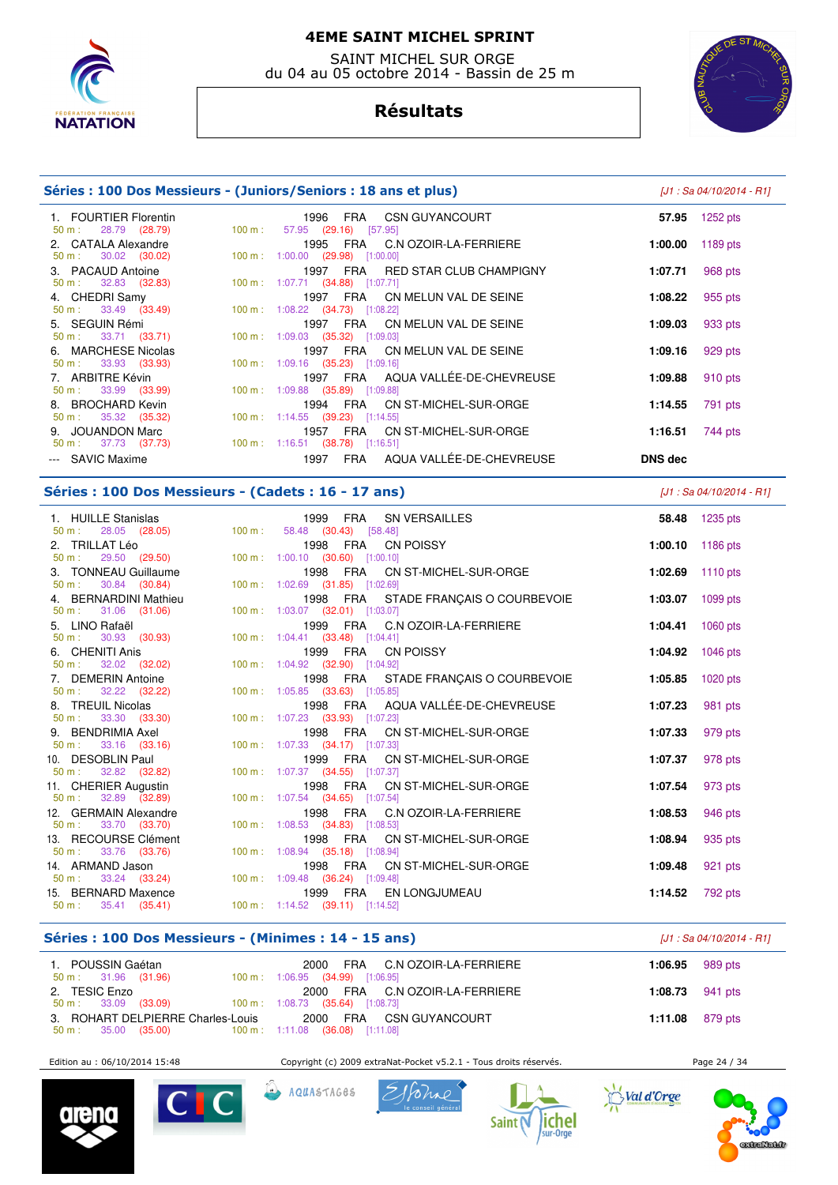# 4EME SAINT MICHEL SPRINT

SAINT MICHEL SUR ORGE
du 04 au 05 octobre 2014 - Bassin de 25 m

## Résultats

### Séries : 100 Dos Messieurs - (Juniors/Seniors : 18 ans et plus)

*[J1 : Sa 04/10/2014 - R1]*

| Rang | Nom | Année | Nat. | Club | Temps | Points |
|---|---|---|---|---|---|---|
| 1. | FOURTIER Florentin | 1996 | FRA | CSN GUYANCOURT | 57.95 | 1252 pts |
| | 50 m : 28.79 (28.79) | 100 m : 57.95 (29.16) [57.95] | | | | |
| 2. | CATALA Alexandre | 1995 | FRA | C.N OZOIR-LA-FERRIERE | 1:00.00 | 1189 pts |
| | 50 m : 30.02 (30.02) | 100 m : 1:00.00 (29.98) [1:00.00] | | | | |
| 3. | PACAUD Antoine | 1997 | FRA | RED STAR CLUB CHAMPIGNY | 1:07.71 | 968 pts |
| | 50 m : 32.83 (32.83) | 100 m : 1:07.71 (34.88) [1:07.71] | | | | |
| 4. | CHEDRI Samy | 1997 | FRA | CN MELUN VAL DE SEINE | 1:08.22 | 955 pts |
| | 50 m : 33.49 (33.49) | 100 m : 1:08.22 (34.73) [1:08.22] | | | | |
| 5. | SEGUIN Rémi | 1997 | FRA | CN MELUN VAL DE SEINE | 1:09.03 | 933 pts |
| | 50 m : 33.71 (33.71) | 100 m : 1:09.03 (35.32) [1:09.03] | | | | |
| 6. | MARCHESE Nicolas | 1997 | FRA | CN MELUN VAL DE SEINE | 1:09.16 | 929 pts |
| | 50 m : 33.93 (33.93) | 100 m : 1:09.16 (35.23) [1:09.16] | | | | |
| 7. | ARBITRE Kévin | 1997 | FRA | AQUA VALLÉE-DE-CHEVREUSE | 1:09.88 | 910 pts |
| | 50 m : 33.99 (33.99) | 100 m : 1:09.88 (35.89) [1:09.88] | | | | |
| 8. | BROCHARD Kevin | 1994 | FRA | CN ST-MICHEL-SUR-ORGE | 1:14.55 | 791 pts |
| | 50 m : 35.32 (35.32) | 100 m : 1:14.55 (39.23) [1:14.55] | | | | |
| 9. | JOUANDON Marc | 1957 | FRA | CN ST-MICHEL-SUR-ORGE | 1:16.51 | 744 pts |
| | 50 m : 37.73 (37.73) | 100 m : 1:16.51 (38.78) [1:16.51] | | | | |
| --- | SAVIC Maxime | 1997 | FRA | AQUA VALLÉE-DE-CHEVREUSE | DNS dec | |

### Séries : 100 Dos Messieurs - (Cadets : 16 - 17 ans)

*[J1 : Sa 04/10/2014 - R1]*

| Rang | Nom | Année | Nat. | Club | Temps | Points |
|---|---|---|---|---|---|---|
| 1. | HUILLE Stanislas | 1999 | FRA | SN VERSAILLES | 58.48 | 1235 pts |
| | 50 m : 28.05 (28.05) | 100 m : 58.48 (30.43) [58.48] | | | | |
| 2. | TRILLAT Léo | 1998 | FRA | CN POISSY | 1:00.10 | 1186 pts |
| | 50 m : 29.50 (29.50) | 100 m : 1:00.10 (30.60) [1:00.10] | | | | |
| 3. | TONNEAU Guillaume | 1998 | FRA | CN ST-MICHEL-SUR-ORGE | 1:02.69 | 1110 pts |
| | 50 m : 30.84 (30.84) | 100 m : 1:02.69 (31.85) [1:02.69] | | | | |
| 4. | BERNARDINI Mathieu | 1998 | FRA | STADE FRANÇAIS O COURBEVOIE | 1:03.07 | 1099 pts |
| | 50 m : 31.06 (31.06) | 100 m : 1:03.07 (32.01) [1:03.07] | | | | |
| 5. | LINO Rafaël | 1999 | FRA | C.N OZOIR-LA-FERRIERE | 1:04.41 | 1060 pts |
| | 50 m : 30.93 (30.93) | 100 m : 1:04.41 (33.48) [1:04.41] | | | | |
| 6. | CHENITI Anis | 1999 | FRA | CN POISSY | 1:04.92 | 1046 pts |
| | 50 m : 32.02 (32.02) | 100 m : 1:04.92 (32.90) [1:04.92] | | | | |
| 7. | DEMERIN Antoine | 1998 | FRA | STADE FRANÇAIS O COURBEVOIE | 1:05.85 | 1020 pts |
| | 50 m : 32.22 (32.22) | 100 m : 1:05.85 (33.63) [1:05.85] | | | | |
| 8. | TREUIL Nicolas | 1998 | FRA | AQUA VALLÉE-DE-CHEVREUSE | 1:07.23 | 981 pts |
| | 50 m : 33.30 (33.30) | 100 m : 1:07.23 (33.93) [1:07.23] | | | | |
| 9. | BENDRIMIA Axel | 1998 | FRA | CN ST-MICHEL-SUR-ORGE | 1:07.33 | 979 pts |
| | 50 m : 33.16 (33.16) | 100 m : 1:07.33 (34.17) [1:07.33] | | | | |
| 10. | DESOBLIN Paul | 1999 | FRA | CN ST-MICHEL-SUR-ORGE | 1:07.37 | 978 pts |
| | 50 m : 32.82 (32.82) | 100 m : 1:07.37 (34.55) [1:07.37] | | | | |
| 11. | CHERIER Augustin | 1998 | FRA | CN ST-MICHEL-SUR-ORGE | 1:07.54 | 973 pts |
| | 50 m : 32.89 (32.89) | 100 m : 1:07.54 (34.65) [1:07.54] | | | | |
| 12. | GERMAIN Alexandre | 1998 | FRA | C.N OZOIR-LA-FERRIERE | 1:08.53 | 946 pts |
| | 50 m : 33.70 (33.70) | 100 m : 1:08.53 (34.83) [1:08.53] | | | | |
| 13. | RECOURSE Clément | 1998 | FRA | CN ST-MICHEL-SUR-ORGE | 1:08.94 | 935 pts |
| | 50 m : 33.76 (33.76) | 100 m : 1:08.94 (35.18) [1:08.94] | | | | |
| 14. | ARMAND Jason | 1998 | FRA | CN ST-MICHEL-SUR-ORGE | 1:09.48 | 921 pts |
| | 50 m : 33.24 (33.24) | 100 m : 1:09.48 (36.24) [1:09.48] | | | | |
| 15. | BERNARD Maxence | 1999 | FRA | EN LONGJUMEAU | 1:14.52 | 792 pts |
| | 50 m : 35.41 (35.41) | 100 m : 1:14.52 (39.11) [1:14.52] | | | | |

### Séries : 100 Dos Messieurs - (Minimes : 14 - 15 ans)

*[J1 : Sa 04/10/2014 - R1]*

| Rang | Nom | Année | Nat. | Club | Temps | Points |
|---|---|---|---|---|---|---|
| 1. | POUSSIN Gaétan | 2000 | FRA | C.N OZOIR-LA-FERRIERE | 1:06.95 | 989 pts |
| | 50 m : 31.96 (31.96) | 100 m : 1:06.95 (34.99) [1:06.95] | | | | |
| 2. | TESIC Enzo | 2000 | FRA | C.N OZOIR-LA-FERRIERE | 1:08.73 | 941 pts |
| | 50 m : 33.09 (33.09) | 100 m : 1:08.73 (35.64) [1:08.73] | | | | |
| 3. | ROHART DELPIERRE Charles-Louis | 2000 | FRA | CSN GUYANCOURT | 1:11.08 | 879 pts |
| | 50 m : 35.00 (35.00) | 100 m : 1:11.08 (36.08) [1:11.08] | | | | |

Edition au : 06/10/2014 15:48 — Copyright (c) 2009 extraNat-Pocket v5.2.1 - Tous droits réservés.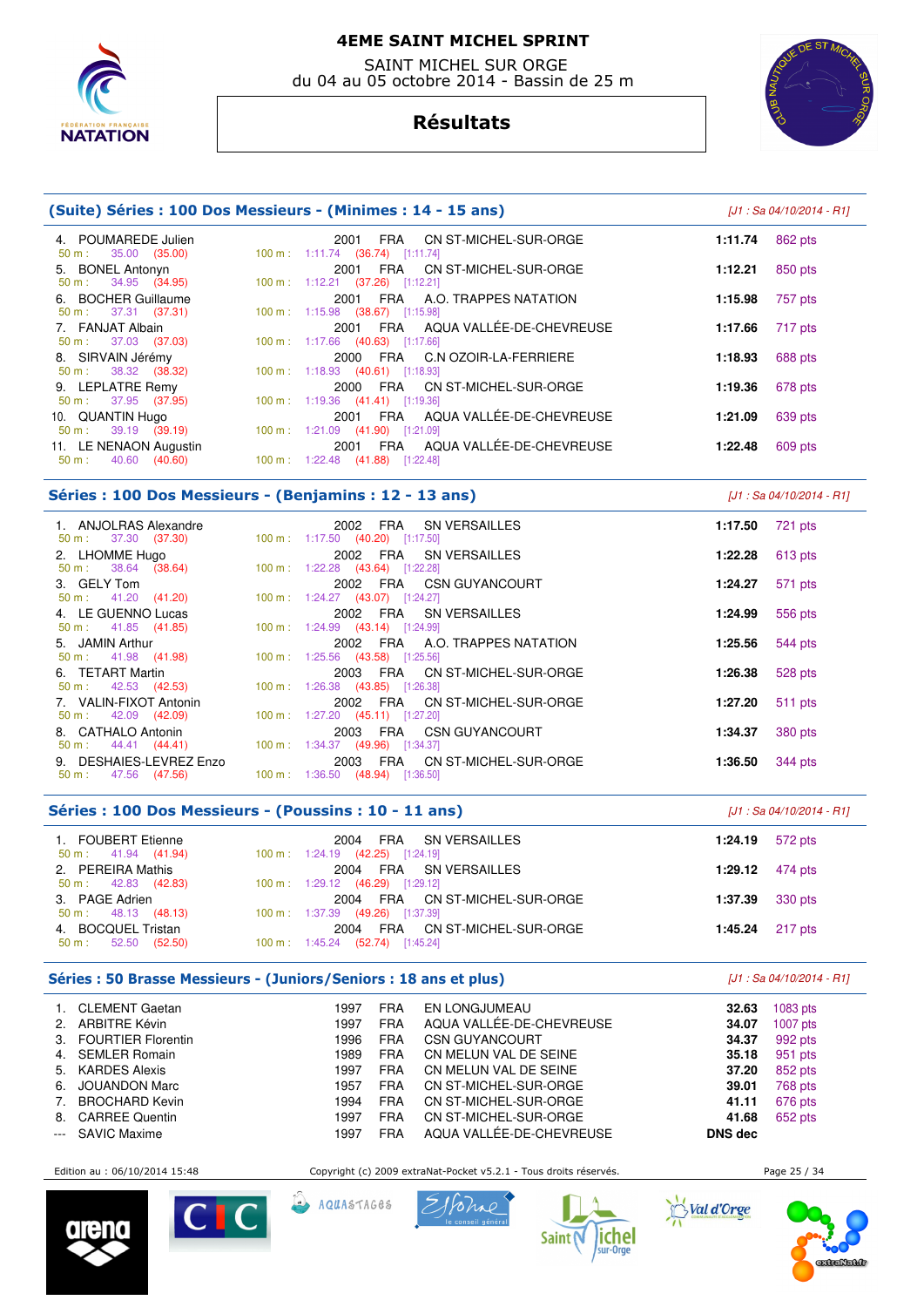# 4EME SAINT MICHEL SPRINT

SAINT MICHEL SUR ORGE
du 04 au 05 octobre 2014 - Bassin de 25 m

## Résultats

### (Suite) Séries : 100 Dos Messieurs - (Minimes : 14 - 15 ans)

*[J1 : Sa 04/10/2014 - R1]*

| Rang | Nom | Année | Nat. | Club | Temps | Points |
|---|---|---|---|---|---|---|
| 4. | POUMAREDE Julien | 2001 | FRA | CN ST-MICHEL-SUR-ORGE | 1:11.74 | 862 pts |
| | 50 m : 35.00 (35.00) — 100 m : 1:11.74 (36.74) [1:11.74] | | | | | |
| 5. | BONEL Antonyn | 2001 | FRA | CN ST-MICHEL-SUR-ORGE | 1:12.21 | 850 pts |
| | 50 m : 34.95 (34.95) — 100 m : 1:12.21 (37.26) [1:12.21] | | | | | |
| 6. | BOCHER Guillaume | 2001 | FRA | A.O. TRAPPES NATATION | 1:15.98 | 757 pts |
| | 50 m : 37.31 (37.31) — 100 m : 1:15.98 (38.67) [1:15.98] | | | | | |
| 7. | FANJAT Albain | 2001 | FRA | AQUA VALLÉE-DE-CHEVREUSE | 1:17.66 | 717 pts |
| | 50 m : 37.03 (37.03) — 100 m : 1:17.66 (40.63) [1:17.66] | | | | | |
| 8. | SIRVAIN Jérémy | 2000 | FRA | C.N OZOIR-LA-FERRIERE | 1:18.93 | 688 pts |
| | 50 m : 38.32 (38.32) — 100 m : 1:18.93 (40.61) [1:18.93] | | | | | |
| 9. | LEPLATRE Remy | 2000 | FRA | CN ST-MICHEL-SUR-ORGE | 1:19.36 | 678 pts |
| | 50 m : 37.95 (37.95) — 100 m : 1:19.36 (41.41) [1:19.36] | | | | | |
| 10. | QUANTIN Hugo | 2001 | FRA | AQUA VALLÉE-DE-CHEVREUSE | 1:21.09 | 639 pts |
| | 50 m : 39.19 (39.19) — 100 m : 1:21.09 (41.90) [1:21.09] | | | | | |
| 11. | LE NENAON Augustin | 2001 | FRA | AQUA VALLÉE-DE-CHEVREUSE | 1:22.48 | 609 pts |
| | 50 m : 40.60 (40.60) — 100 m : 1:22.48 (41.88) [1:22.48] | | | | | |

### Séries : 100 Dos Messieurs - (Benjamins : 12 - 13 ans)

*[J1 : Sa 04/10/2014 - R1]*

| Rang | Nom | Année | Nat. | Club | Temps | Points |
|---|---|---|---|---|---|---|
| 1. | ANJOLRAS Alexandre | 2002 | FRA | SN VERSAILLES | 1:17.50 | 721 pts |
| | 50 m : 37.30 (37.30) — 100 m : 1:17.50 (40.20) [1:17.50] | | | | | |
| 2. | LHOMME Hugo | 2002 | FRA | SN VERSAILLES | 1:22.28 | 613 pts |
| | 50 m : 38.64 (38.64) — 100 m : 1:22.28 (43.64) [1:22.28] | | | | | |
| 3. | GELY Tom | 2002 | FRA | CSN GUYANCOURT | 1:24.27 | 571 pts |
| | 50 m : 41.20 (41.20) — 100 m : 1:24.27 (43.07) [1:24.27] | | | | | |
| 4. | LE GUENNO Lucas | 2002 | FRA | SN VERSAILLES | 1:24.99 | 556 pts |
| | 50 m : 41.85 (41.85) — 100 m : 1:24.99 (43.14) [1:24.99] | | | | | |
| 5. | JAMIN Arthur | 2002 | FRA | A.O. TRAPPES NATATION | 1:25.56 | 544 pts |
| | 50 m : 41.98 (41.98) — 100 m : 1:25.56 (43.58) [1:25.56] | | | | | |
| 6. | TETART Martin | 2003 | FRA | CN ST-MICHEL-SUR-ORGE | 1:26.38 | 528 pts |
| | 50 m : 42.53 (42.53) — 100 m : 1:26.38 (43.85) [1:26.38] | | | | | |
| 7. | VALIN-FIXOT Antonin | 2002 | FRA | CN ST-MICHEL-SUR-ORGE | 1:27.20 | 511 pts |
| | 50 m : 42.09 (42.09) — 100 m : 1:27.20 (45.11) [1:27.20] | | | | | |
| 8. | CATHALO Antonin | 2003 | FRA | CSN GUYANCOURT | 1:34.37 | 380 pts |
| | 50 m : 44.41 (44.41) — 100 m : 1:34.37 (49.96) [1:34.37] | | | | | |
| 9. | DESHAIES-LEVREZ Enzo | 2003 | FRA | CN ST-MICHEL-SUR-ORGE | 1:36.50 | 344 pts |
| | 50 m : 47.56 (47.56) — 100 m : 1:36.50 (48.94) [1:36.50] | | | | | |

### Séries : 100 Dos Messieurs - (Poussins : 10 - 11 ans)

*[J1 : Sa 04/10/2014 - R1]*

| Rang | Nom | Année | Nat. | Club | Temps | Points |
|---|---|---|---|---|---|---|
| 1. | FOUBERT Etienne | 2004 | FRA | SN VERSAILLES | 1:24.19 | 572 pts |
| | 50 m : 41.94 (41.94) — 100 m : 1:24.19 (42.25) [1:24.19] | | | | | |
| 2. | PEREIRA Mathis | 2004 | FRA | SN VERSAILLES | 1:29.12 | 474 pts |
| | 50 m : 42.83 (42.83) — 100 m : 1:29.12 (46.29) [1:29.12] | | | | | |
| 3. | PAGE Adrien | 2004 | FRA | CN ST-MICHEL-SUR-ORGE | 1:37.39 | 330 pts |
| | 50 m : 48.13 (48.13) — 100 m : 1:37.39 (49.26) [1:37.39] | | | | | |
| 4. | BOCQUEL Tristan | 2004 | FRA | CN ST-MICHEL-SUR-ORGE | 1:45.24 | 217 pts |
| | 50 m : 52.50 (52.50) — 100 m : 1:45.24 (52.74) [1:45.24] | | | | | |

### Séries : 50 Brasse Messieurs - (Juniors/Seniors : 18 ans et plus)

*[J1 : Sa 04/10/2014 - R1]*

| Rang | Nom | Année | Nat. | Club | Temps | Points |
|---|---|---|---|---|---|---|
| 1. | CLEMENT Gaetan | 1997 | FRA | EN LONGJUMEAU | 32.63 | 1083 pts |
| 2. | ARBITRE Kévin | 1997 | FRA | AQUA VALLÉE-DE-CHEVREUSE | 34.07 | 1007 pts |
| 3. | FOURTIER Florentin | 1996 | FRA | CSN GUYANCOURT | 34.37 | 992 pts |
| 4. | SEMLER Romain | 1989 | FRA | CN MELUN VAL DE SEINE | 35.18 | 951 pts |
| 5. | KARDES Alexis | 1997 | FRA | CN MELUN VAL DE SEINE | 37.20 | 852 pts |
| 6. | JOUANDON Marc | 1957 | FRA | CN ST-MICHEL-SUR-ORGE | 39.01 | 768 pts |
| 7. | BROCHARD Kevin | 1994 | FRA | CN ST-MICHEL-SUR-ORGE | 41.11 | 676 pts |
| 8. | CARREE Quentin | 1997 | FRA | CN ST-MICHEL-SUR-ORGE | 41.68 | 652 pts |
| --- | SAVIC Maxime | 1997 | FRA | AQUA VALLÉE-DE-CHEVREUSE | DNS dec | |

Edition au : 06/10/2014 15:48 — Copyright (c) 2009 extraNat-Pocket v5.2.1 - Tous droits réservés.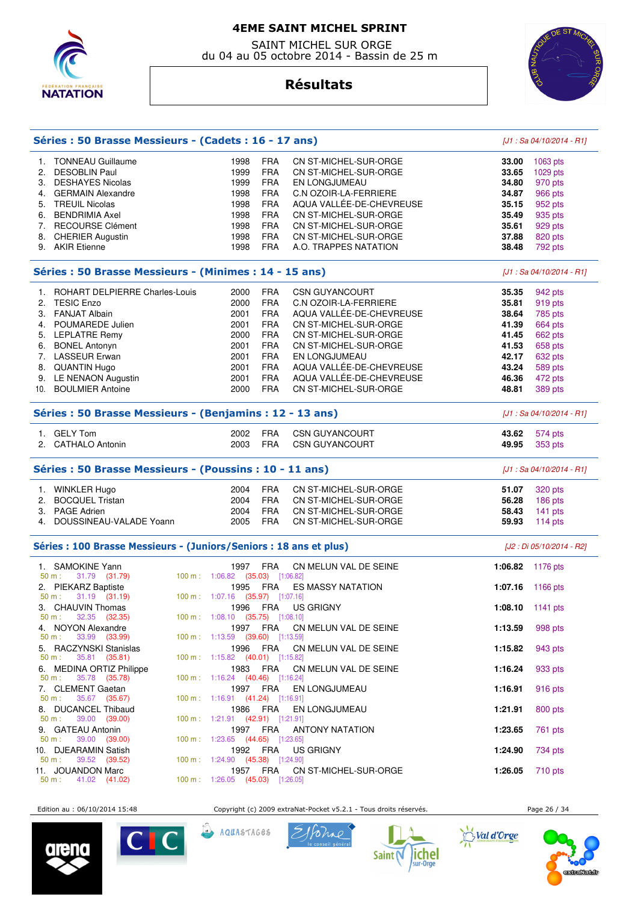# 4EME SAINT MICHEL SPRINT

SAINT MICHEL SUR ORGE
du 04 au 05 octobre 2014 - Bassin de 25 m

## Résultats

### Séries : 50 Brasse Messieurs - (Cadets : 16 - 17 ans)

*[J1 : Sa 04/10/2014 - R1]*

| | Nom | Année | Nat. | Club | Temps | Points |
|---|---|---|---|---|---|---|
| 1. | TONNEAU Guillaume | 1998 | FRA | CN ST-MICHEL-SUR-ORGE | **33.00** | 1063 pts |
| 2. | DESOBLIN Paul | 1999 | FRA | CN ST-MICHEL-SUR-ORGE | **33.65** | 1029 pts |
| 3. | DESHAYES Nicolas | 1998 | FRA | EN LONGJUMEAU | **34.80** | 970 pts |
| 4. | GERMAIN Alexandre | 1998 | FRA | C.N OZOIR-LA-FERRIERE | **34.87** | 966 pts |
| 5. | TREUIL Nicolas | 1998 | FRA | AQUA VALLÉE-DE-CHEVREUSE | **35.15** | 952 pts |
| 6. | BENDRIMIA Axel | 1998 | FRA | CN ST-MICHEL-SUR-ORGE | **35.49** | 935 pts |
| 7. | RECOURSE Clément | 1998 | FRA | CN ST-MICHEL-SUR-ORGE | **35.61** | 929 pts |
| 8. | CHERIER Augustin | 1998 | FRA | CN ST-MICHEL-SUR-ORGE | **37.88** | 820 pts |
| 9. | AKIR Etienne | 1998 | FRA | A.O. TRAPPES NATATION | **38.48** | 792 pts |

### Séries : 50 Brasse Messieurs - (Minimes : 14 - 15 ans)

*[J1 : Sa 04/10/2014 - R1]*

| | Nom | Année | Nat. | Club | Temps | Points |
|---|---|---|---|---|---|---|
| 1. | ROHART DELPIERRE Charles-Louis | 2000 | FRA | CSN GUYANCOURT | **35.35** | 942 pts |
| 2. | TESIC Enzo | 2000 | FRA | C.N OZOIR-LA-FERRIERE | **35.81** | 919 pts |
| 3. | FANJAT Albain | 2001 | FRA | AQUA VALLÉE-DE-CHEVREUSE | **38.64** | 785 pts |
| 4. | POUMAREDE Julien | 2001 | FRA | CN ST-MICHEL-SUR-ORGE | **41.39** | 664 pts |
| 5. | LEPLATRE Remy | 2000 | FRA | CN ST-MICHEL-SUR-ORGE | **41.45** | 662 pts |
| 6. | BONEL Antonyn | 2001 | FRA | CN ST-MICHEL-SUR-ORGE | **41.53** | 658 pts |
| 7. | LASSEUR Erwan | 2001 | FRA | EN LONGJUMEAU | **42.17** | 632 pts |
| 8. | QUANTIN Hugo | 2001 | FRA | AQUA VALLÉE-DE-CHEVREUSE | **43.24** | 589 pts |
| 9. | LE NENAON Augustin | 2001 | FRA | AQUA VALLÉE-DE-CHEVREUSE | **46.36** | 472 pts |
| 10. | BOULMIER Antoine | 2000 | FRA | CN ST-MICHEL-SUR-ORGE | **48.81** | 389 pts |

### Séries : 50 Brasse Messieurs - (Benjamins : 12 - 13 ans)

*[J1 : Sa 04/10/2014 - R1]*

| | Nom | Année | Nat. | Club | Temps | Points |
|---|---|---|---|---|---|---|
| 1. | GELY Tom | 2002 | FRA | CSN GUYANCOURT | **43.62** | 574 pts |
| 2. | CATHALO Antonin | 2003 | FRA | CSN GUYANCOURT | **49.95** | 353 pts |

### Séries : 50 Brasse Messieurs - (Poussins : 10 - 11 ans)

*[J1 : Sa 04/10/2014 - R1]*

| | Nom | Année | Nat. | Club | Temps | Points |
|---|---|---|---|---|---|---|
| 1. | WINKLER Hugo | 2004 | FRA | CN ST-MICHEL-SUR-ORGE | **51.07** | 320 pts |
| 2. | BOCQUEL Tristan | 2004 | FRA | CN ST-MICHEL-SUR-ORGE | **56.28** | 186 pts |
| 3. | PAGE Adrien | 2004 | FRA | CN ST-MICHEL-SUR-ORGE | **58.43** | 141 pts |
| 4. | DOUSSINEAU-VALADE Yoann | 2005 | FRA | CN ST-MICHEL-SUR-ORGE | **59.93** | 114 pts |

### Séries : 100 Brasse Messieurs - (Juniors/Seniors : 18 ans et plus)

*[J2 : Di 05/10/2014 - R2]*

| | Nom | 50 m | 100 m | Année | Nat. | Club | Temps | Points |
|---|---|---|---|---|---|---|---|---|
| 1. | SAMOKINE Yann | 31.79 (31.79) | 1:06.82 (35.03) [1:06.82] | 1997 | FRA | CN MELUN VAL DE SEINE | **1:06.82** | 1176 pts |
| 2. | PIEKARZ Baptiste | 31.19 (31.19) | 1:07.16 (35.97) [1:07.16] | 1995 | FRA | ES MASSY NATATION | **1:07.16** | 1166 pts |
| 3. | CHAUVIN Thomas | 32.35 (32.35) | 1:08.10 (35.75) [1:08.10] | 1996 | FRA | US GRIGNY | **1:08.10** | 1141 pts |
| 4. | NOYON Alexandre | 33.99 (33.99) | 1:13.59 (39.60) [1:13.59] | 1997 | FRA | CN MELUN VAL DE SEINE | **1:13.59** | 998 pts |
| 5. | RACZYNSKI Stanislas | 35.81 (35.81) | 1:15.82 (40.01) [1:15.82] | 1996 | FRA | CN MELUN VAL DE SEINE | **1:15.82** | 943 pts |
| 6. | MEDINA ORTIZ Philippe | 35.78 (35.78) | 1:16.24 (40.46) [1:16.24] | 1983 | FRA | CN MELUN VAL DE SEINE | **1:16.24** | 933 pts |
| 7. | CLEMENT Gaetan | 35.67 (35.67) | 1:16.91 (41.24) [1:16.91] | 1997 | FRA | EN LONGJUMEAU | **1:16.91** | 916 pts |
| 8. | DUCANCEL Thibaud | 39.00 (39.00) | 1:21.91 (42.91) [1:21.91] | 1986 | FRA | EN LONGJUMEAU | **1:21.91** | 800 pts |
| 9. | GATEAU Antonin | 39.00 (39.00) | 1:23.65 (44.65) [1:23.65] | 1997 | FRA | ANTONY NATATION | **1:23.65** | 761 pts |
| 10. | DJEARAMIN Satish | 39.52 (39.52) | 1:24.90 (45.38) [1:24.90] | 1992 | FRA | US GRIGNY | **1:24.90** | 734 pts |
| 11. | JOUANDON Marc | 41.02 (41.02) | 1:26.05 (45.03) [1:26.05] | 1957 | FRA | CN ST-MICHEL-SUR-ORGE | **1:26.05** | 710 pts |

Edition au : 06/10/2014 15:48 — Copyright (c) 2009 extraNat-Pocket v5.2.1 - Tous droits réservés.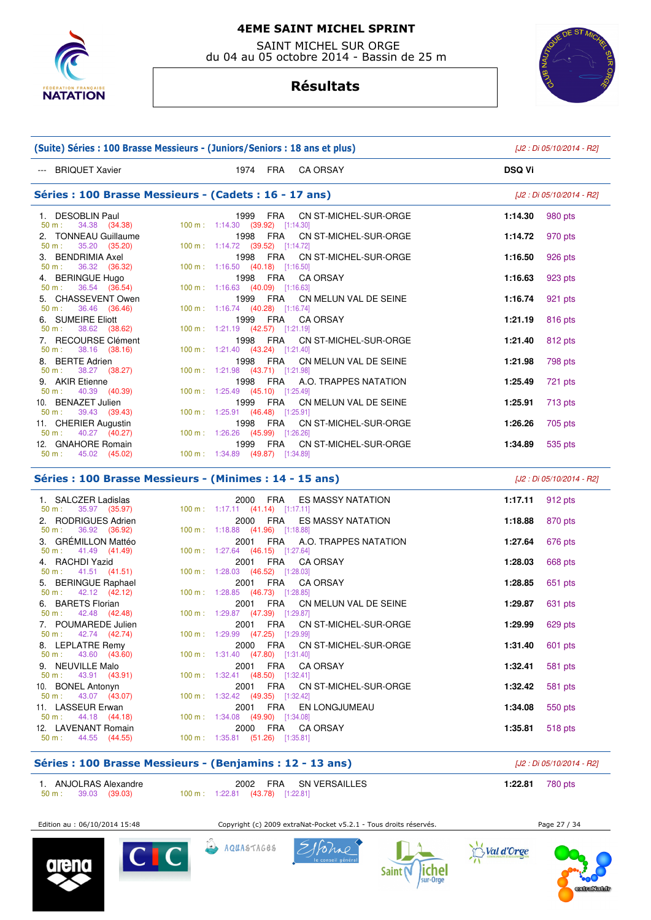# 4EME SAINT MICHEL SPRINT

SAINT MICHEL SUR ORGE
du 04 au 05 octobre 2014 - Bassin de 25 m

## Résultats

### (Suite) Séries : 100 Brasse Messieurs - (Juniors/Seniors : 18 ans et plus)

*[J2 : Di 05/10/2014 - R2]*

| Rang | Nom | Année | Nat. | Club | Temps | Points |
|---|---|---|---|---|---|---|
| --- | BRIQUET Xavier | 1974 | FRA | CA ORSAY | DSQ Vi | |

### Séries : 100 Brasse Messieurs - (Cadets : 16 - 17 ans)

*[J2 : Di 05/10/2014 - R2]*

| Rang | Nom | Année | Nat. | Club | Temps | Points |
|---|---|---|---|---|---|---|
| 1. | DESOBLIN Paul | 1999 | FRA | CN ST-MICHEL-SUR-ORGE | 1:14.30 | 980 pts |
| | 50 m : 34.38 (34.38) | 100 m : 1:14.30 (39.92) [1:14.30] | | | | |
| 2. | TONNEAU Guillaume | 1998 | FRA | CN ST-MICHEL-SUR-ORGE | 1:14.72 | 970 pts |
| | 50 m : 35.20 (35.20) | 100 m : 1:14.72 (39.52) [1:14.72] | | | | |
| 3. | BENDRIMIA Axel | 1998 | FRA | CN ST-MICHEL-SUR-ORGE | 1:16.50 | 926 pts |
| | 50 m : 36.32 (36.32) | 100 m : 1:16.50 (40.18) [1:16.50] | | | | |
| 4. | BERINGUE Hugo | 1998 | FRA | CA ORSAY | 1:16.63 | 923 pts |
| | 50 m : 36.54 (36.54) | 100 m : 1:16.63 (40.09) [1:16.63] | | | | |
| 5. | CHASSEVENT Owen | 1999 | FRA | CN MELUN VAL DE SEINE | 1:16.74 | 921 pts |
| | 50 m : 36.46 (36.46) | 100 m : 1:16.74 (40.28) [1:16.74] | | | | |
| 6. | SUMEIRE Eliott | 1999 | FRA | CA ORSAY | 1:21.19 | 816 pts |
| | 50 m : 38.62 (38.62) | 100 m : 1:21.19 (42.57) [1:21.19] | | | | |
| 7. | RECOURSE Clément | 1998 | FRA | CN ST-MICHEL-SUR-ORGE | 1:21.40 | 812 pts |
| | 50 m : 38.16 (38.16) | 100 m : 1:21.40 (43.24) [1:21.40] | | | | |
| 8. | BERTE Adrien | 1998 | FRA | CN MELUN VAL DE SEINE | 1:21.98 | 798 pts |
| | 50 m : 38.27 (38.27) | 100 m : 1:21.98 (43.71) [1:21.98] | | | | |
| 9. | AKIR Etienne | 1998 | FRA | A.O. TRAPPES NATATION | 1:25.49 | 721 pts |
| | 50 m : 40.39 (40.39) | 100 m : 1:25.49 (45.10) [1:25.49] | | | | |
| 10. | BENAZET Julien | 1999 | FRA | CN MELUN VAL DE SEINE | 1:25.91 | 713 pts |
| | 50 m : 39.43 (39.43) | 100 m : 1:25.91 (46.48) [1:25.91] | | | | |
| 11. | CHERIER Augustin | 1998 | FRA | CN ST-MICHEL-SUR-ORGE | 1:26.26 | 705 pts |
| | 50 m : 40.27 (40.27) | 100 m : 1:26.26 (45.99) [1:26.26] | | | | |
| 12. | GNAHORE Romain | 1999 | FRA | CN ST-MICHEL-SUR-ORGE | 1:34.89 | 535 pts |
| | 50 m : 45.02 (45.02) | 100 m : 1:34.89 (49.87) [1:34.89] | | | | |

### Séries : 100 Brasse Messieurs - (Minimes : 14 - 15 ans)

*[J2 : Di 05/10/2014 - R2]*

| Rang | Nom | Année | Nat. | Club | Temps | Points |
|---|---|---|---|---|---|---|
| 1. | SALCZER Ladislas | 2000 | FRA | ES MASSY NATATION | 1:17.11 | 912 pts |
| | 50 m : 35.97 (35.97) | 100 m : 1:17.11 (41.14) [1:17.11] | | | | |
| 2. | RODRIGUES Adrien | 2000 | FRA | ES MASSY NATATION | 1:18.88 | 870 pts |
| | 50 m : 36.92 (36.92) | 100 m : 1:18.88 (41.96) [1:18.88] | | | | |
| 3. | GRÉMILLON Mattéo | 2001 | FRA | A.O. TRAPPES NATATION | 1:27.64 | 676 pts |
| | 50 m : 41.49 (41.49) | 100 m : 1:27.64 (46.15) [1:27.64] | | | | |
| 4. | RACHDI Yazid | 2001 | FRA | CA ORSAY | 1:28.03 | 668 pts |
| | 50 m : 41.51 (41.51) | 100 m : 1:28.03 (46.52) [1:28.03] | | | | |
| 5. | BERINGUE Raphael | 2001 | FRA | CA ORSAY | 1:28.85 | 651 pts |
| | 50 m : 42.12 (42.12) | 100 m : 1:28.85 (46.73) [1:28.85] | | | | |
| 6. | BARETS Florian | 2001 | FRA | CN MELUN VAL DE SEINE | 1:29.87 | 631 pts |
| | 50 m : 42.48 (42.48) | 100 m : 1:29.87 (47.39) [1:29.87] | | | | |
| 7. | POUMAREDE Julien | 2001 | FRA | CN ST-MICHEL-SUR-ORGE | 1:29.99 | 629 pts |
| | 50 m : 42.74 (42.74) | 100 m : 1:29.99 (47.25) [1:29.99] | | | | |
| 8. | LEPLATRE Remy | 2000 | FRA | CN ST-MICHEL-SUR-ORGE | 1:31.40 | 601 pts |
| | 50 m : 43.60 (43.60) | 100 m : 1:31.40 (47.80) [1:31.40] | | | | |
| 9. | NEUVILLE Malo | 2001 | FRA | CA ORSAY | 1:32.41 | 581 pts |
| | 50 m : 43.91 (43.91) | 100 m : 1:32.41 (48.50) [1:32.41] | | | | |
| 10. | BONEL Antonyn | 2001 | FRA | CN ST-MICHEL-SUR-ORGE | 1:32.42 | 581 pts |
| | 50 m : 43.07 (43.07) | 100 m : 1:32.42 (49.35) [1:32.42] | | | | |
| 11. | LASSEUR Erwan | 2001 | FRA | EN LONGJUMEAU | 1:34.08 | 550 pts |
| | 50 m : 44.18 (44.18) | 100 m : 1:34.08 (49.90) [1:34.08] | | | | |
| 12. | LAVENANT Romain | 2000 | FRA | CA ORSAY | 1:35.81 | 518 pts |
| | 50 m : 44.55 (44.55) | 100 m : 1:35.81 (51.26) [1:35.81] | | | | |

### Séries : 100 Brasse Messieurs - (Benjamins : 12 - 13 ans)

*[J2 : Di 05/10/2014 - R2]*

| Rang | Nom | Année | Nat. | Club | Temps | Points |
|---|---|---|---|---|---|---|
| 1. | ANJOLRAS Alexandre | 2002 | FRA | SN VERSAILLES | 1:22.81 | 780 pts |
| | 50 m : 39.03 (39.03) | 100 m : 1:22.81 (43.78) [1:22.81] | | | | |

Edition au : 06/10/2014 15:48 — Copyright (c) 2009 extraNat-Pocket v5.2.1 - Tous droits réservés.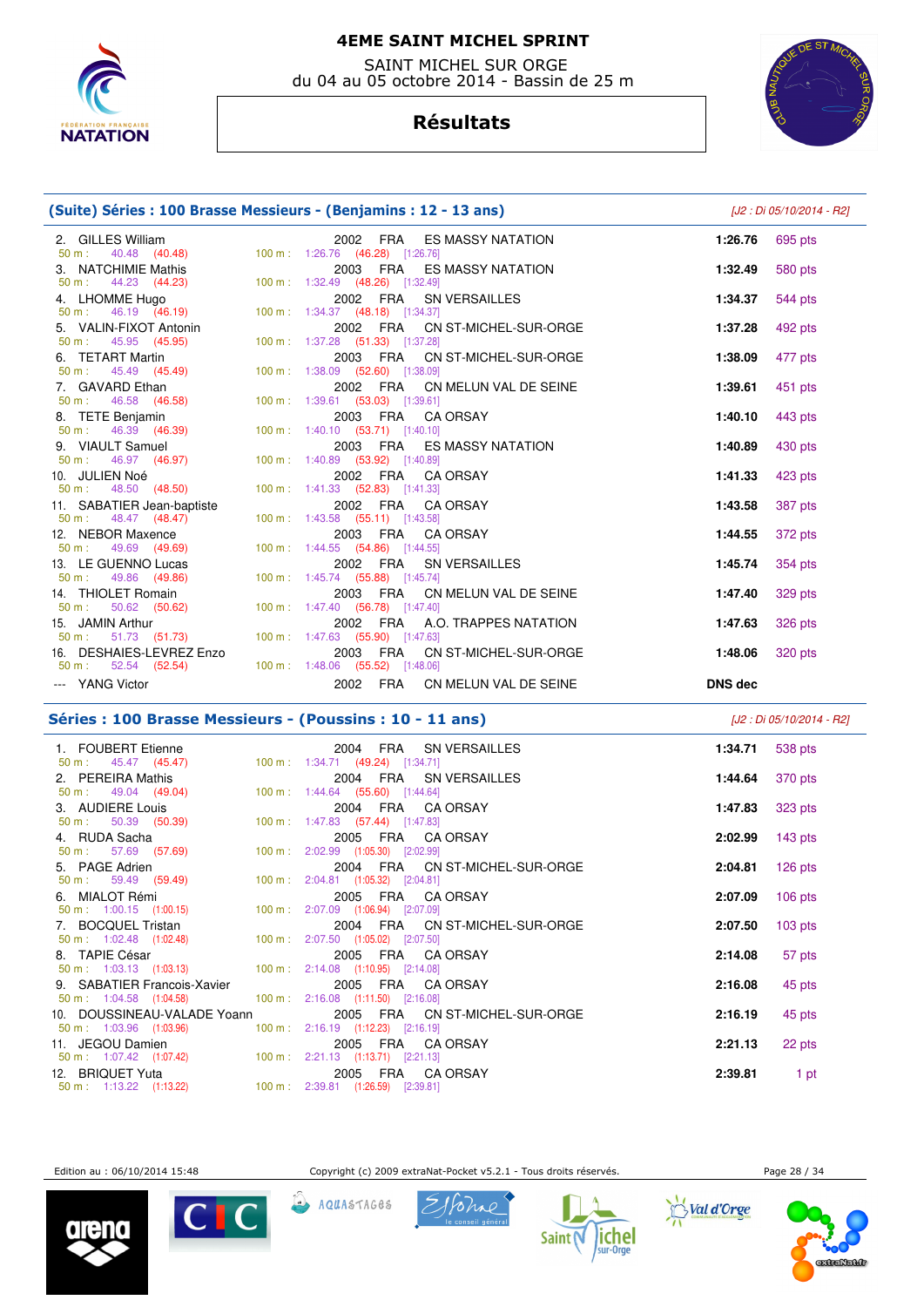# 4EME SAINT MICHEL SPRINT

SAINT MICHEL SUR ORGE
du 04 au 05 octobre 2014 - Bassin de 25 m

## Résultats

### (Suite) Séries : 100 Brasse Messieurs - (Benjamins : 12 - 13 ans)

*[J2 : Di 05/10/2014 - R2]*

| Rang | Nom | Année | Nat. | Club | Temps | Points |
|---|---|---|---|---|---|---|
| 2. | GILLES William | 2002 | FRA | ES MASSY NATATION | 1:26.76 | 695 pts |
| | 50 m : 40.48 (40.48) — 100 m : 1:26.76 (46.28) [1:26.76] | | | | | |
| 3. | NATCHIMIE Mathis | 2003 | FRA | ES MASSY NATATION | 1:32.49 | 580 pts |
| | 50 m : 44.23 (44.23) — 100 m : 1:32.49 (48.26) [1:32.49] | | | | | |
| 4. | LHOMME Hugo | 2002 | FRA | SN VERSAILLES | 1:34.37 | 544 pts |
| | 50 m : 46.19 (46.19) — 100 m : 1:34.37 (48.18) [1:34.37] | | | | | |
| 5. | VALIN-FIXOT Antonin | 2002 | FRA | CN ST-MICHEL-SUR-ORGE | 1:37.28 | 492 pts |
| | 50 m : 45.95 (45.95) — 100 m : 1:37.28 (51.33) [1:37.28] | | | | | |
| 6. | TETART Martin | 2003 | FRA | CN ST-MICHEL-SUR-ORGE | 1:38.09 | 477 pts |
| | 50 m : 45.49 (45.49) — 100 m : 1:38.09 (52.60) [1:38.09] | | | | | |
| 7. | GAVARD Ethan | 2002 | FRA | CN MELUN VAL DE SEINE | 1:39.61 | 451 pts |
| | 50 m : 46.58 (46.58) — 100 m : 1:39.61 (53.03) [1:39.61] | | | | | |
| 8. | TETE Benjamin | 2003 | FRA | CA ORSAY | 1:40.10 | 443 pts |
| | 50 m : 46.39 (46.39) — 100 m : 1:40.10 (53.71) [1:40.10] | | | | | |
| 9. | VIAULT Samuel | 2003 | FRA | ES MASSY NATATION | 1:40.89 | 430 pts |
| | 50 m : 46.97 (46.97) — 100 m : 1:40.89 (53.92) [1:40.89] | | | | | |
| 10. | JULIEN Noé | 2002 | FRA | CA ORSAY | 1:41.33 | 423 pts |
| | 50 m : 48.50 (48.50) — 100 m : 1:41.33 (52.83) [1:41.33] | | | | | |
| 11. | SABATIER Jean-baptiste | 2002 | FRA | CA ORSAY | 1:43.58 | 387 pts |
| | 50 m : 48.47 (48.47) — 100 m : 1:43.58 (55.11) [1:43.58] | | | | | |
| 12. | NEBOR Maxence | 2003 | FRA | CA ORSAY | 1:44.55 | 372 pts |
| | 50 m : 49.69 (49.69) — 100 m : 1:44.55 (54.86) [1:44.55] | | | | | |
| 13. | LE GUENNO Lucas | 2002 | FRA | SN VERSAILLES | 1:45.74 | 354 pts |
| | 50 m : 49.86 (49.86) — 100 m : 1:45.74 (55.88) [1:45.74] | | | | | |
| 14. | THIOLET Romain | 2003 | FRA | CN MELUN VAL DE SEINE | 1:47.40 | 329 pts |
| | 50 m : 50.62 (50.62) — 100 m : 1:47.40 (56.78) [1:47.40] | | | | | |
| 15. | JAMIN Arthur | 2002 | FRA | A.O. TRAPPES NATATION | 1:47.63 | 326 pts |
| | 50 m : 51.73 (51.73) — 100 m : 1:47.63 (55.90) [1:47.63] | | | | | |
| 16. | DESHAIES-LEVREZ Enzo | 2003 | FRA | CN ST-MICHEL-SUR-ORGE | 1:48.06 | 320 pts |
| | 50 m : 52.54 (52.54) — 100 m : 1:48.06 (55.52) [1:48.06] | | | | | |
| --- | YANG Victor | 2002 | FRA | CN MELUN VAL DE SEINE | DNS dec | |

### Séries : 100 Brasse Messieurs - (Poussins : 10 - 11 ans)

*[J2 : Di 05/10/2014 - R2]*

| Rang | Nom | Année | Nat. | Club | Temps | Points |
|---|---|---|---|---|---|---|
| 1. | FOUBERT Etienne | 2004 | FRA | SN VERSAILLES | 1:34.71 | 538 pts |
| | 50 m : 45.47 (45.47) — 100 m : 1:34.71 (49.24) [1:34.71] | | | | | |
| 2. | PEREIRA Mathis | 2004 | FRA | SN VERSAILLES | 1:44.64 | 370 pts |
| | 50 m : 49.04 (49.04) — 100 m : 1:44.64 (55.60) [1:44.64] | | | | | |
| 3. | AUDIERE Louis | 2004 | FRA | CA ORSAY | 1:47.83 | 323 pts |
| | 50 m : 50.39 (50.39) — 100 m : 1:47.83 (57.44) [1:47.83] | | | | | |
| 4. | RUDA Sacha | 2005 | FRA | CA ORSAY | 2:02.99 | 143 pts |
| | 50 m : 57.69 (57.69) — 100 m : 2:02.99 (1:05.30) [2:02.99] | | | | | |
| 5. | PAGE Adrien | 2004 | FRA | CN ST-MICHEL-SUR-ORGE | 2:04.81 | 126 pts |
| | 50 m : 59.49 (59.49) — 100 m : 2:04.81 (1:05.32) [2:04.81] | | | | | |
| 6. | MIALOT Rémi | 2005 | FRA | CA ORSAY | 2:07.09 | 106 pts |
| | 50 m : 1:00.15 (1:00.15) — 100 m : 2:07.09 (1:06.94) [2:07.09] | | | | | |
| 7. | BOCQUEL Tristan | 2004 | FRA | CN ST-MICHEL-SUR-ORGE | 2:07.50 | 103 pts |
| | 50 m : 1:02.48 (1:02.48) — 100 m : 2:07.50 (1:05.02) [2:07.50] | | | | | |
| 8. | TAPIE César | 2005 | FRA | CA ORSAY | 2:14.08 | 57 pts |
| | 50 m : 1:03.13 (1:03.13) — 100 m : 2:14.08 (1:10.95) [2:14.08] | | | | | |
| 9. | SABATIER Francois-Xavier | 2005 | FRA | CA ORSAY | 2:16.08 | 45 pts |
| | 50 m : 1:04.58 (1:04.58) — 100 m : 2:16.08 (1:11.50) [2:16.08] | | | | | |
| 10. | DOUSSINEAU-VALADE Yoann | 2005 | FRA | CN ST-MICHEL-SUR-ORGE | 2:16.19 | 45 pts |
| | 50 m : 1:03.96 (1:03.96) — 100 m : 2:16.19 (1:12.23) [2:16.19] | | | | | |
| 11. | JEGOU Damien | 2005 | FRA | CA ORSAY | 2:21.13 | 22 pts |
| | 50 m : 1:07.42 (1:07.42) — 100 m : 2:21.13 (1:13.71) [2:21.13] | | | | | |
| 12. | BRIQUET Yuta | 2005 | FRA | CA ORSAY | 2:39.81 | 1 pt |
| | 50 m : 1:13.22 (1:13.22) — 100 m : 2:39.81 (1:26.59) [2:39.81] | | | | | |

Edition au : 06/10/2014 15:48 — Copyright (c) 2009 extraNat-Pocket v5.2.1 - Tous droits réservés.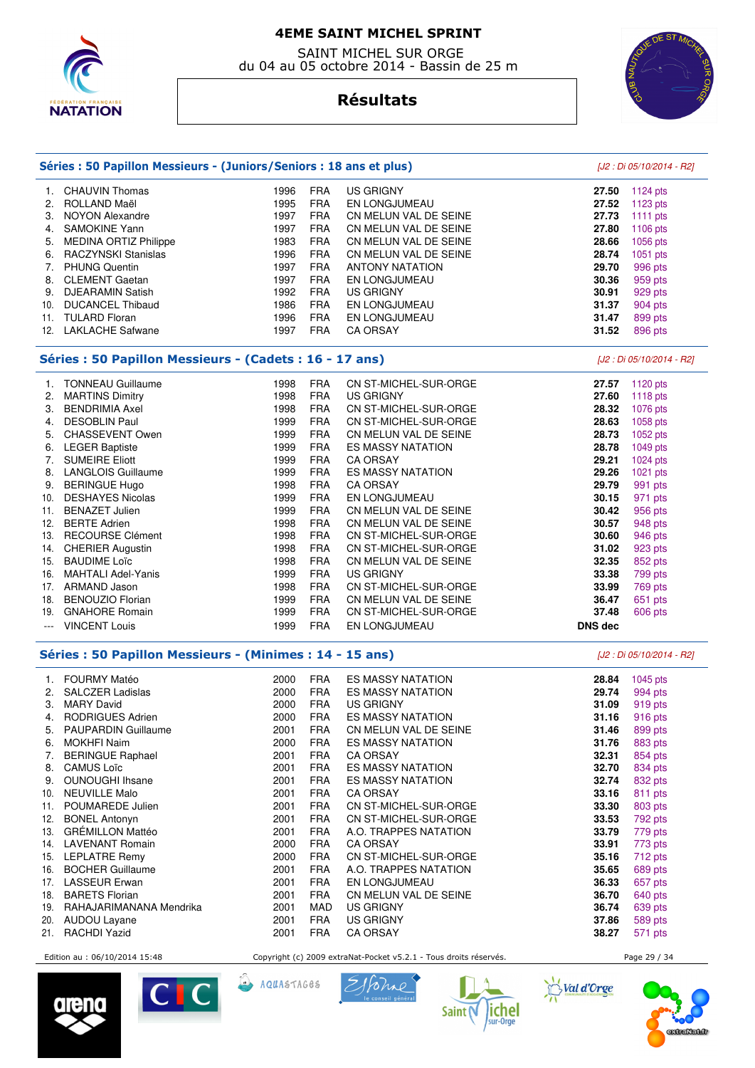# 4EME SAINT MICHEL SPRINT

SAINT MICHEL SUR ORGE
du 04 au 05 octobre 2014 - Bassin de 25 m

## Résultats

### Séries : 50 Papillon Messieurs - (Juniors/Seniors : 18 ans et plus)

*[J2 : Di 05/10/2014 - R2]*

| | | | | | | |
|---|---|---|---|---|---|---|
| 1. | CHAUVIN Thomas | 1996 | FRA | US GRIGNY | 27.50 | 1124 pts |
| 2. | ROLLAND Maël | 1995 | FRA | EN LONGJUMEAU | 27.52 | 1123 pts |
| 3. | NOYON Alexandre | 1997 | FRA | CN MELUN VAL DE SEINE | 27.73 | 1111 pts |
| 4. | SAMOKINE Yann | 1997 | FRA | CN MELUN VAL DE SEINE | 27.80 | 1106 pts |
| 5. | MEDINA ORTIZ Philippe | 1983 | FRA | CN MELUN VAL DE SEINE | 28.66 | 1056 pts |
| 6. | RACZYNSKI Stanislas | 1996 | FRA | CN MELUN VAL DE SEINE | 28.74 | 1051 pts |
| 7. | PHUNG Quentin | 1997 | FRA | ANTONY NATATION | 29.70 | 996 pts |
| 8. | CLEMENT Gaetan | 1997 | FRA | EN LONGJUMEAU | 30.36 | 959 pts |
| 9. | DJEARAMIN Satish | 1992 | FRA | US GRIGNY | 30.91 | 929 pts |
| 10. | DUCANCEL Thibaud | 1986 | FRA | EN LONGJUMEAU | 31.37 | 904 pts |
| 11. | TULARD Floran | 1996 | FRA | EN LONGJUMEAU | 31.47 | 899 pts |
| 12. | LAKLACHE Safwane | 1997 | FRA | CA ORSAY | 31.52 | 896 pts |

### Séries : 50 Papillon Messieurs - (Cadets : 16 - 17 ans)

*[J2 : Di 05/10/2014 - R2]*

| | | | | | | |
|---|---|---|---|---|---|---|
| 1. | TONNEAU Guillaume | 1998 | FRA | CN ST-MICHEL-SUR-ORGE | 27.57 | 1120 pts |
| 2. | MARTINS Dimitry | 1998 | FRA | US GRIGNY | 27.60 | 1118 pts |
| 3. | BENDRIMIA Axel | 1998 | FRA | CN ST-MICHEL-SUR-ORGE | 28.32 | 1076 pts |
| 4. | DESOBLIN Paul | 1999 | FRA | CN ST-MICHEL-SUR-ORGE | 28.63 | 1058 pts |
| 5. | CHASSEVENT Owen | 1999 | FRA | CN MELUN VAL DE SEINE | 28.73 | 1052 pts |
| 6. | LEGER Baptiste | 1999 | FRA | ES MASSY NATATION | 28.78 | 1049 pts |
| 7. | SUMEIRE Eliott | 1999 | FRA | CA ORSAY | 29.21 | 1024 pts |
| 8. | LANGLOIS Guillaume | 1999 | FRA | ES MASSY NATATION | 29.26 | 1021 pts |
| 9. | BERINGUE Hugo | 1998 | FRA | CA ORSAY | 29.79 | 991 pts |
| 10. | DESHAYES Nicolas | 1999 | FRA | EN LONGJUMEAU | 30.15 | 971 pts |
| 11. | BENAZET Julien | 1999 | FRA | CN MELUN VAL DE SEINE | 30.42 | 956 pts |
| 12. | BERTE Adrien | 1998 | FRA | CN MELUN VAL DE SEINE | 30.57 | 948 pts |
| 13. | RECOURSE Clément | 1998 | FRA | CN ST-MICHEL-SUR-ORGE | 30.60 | 946 pts |
| 14. | CHERIER Augustin | 1998 | FRA | CN ST-MICHEL-SUR-ORGE | 31.02 | 923 pts |
| 15. | BAUDIME Loïc | 1998 | FRA | CN MELUN VAL DE SEINE | 32.35 | 852 pts |
| 16. | MAHTALI Adel-Yanis | 1999 | FRA | US GRIGNY | 33.38 | 799 pts |
| 17. | ARMAND Jason | 1998 | FRA | CN ST-MICHEL-SUR-ORGE | 33.99 | 769 pts |
| 18. | BENOUZIO Florian | 1999 | FRA | CN MELUN VAL DE SEINE | 36.47 | 651 pts |
| 19. | GNAHORE Romain | 1999 | FRA | CN ST-MICHEL-SUR-ORGE | 37.48 | 606 pts |
| --- | VINCENT Louis | 1999 | FRA | EN LONGJUMEAU | DNS dec | |

### Séries : 50 Papillon Messieurs - (Minimes : 14 - 15 ans)

*[J2 : Di 05/10/2014 - R2]*

| | | | | | | |
|---|---|---|---|---|---|---|
| 1. | FOURMY Matéo | 2000 | FRA | ES MASSY NATATION | 28.84 | 1045 pts |
| 2. | SALCZER Ladislas | 2000 | FRA | ES MASSY NATATION | 29.74 | 994 pts |
| 3. | MARY David | 2000 | FRA | US GRIGNY | 31.09 | 919 pts |
| 4. | RODRIGUES Adrien | 2000 | FRA | ES MASSY NATATION | 31.16 | 916 pts |
| 5. | PAUPARDIN Guillaume | 2001 | FRA | CN MELUN VAL DE SEINE | 31.46 | 899 pts |
| 6. | MOKHFI Naim | 2000 | FRA | ES MASSY NATATION | 31.76 | 883 pts |
| 7. | BERINGUE Raphael | 2001 | FRA | CA ORSAY | 32.31 | 854 pts |
| 8. | CAMUS Loïc | 2001 | FRA | ES MASSY NATATION | 32.70 | 834 pts |
| 9. | OUNOUGHI Ihsane | 2001 | FRA | ES MASSY NATATION | 32.74 | 832 pts |
| 10. | NEUVILLE Malo | 2001 | FRA | CA ORSAY | 33.16 | 811 pts |
| 11. | POUMAREDE Julien | 2001 | FRA | CN ST-MICHEL-SUR-ORGE | 33.30 | 803 pts |
| 12. | BONEL Antonyn | 2001 | FRA | CN ST-MICHEL-SUR-ORGE | 33.53 | 792 pts |
| 13. | GRÉMILLON Mattéo | 2001 | FRA | A.O. TRAPPES NATATION | 33.79 | 779 pts |
| 14. | LAVENANT Romain | 2000 | FRA | CA ORSAY | 33.91 | 773 pts |
| 15. | LEPLATRE Remy | 2000 | FRA | CN ST-MICHEL-SUR-ORGE | 35.16 | 712 pts |
| 16. | BOCHER Guillaume | 2001 | FRA | A.O. TRAPPES NATATION | 35.65 | 689 pts |
| 17. | LASSEUR Erwan | 2001 | FRA | EN LONGJUMEAU | 36.33 | 657 pts |
| 18. | BARETS Florian | 2001 | FRA | CN MELUN VAL DE SEINE | 36.70 | 640 pts |
| 19. | RAHAJARIMANANA Mendrika | 2001 | MAD | US GRIGNY | 36.74 | 639 pts |
| 20. | AUDOU Layane | 2001 | FRA | US GRIGNY | 37.86 | 589 pts |
| 21. | RACHDI Yazid | 2001 | FRA | CA ORSAY | 38.27 | 571 pts |

Edition au : 06/10/2014 15:48 — Copyright (c) 2009 extraNat-Pocket v5.2.1 - Tous droits réservés.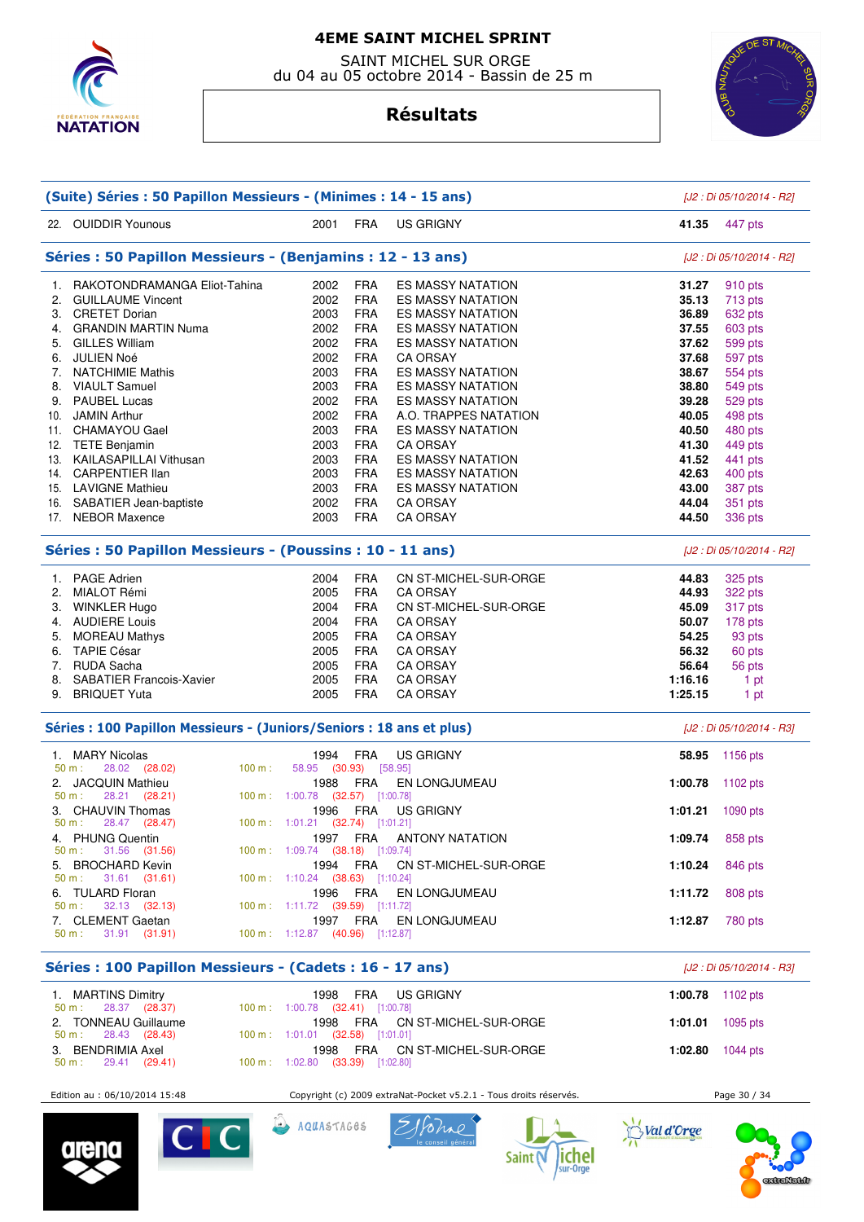# 4EME SAINT MICHEL SPRINT

SAINT MICHEL SUR ORGE
du 04 au 05 octobre 2014 - Bassin de 25 m

## Résultats

### (Suite) Séries : 50 Papillon Messieurs - (Minimes : 14 - 15 ans)

*[J2 : Di 05/10/2014 - R2]*

| | Nom | Année | Nat | Club | Temps | Points |
|---|---|---|---|---|---|---|
| 22. | OUIDDIR Younous | 2001 | FRA | US GRIGNY | 41.35 | 447 pts |

### Séries : 50 Papillon Messieurs - (Benjamins : 12 - 13 ans)

*[J2 : Di 05/10/2014 - R2]*

| | Nom | Année | Nat | Club | Temps | Points |
|---|---|---|---|---|---|---|
| 1. | RAKOTONDRAMANGA Eliot-Tahina | 2002 | FRA | ES MASSY NATATION | 31.27 | 910 pts |
| 2. | GUILLAUME Vincent | 2002 | FRA | ES MASSY NATATION | 35.13 | 713 pts |
| 3. | CRETET Dorian | 2003 | FRA | ES MASSY NATATION | 36.89 | 632 pts |
| 4. | GRANDIN MARTIN Numa | 2002 | FRA | ES MASSY NATATION | 37.55 | 603 pts |
| 5. | GILLES William | 2002 | FRA | ES MASSY NATATION | 37.62 | 599 pts |
| 6. | JULIEN Noé | 2002 | FRA | CA ORSAY | 37.68 | 597 pts |
| 7. | NATCHIMIE Mathis | 2003 | FRA | ES MASSY NATATION | 38.67 | 554 pts |
| 8. | VIAULT Samuel | 2003 | FRA | ES MASSY NATATION | 38.80 | 549 pts |
| 9. | PAUBEL Lucas | 2002 | FRA | ES MASSY NATATION | 39.28 | 529 pts |
| 10. | JAMIN Arthur | 2002 | FRA | A.O. TRAPPES NATATION | 40.05 | 498 pts |
| 11. | CHAMAYOU Gael | 2003 | FRA | ES MASSY NATATION | 40.50 | 480 pts |
| 12. | TETE Benjamin | 2003 | FRA | CA ORSAY | 41.30 | 449 pts |
| 13. | KAILASAPILLAI Vithusan | 2003 | FRA | ES MASSY NATATION | 41.52 | 441 pts |
| 14. | CARPENTIER Ilan | 2003 | FRA | ES MASSY NATATION | 42.63 | 400 pts |
| 15. | LAVIGNE Mathieu | 2003 | FRA | ES MASSY NATATION | 43.00 | 387 pts |
| 16. | SABATIER Jean-baptiste | 2002 | FRA | CA ORSAY | 44.04 | 351 pts |
| 17. | NEBOR Maxence | 2003 | FRA | CA ORSAY | 44.50 | 336 pts |

### Séries : 50 Papillon Messieurs - (Poussins : 10 - 11 ans)

*[J2 : Di 05/10/2014 - R2]*

| | Nom | Année | Nat | Club | Temps | Points |
|---|---|---|---|---|---|---|
| 1. | PAGE Adrien | 2004 | FRA | CN ST-MICHEL-SUR-ORGE | 44.83 | 325 pts |
| 2. | MIALOT Rémi | 2005 | FRA | CA ORSAY | 44.93 | 322 pts |
| 3. | WINKLER Hugo | 2004 | FRA | CN ST-MICHEL-SUR-ORGE | 45.09 | 317 pts |
| 4. | AUDIERE Louis | 2004 | FRA | CA ORSAY | 50.07 | 178 pts |
| 5. | MOREAU Mathys | 2005 | FRA | CA ORSAY | 54.25 | 93 pts |
| 6. | TAPIE César | 2005 | FRA | CA ORSAY | 56.32 | 60 pts |
| 7. | RUDA Sacha | 2005 | FRA | CA ORSAY | 56.64 | 56 pts |
| 8. | SABATIER Francois-Xavier | 2005 | FRA | CA ORSAY | 1:16.16 | 1 pt |
| 9. | BRIQUET Yuta | 2005 | FRA | CA ORSAY | 1:25.15 | 1 pt |

### Séries : 100 Papillon Messieurs - (Juniors/Seniors : 18 ans et plus)

*[J2 : Di 05/10/2014 - R3]*

| | Nom | Année | Nat | Club | Temps | Points |
|---|---|---|---|---|---|---|
| 1. | MARY Nicolas | 1994 | FRA | US GRIGNY | 58.95 | 1156 pts |
| | 50 m : 28.02 (28.02) | 100 m : 58.95 (30.93) [58.95] | | | | |
| 2. | JACQUIN Mathieu | 1988 | FRA | EN LONGJUMEAU | 1:00.78 | 1102 pts |
| | 50 m : 28.21 (28.21) | 100 m : 1:00.78 (32.57) [1:00.78] | | | | |
| 3. | CHAUVIN Thomas | 1996 | FRA | US GRIGNY | 1:01.21 | 1090 pts |
| | 50 m : 28.47 (28.47) | 100 m : 1:01.21 (32.74) [1:01.21] | | | | |
| 4. | PHUNG Quentin | 1997 | FRA | ANTONY NATATION | 1:09.74 | 858 pts |
| | 50 m : 31.56 (31.56) | 100 m : 1:09.74 (38.18) [1:09.74] | | | | |
| 5. | BROCHARD Kevin | 1994 | FRA | CN ST-MICHEL-SUR-ORGE | 1:10.24 | 846 pts |
| | 50 m : 31.61 (31.61) | 100 m : 1:10.24 (38.63) [1:10.24] | | | | |
| 6. | TULARD Floran | 1996 | FRA | EN LONGJUMEAU | 1:11.72 | 808 pts |
| | 50 m : 32.13 (32.13) | 100 m : 1:11.72 (39.59) [1:11.72] | | | | |
| 7. | CLEMENT Gaetan | 1997 | FRA | EN LONGJUMEAU | 1:12.87 | 780 pts |
| | 50 m : 31.91 (31.91) | 100 m : 1:12.87 (40.96) [1:12.87] | | | | |

### Séries : 100 Papillon Messieurs - (Cadets : 16 - 17 ans)

*[J2 : Di 05/10/2014 - R3]*

| | Nom | Année | Nat | Club | Temps | Points |
|---|---|---|---|---|---|---|
| 1. | MARTINS Dimitry | 1998 | FRA | US GRIGNY | 1:00.78 | 1102 pts |
| | 50 m : 28.37 (28.37) | 100 m : 1:00.78 (32.41) [1:00.78] | | | | |
| 2. | TONNEAU Guillaume | 1998 | FRA | CN ST-MICHEL-SUR-ORGE | 1:01.01 | 1095 pts |
| | 50 m : 28.43 (28.43) | 100 m : 1:01.01 (32.58) [1:01.01] | | | | |
| 3. | BENDRIMIA Axel | 1998 | FRA | CN ST-MICHEL-SUR-ORGE | 1:02.80 | 1044 pts |
| | 50 m : 29.41 (29.41) | 100 m : 1:02.80 (33.39) [1:02.80] | | | | |

Edition au : 06/10/2014 15:48 — Copyright (c) 2009 extraNat-Pocket v5.2.1 - Tous droits réservés.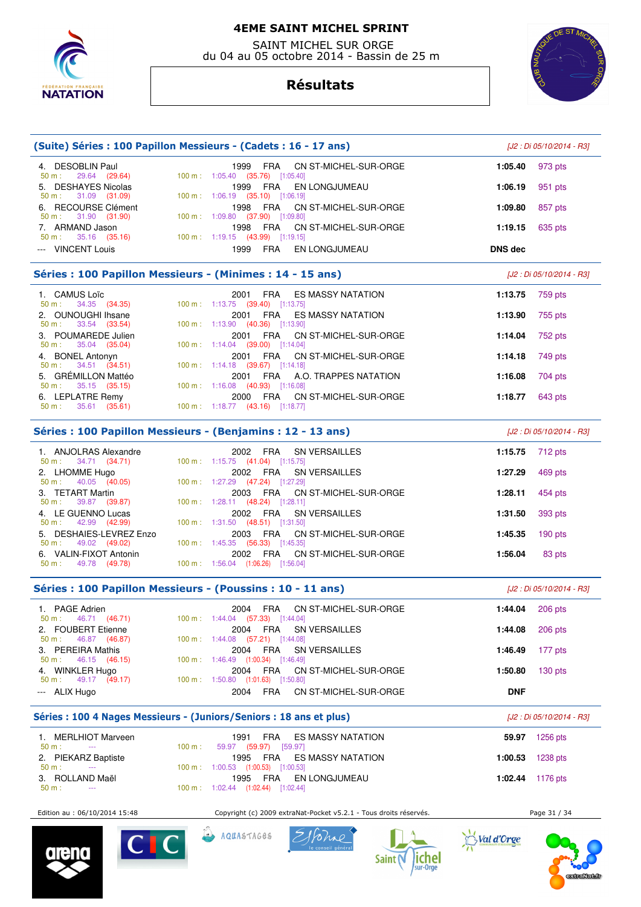# 4EME SAINT MICHEL SPRINT

SAINT MICHEL SUR ORGE
du 04 au 05 octobre 2014 - Bassin de 25 m

## Résultats

### (Suite) Séries : 100 Papillon Messieurs - (Cadets : 16 - 17 ans)

*[J2 : Di 05/10/2014 - R3]*

| Rang | Nom | Année | Nat. | Club | Temps | Points |
|---|---|---|---|---|---|---|
| 4. | DESOBLIN Paul | 1999 | FRA | CN ST-MICHEL-SUR-ORGE | 1:05.40 | 973 pts |
| | 50 m : 29.64 (29.64) | 100 m : 1:05.40 (35.76) [1:05.40] | | | | |
| 5. | DESHAYES Nicolas | 1999 | FRA | EN LONGJUMEAU | 1:06.19 | 951 pts |
| | 50 m : 31.09 (31.09) | 100 m : 1:06.19 (35.10) [1:06.19] | | | | |
| 6. | RECOURSE Clément | 1998 | FRA | CN ST-MICHEL-SUR-ORGE | 1:09.80 | 857 pts |
| | 50 m : 31.90 (31.90) | 100 m : 1:09.80 (37.90) [1:09.80] | | | | |
| 7. | ARMAND Jason | 1998 | FRA | CN ST-MICHEL-SUR-ORGE | 1:19.15 | 635 pts |
| | 50 m : 35.16 (35.16) | 100 m : 1:19.15 (43.99) [1:19.15] | | | | |
| --- | VINCENT Louis | 1999 | FRA | EN LONGJUMEAU | DNS dec | |

### Séries : 100 Papillon Messieurs - (Minimes : 14 - 15 ans)

*[J2 : Di 05/10/2014 - R3]*

| Rang | Nom | Année | Nat. | Club | Temps | Points |
|---|---|---|---|---|---|---|
| 1. | CAMUS Loïc | 2001 | FRA | ES MASSY NATATION | 1:13.75 | 759 pts |
| | 50 m : 34.35 (34.35) | 100 m : 1:13.75 (39.40) [1:13.75] | | | | |
| 2. | OUNOUGHI Ihsane | 2001 | FRA | ES MASSY NATATION | 1:13.90 | 755 pts |
| | 50 m : 33.54 (33.54) | 100 m : 1:13.90 (40.36) [1:13.90] | | | | |
| 3. | POUMAREDE Julien | 2001 | FRA | CN ST-MICHEL-SUR-ORGE | 1:14.04 | 752 pts |
| | 50 m : 35.04 (35.04) | 100 m : 1:14.04 (39.00) [1:14.04] | | | | |
| 4. | BONEL Antonyn | 2001 | FRA | CN ST-MICHEL-SUR-ORGE | 1:14.18 | 749 pts |
| | 50 m : 34.51 (34.51) | 100 m : 1:14.18 (39.67) [1:14.18] | | | | |
| 5. | GRÉMILLON Mattéo | 2001 | FRA | A.O. TRAPPES NATATION | 1:16.08 | 704 pts |
| | 50 m : 35.15 (35.15) | 100 m : 1:16.08 (40.93) [1:16.08] | | | | |
| 6. | LEPLATRE Remy | 2000 | FRA | CN ST-MICHEL-SUR-ORGE | 1:18.77 | 643 pts |
| | 50 m : 35.61 (35.61) | 100 m : 1:18.77 (43.16) [1:18.77] | | | | |

### Séries : 100 Papillon Messieurs - (Benjamins : 12 - 13 ans)

*[J2 : Di 05/10/2014 - R3]*

| Rang | Nom | Année | Nat. | Club | Temps | Points |
|---|---|---|---|---|---|---|
| 1. | ANJOLRAS Alexandre | 2002 | FRA | SN VERSAILLES | 1:15.75 | 712 pts |
| | 50 m : 34.71 (34.71) | 100 m : 1:15.75 (41.04) [1:15.75] | | | | |
| 2. | LHOMME Hugo | 2002 | FRA | SN VERSAILLES | 1:27.29 | 469 pts |
| | 50 m : 40.05 (40.05) | 100 m : 1:27.29 (47.24) [1:27.29] | | | | |
| 3. | TETART Martin | 2003 | FRA | CN ST-MICHEL-SUR-ORGE | 1:28.11 | 454 pts |
| | 50 m : 39.87 (39.87) | 100 m : 1:28.11 (48.24) [1:28.11] | | | | |
| 4. | LE GUENNO Lucas | 2002 | FRA | SN VERSAILLES | 1:31.50 | 393 pts |
| | 50 m : 42.99 (42.99) | 100 m : 1:31.50 (48.51) [1:31.50] | | | | |
| 5. | DESHAIES-LEVREZ Enzo | 2003 | FRA | CN ST-MICHEL-SUR-ORGE | 1:45.35 | 190 pts |
| | 50 m : 49.02 (49.02) | 100 m : 1:45.35 (56.33) [1:45.35] | | | | |
| 6. | VALIN-FIXOT Antonin | 2002 | FRA | CN ST-MICHEL-SUR-ORGE | 1:56.04 | 83 pts |
| | 50 m : 49.78 (49.78) | 100 m : 1:56.04 (1:06.26) [1:56.04] | | | | |

### Séries : 100 Papillon Messieurs - (Poussins : 10 - 11 ans)

*[J2 : Di 05/10/2014 - R3]*

| Rang | Nom | Année | Nat. | Club | Temps | Points |
|---|---|---|---|---|---|---|
| 1. | PAGE Adrien | 2004 | FRA | CN ST-MICHEL-SUR-ORGE | 1:44.04 | 206 pts |
| | 50 m : 46.71 (46.71) | 100 m : 1:44.04 (57.33) [1:44.04] | | | | |
| 2. | FOUBERT Etienne | 2004 | FRA | SN VERSAILLES | 1:44.08 | 206 pts |
| | 50 m : 46.87 (46.87) | 100 m : 1:44.08 (57.21) [1:44.08] | | | | |
| 3. | PEREIRA Mathis | 2004 | FRA | SN VERSAILLES | 1:46.49 | 177 pts |
| | 50 m : 46.15 (46.15) | 100 m : 1:46.49 (1:00.34) [1:46.49] | | | | |
| 4. | WINKLER Hugo | 2004 | FRA | CN ST-MICHEL-SUR-ORGE | 1:50.80 | 130 pts |
| | 50 m : 49.17 (49.17) | 100 m : 1:50.80 (1:01.63) [1:50.80] | | | | |
| --- | ALIX Hugo | 2004 | FRA | CN ST-MICHEL-SUR-ORGE | DNF | |

### Séries : 100 4 Nages Messieurs - (Juniors/Seniors : 18 ans et plus)

*[J2 : Di 05/10/2014 - R3]*

| Rang | Nom | Année | Nat. | Club | Temps | Points |
|---|---|---|---|---|---|---|
| 1. | MERLHIOT Marveen | 1991 | FRA | ES MASSY NATATION | 59.97 | 1256 pts |
| | 50 m : --- | 100 m : 59.97 (59.97) [59.97] | | | | |
| 2. | PIEKARZ Baptiste | 1995 | FRA | ES MASSY NATATION | 1:00.53 | 1238 pts |
| | 50 m : --- | 100 m : 1:00.53 (1:00.53) [1:00.53] | | | | |
| 3. | ROLLAND Maël | 1995 | FRA | EN LONGJUMEAU | 1:02.44 | 1176 pts |
| | 50 m : --- | 100 m : 1:02.44 (1:02.44) [1:02.44] | | | | |

Edition au : 06/10/2014 15:48 — Copyright (c) 2009 extraNat-Pocket v5.2.1 - Tous droits réservés.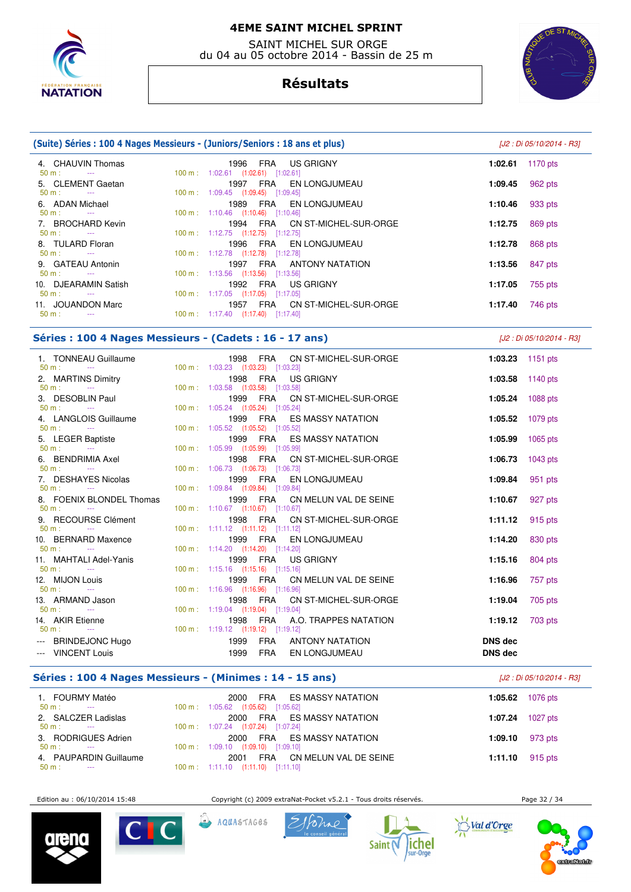# 4EME SAINT MICHEL SPRINT

SAINT MICHEL SUR ORGE
du 04 au 05 octobre 2014 - Bassin de 25 m

## Résultats

### (Suite) Séries : 100 4 Nages Messieurs - (Juniors/Seniors : 18 ans et plus)

*[J2 : Di 05/10/2014 - R3]*

| Place | Nom | Année | Nat. | Club | Temps | Points |
|---|---|---|---|---|---|---|
| 4. | CHAUVIN Thomas | 1996 | FRA | US GRIGNY | 1:02.61 | 1170 pts |
| | 50 m : --- 100 m : 1:02.61 (1:02.61) [1:02.61] | | | | | |
| 5. | CLEMENT Gaetan | 1997 | FRA | EN LONGJUMEAU | 1:09.45 | 962 pts |
| | 50 m : --- 100 m : 1:09.45 (1:09.45) [1:09.45] | | | | | |
| 6. | ADAN Michael | 1989 | FRA | EN LONGJUMEAU | 1:10.46 | 933 pts |
| | 50 m : --- 100 m : 1:10.46 (1:10.46) [1:10.46] | | | | | |
| 7. | BROCHARD Kevin | 1994 | FRA | CN ST-MICHEL-SUR-ORGE | 1:12.75 | 869 pts |
| | 50 m : --- 100 m : 1:12.75 (1:12.75) [1:12.75] | | | | | |
| 8. | TULARD Floran | 1996 | FRA | EN LONGJUMEAU | 1:12.78 | 868 pts |
| | 50 m : --- 100 m : 1:12.78 (1:12.78) [1:12.78] | | | | | |
| 9. | GATEAU Antonin | 1997 | FRA | ANTONY NATATION | 1:13.56 | 847 pts |
| | 50 m : --- 100 m : 1:13.56 (1:13.56) [1:13.56] | | | | | |
| 10. | DJEARAMIN Satish | 1992 | FRA | US GRIGNY | 1:17.05 | 755 pts |
| | 50 m : --- 100 m : 1:17.05 (1:17.05) [1:17.05] | | | | | |
| 11. | JOUANDON Marc | 1957 | FRA | CN ST-MICHEL-SUR-ORGE | 1:17.40 | 746 pts |
| | 50 m : --- 100 m : 1:17.40 (1:17.40) [1:17.40] | | | | | |

### Séries : 100 4 Nages Messieurs - (Cadets : 16 - 17 ans)

*[J2 : Di 05/10/2014 - R3]*

| Place | Nom | Année | Nat. | Club | Temps | Points |
|---|---|---|---|---|---|---|
| 1. | TONNEAU Guillaume | 1998 | FRA | CN ST-MICHEL-SUR-ORGE | 1:03.23 | 1151 pts |
| | 50 m : --- 100 m : 1:03.23 (1:03.23) [1:03.23] | | | | | |
| 2. | MARTINS Dimitry | 1998 | FRA | US GRIGNY | 1:03.58 | 1140 pts |
| | 50 m : --- 100 m : 1:03.58 (1:03.58) [1:03.58] | | | | | |
| 3. | DESOBLIN Paul | 1999 | FRA | CN ST-MICHEL-SUR-ORGE | 1:05.24 | 1088 pts |
| | 50 m : --- 100 m : 1:05.24 (1:05.24) [1:05.24] | | | | | |
| 4. | LANGLOIS Guillaume | 1999 | FRA | ES MASSY NATATION | 1:05.52 | 1079 pts |
| | 50 m : --- 100 m : 1:05.52 (1:05.52) [1:05.52] | | | | | |
| 5. | LEGER Baptiste | 1999 | FRA | ES MASSY NATATION | 1:05.99 | 1065 pts |
| | 50 m : --- 100 m : 1:05.99 (1:05.99) [1:05.99] | | | | | |
| 6. | BENDRIMIA Axel | 1998 | FRA | CN ST-MICHEL-SUR-ORGE | 1:06.73 | 1043 pts |
| | 50 m : --- 100 m : 1:06.73 (1:06.73) [1:06.73] | | | | | |
| 7. | DESHAYES Nicolas | 1999 | FRA | EN LONGJUMEAU | 1:09.84 | 951 pts |
| | 50 m : --- 100 m : 1:09.84 (1:09.84) [1:09.84] | | | | | |
| 8. | FOENIX BLONDEL Thomas | 1999 | FRA | CN MELUN VAL DE SEINE | 1:10.67 | 927 pts |
| | 50 m : --- 100 m : 1:10.67 (1:10.67) [1:10.67] | | | | | |
| 9. | RECOURSE Clément | 1998 | FRA | CN ST-MICHEL-SUR-ORGE | 1:11.12 | 915 pts |
| | 50 m : --- 100 m : 1:11.12 (1:11.12) [1:11.12] | | | | | |
| 10. | BERNARD Maxence | 1999 | FRA | EN LONGJUMEAU | 1:14.20 | 830 pts |
| | 50 m : --- 100 m : 1:14.20 (1:14.20) [1:14.20] | | | | | |
| 11. | MAHTALI Adel-Yanis | 1999 | FRA | US GRIGNY | 1:15.16 | 804 pts |
| | 50 m : --- 100 m : 1:15.16 (1:15.16) [1:15.16] | | | | | |
| 12. | MIJON Louis | 1999 | FRA | CN MELUN VAL DE SEINE | 1:16.96 | 757 pts |
| | 50 m : --- 100 m : 1:16.96 (1:16.96) [1:16.96] | | | | | |
| 13. | ARMAND Jason | 1998 | FRA | CN ST-MICHEL-SUR-ORGE | 1:19.04 | 705 pts |
| | 50 m : --- 100 m : 1:19.04 (1:19.04) [1:19.04] | | | | | |
| 14. | AKIR Etienne | 1998 | FRA | A.O. TRAPPES NATATION | 1:19.12 | 703 pts |
| | 50 m : --- 100 m : 1:19.12 (1:19.12) [1:19.12] | | | | | |
| --- | BRINDEJONC Hugo | 1999 | FRA | ANTONY NATATION | DNS dec | |
| --- | VINCENT Louis | 1999 | FRA | EN LONGJUMEAU | DNS dec | |

### Séries : 100 4 Nages Messieurs - (Minimes : 14 - 15 ans)

*[J2 : Di 05/10/2014 - R3]*

| Place | Nom | Année | Nat. | Club | Temps | Points |
|---|---|---|---|---|---|---|
| 1. | FOURMY Matéo | 2000 | FRA | ES MASSY NATATION | 1:05.62 | 1076 pts |
| | 50 m : --- 100 m : 1:05.62 (1:05.62) [1:05.62] | | | | | |
| 2. | SALCZER Ladislas | 2000 | FRA | ES MASSY NATATION | 1:07.24 | 1027 pts |
| | 50 m : --- 100 m : 1:07.24 (1:07.24) [1:07.24] | | | | | |
| 3. | RODRIGUES Adrien | 2000 | FRA | ES MASSY NATATION | 1:09.10 | 973 pts |
| | 50 m : --- 100 m : 1:09.10 (1:09.10) [1:09.10] | | | | | |
| 4. | PAUPARDIN Guillaume | 2001 | FRA | CN MELUN VAL DE SEINE | 1:11.10 | 915 pts |
| | 50 m : --- 100 m : 1:11.10 (1:11.10) [1:11.10] | | | | | |

Edition au : 06/10/2014 15:48 — Copyright (c) 2009 extraNat-Pocket v5.2.1 - Tous droits réservés.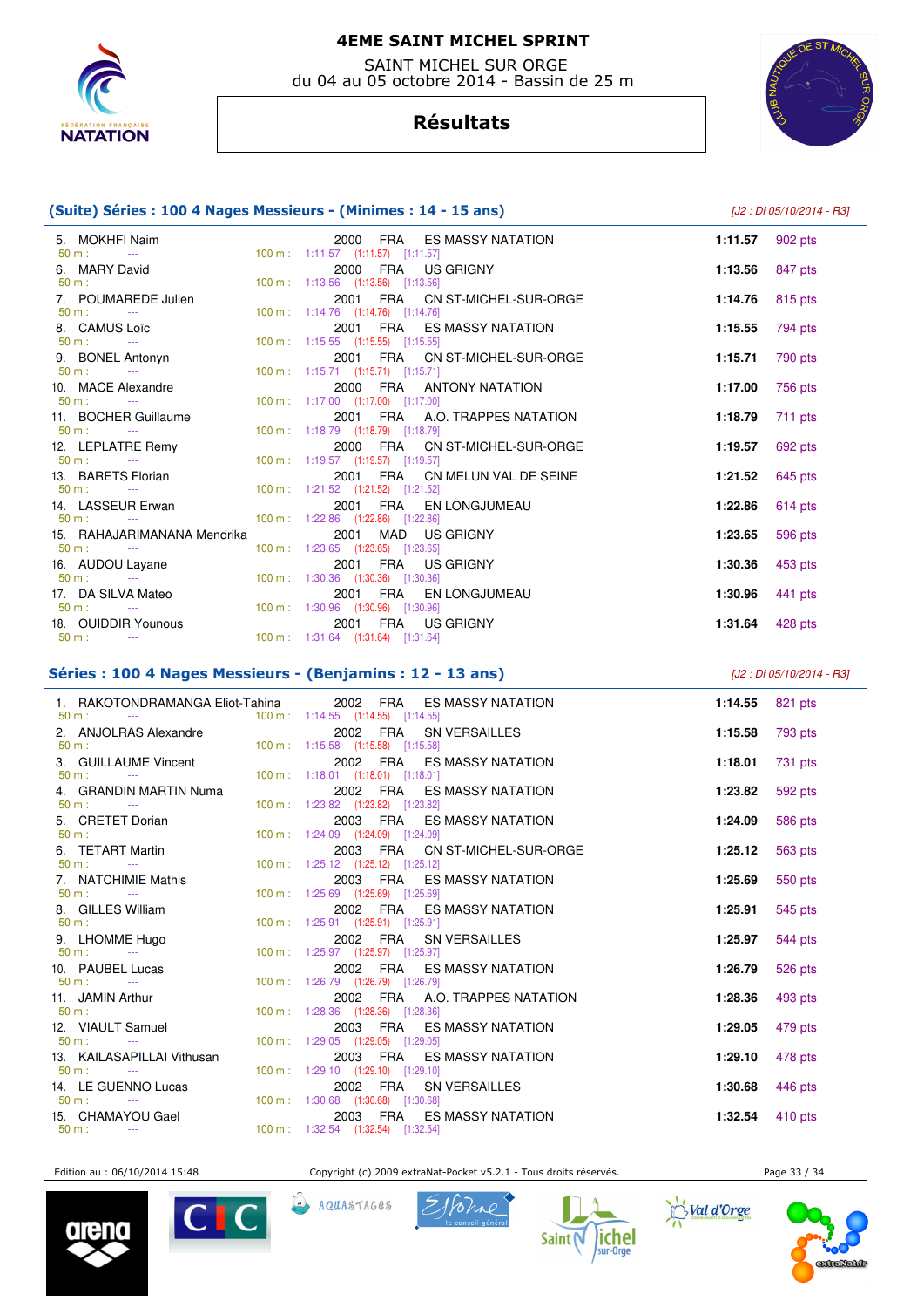# 4EME SAINT MICHEL SPRINT

SAINT MICHEL SUR ORGE
du 04 au 05 octobre 2014 - Bassin de 25 m

## Résultats

### (Suite) Séries : 100 4 Nages Messieurs - (Minimes : 14 - 15 ans)

[J2 : Di 05/10/2014 - R3]

| Rang | Nom | Année | Nat. | Club | Temps | Points |
|---|---|---|---|---|---|---|
| 5. | MOKHFI Naim | 2000 | FRA | ES MASSY NATATION | 1:11.57 | 902 pts |
| | 50 m : --- | | | 100 m : 1:11.57 (1:11.57) [1:11.57] | | |
| 6. | MARY David | 2000 | FRA | US GRIGNY | 1:13.56 | 847 pts |
| | 50 m : --- | | | 100 m : 1:13.56 (1:13.56) [1:13.56] | | |
| 7. | POUMAREDE Julien | 2001 | FRA | CN ST-MICHEL-SUR-ORGE | 1:14.76 | 815 pts |
| | 50 m : --- | | | 100 m : 1:14.76 (1:14.76) [1:14.76] | | |
| 8. | CAMUS Loïc | 2001 | FRA | ES MASSY NATATION | 1:15.55 | 794 pts |
| | 50 m : --- | | | 100 m : 1:15.55 (1:15.55) [1:15.55] | | |
| 9. | BONEL Antonyn | 2001 | FRA | CN ST-MICHEL-SUR-ORGE | 1:15.71 | 790 pts |
| | 50 m : --- | | | 100 m : 1:15.71 (1:15.71) [1:15.71] | | |
| 10. | MACE Alexandre | 2000 | FRA | ANTONY NATATION | 1:17.00 | 756 pts |
| | 50 m : --- | | | 100 m : 1:17.00 (1:17.00) [1:17.00] | | |
| 11. | BOCHER Guillaume | 2001 | FRA | A.O. TRAPPES NATATION | 1:18.79 | 711 pts |
| | 50 m : --- | | | 100 m : 1:18.79 (1:18.79) [1:18.79] | | |
| 12. | LEPLATRE Remy | 2000 | FRA | CN ST-MICHEL-SUR-ORGE | 1:19.57 | 692 pts |
| | 50 m : --- | | | 100 m : 1:19.57 (1:19.57) [1:19.57] | | |
| 13. | BARETS Florian | 2001 | FRA | CN MELUN VAL DE SEINE | 1:21.52 | 645 pts |
| | 50 m : --- | | | 100 m : 1:21.52 (1:21.52) [1:21.52] | | |
| 14. | LASSEUR Erwan | 2001 | FRA | EN LONGJUMEAU | 1:22.86 | 614 pts |
| | 50 m : --- | | | 100 m : 1:22.86 (1:22.86) [1:22.86] | | |
| 15. | RAHAJARIMANANA Mendrika | 2001 | MAD | US GRIGNY | 1:23.65 | 596 pts |
| | 50 m : --- | | | 100 m : 1:23.65 (1:23.65) [1:23.65] | | |
| 16. | AUDOU Layane | 2001 | FRA | US GRIGNY | 1:30.36 | 453 pts |
| | 50 m : --- | | | 100 m : 1:30.36 (1:30.36) [1:30.36] | | |
| 17. | DA SILVA Mateo | 2001 | FRA | EN LONGJUMEAU | 1:30.96 | 441 pts |
| | 50 m : --- | | | 100 m : 1:30.96 (1:30.96) [1:30.96] | | |
| 18. | OUIDDIR Younous | 2001 | FRA | US GRIGNY | 1:31.64 | 428 pts |
| | 50 m : --- | | | 100 m : 1:31.64 (1:31.64) [1:31.64] | | |

### Séries : 100 4 Nages Messieurs - (Benjamins : 12 - 13 ans)

[J2 : Di 05/10/2014 - R3]

| Rang | Nom | Année | Nat. | Club | Temps | Points |
|---|---|---|---|---|---|---|
| 1. | RAKOTONDRAMANGA Eliot-Tahina | 2002 | FRA | ES MASSY NATATION | 1:14.55 | 821 pts |
| | 50 m : --- | | | 100 m : 1:14.55 (1:14.55) [1:14.55] | | |
| 2. | ANJOLRAS Alexandre | 2002 | FRA | SN VERSAILLES | 1:15.58 | 793 pts |
| | 50 m : --- | | | 100 m : 1:15.58 (1:15.58) [1:15.58] | | |
| 3. | GUILLAUME Vincent | 2002 | FRA | ES MASSY NATATION | 1:18.01 | 731 pts |
| | 50 m : --- | | | 100 m : 1:18.01 (1:18.01) [1:18.01] | | |
| 4. | GRANDIN MARTIN Numa | 2002 | FRA | ES MASSY NATATION | 1:23.82 | 592 pts |
| | 50 m : --- | | | 100 m : 1:23.82 (1:23.82) [1:23.82] | | |
| 5. | CRETET Dorian | 2003 | FRA | ES MASSY NATATION | 1:24.09 | 586 pts |
| | 50 m : --- | | | 100 m : 1:24.09 (1:24.09) [1:24.09] | | |
| 6. | TETART Martin | 2003 | FRA | CN ST-MICHEL-SUR-ORGE | 1:25.12 | 563 pts |
| | 50 m : --- | | | 100 m : 1:25.12 (1:25.12) [1:25.12] | | |
| 7. | NATCHIMIE Mathis | 2003 | FRA | ES MASSY NATATION | 1:25.69 | 550 pts |
| | 50 m : --- | | | 100 m : 1:25.69 (1:25.69) [1:25.69] | | |
| 8. | GILLES William | 2002 | FRA | ES MASSY NATATION | 1:25.91 | 545 pts |
| | 50 m : --- | | | 100 m : 1:25.91 (1:25.91) [1:25.91] | | |
| 9. | LHOMME Hugo | 2002 | FRA | SN VERSAILLES | 1:25.97 | 544 pts |
| | 50 m : --- | | | 100 m : 1:25.97 (1:25.97) [1:25.97] | | |
| 10. | PAUBEL Lucas | 2002 | FRA | ES MASSY NATATION | 1:26.79 | 526 pts |
| | 50 m : --- | | | 100 m : 1:26.79 (1:26.79) [1:26.79] | | |
| 11. | JAMIN Arthur | 2002 | FRA | A.O. TRAPPES NATATION | 1:28.36 | 493 pts |
| | 50 m : --- | | | 100 m : 1:28.36 (1:28.36) [1:28.36] | | |
| 12. | VIAULT Samuel | 2003 | FRA | ES MASSY NATATION | 1:29.05 | 479 pts |
| | 50 m : --- | | | 100 m : 1:29.05 (1:29.05) [1:29.05] | | |
| 13. | KAILASAPILLAI Vithusan | 2003 | FRA | ES MASSY NATATION | 1:29.10 | 478 pts |
| | 50 m : --- | | | 100 m : 1:29.10 (1:29.10) [1:29.10] | | |
| 14. | LE GUENNO Lucas | 2002 | FRA | SN VERSAILLES | 1:30.68 | 446 pts |
| | 50 m : --- | | | 100 m : 1:30.68 (1:30.68) [1:30.68] | | |
| 15. | CHAMAYOU Gael | 2003 | FRA | ES MASSY NATATION | 1:32.54 | 410 pts |
| | 50 m : --- | | | 100 m : 1:32.54 (1:32.54) [1:32.54] | | |

Edition au : 06/10/2014 15:48 — Copyright (c) 2009 extraNat-Pocket v5.2.1 - Tous droits réservés.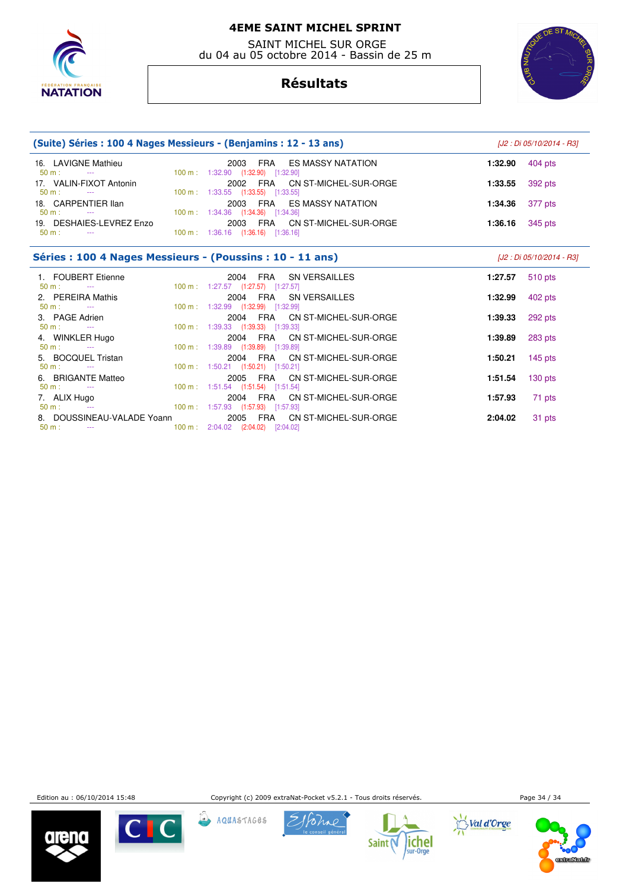# 4EME SAINT MICHEL SPRINT

SAINT MICHEL SUR ORGE
du 04 au 05 octobre 2014 - Bassin de 25 m

## Résultats

### (Suite) Séries : 100 4 Nages Messieurs - (Benjamins : 12 - 13 ans)

*[J2 : Di 05/10/2014 - R3]*

| | | | | | | |
|---|---|---|---|---|---|---|
| 16. LAVIGNE Mathieu | 2003 | FRA | ES MASSY NATATION | 1:32.90 | 404 pts |
| 50 m : --- | 100 m : 1:32.90 (1:32.90) [1:32.90] | | | | |
| 17. VALIN-FIXOT Antonin | 2002 | FRA | CN ST-MICHEL-SUR-ORGE | 1:33.55 | 392 pts |
| 50 m : --- | 100 m : 1:33.55 (1:33.55) [1:33.55] | | | | |
| 18. CARPENTIER Ilan | 2003 | FRA | ES MASSY NATATION | 1:34.36 | 377 pts |
| 50 m : --- | 100 m : 1:34.36 (1:34.36) [1:34.36] | | | | |
| 19. DESHAIES-LEVREZ Enzo | 2003 | FRA | CN ST-MICHEL-SUR-ORGE | 1:36.16 | 345 pts |
| 50 m : --- | 100 m : 1:36.16 (1:36.16) [1:36.16] | | | | |

### Séries : 100 4 Nages Messieurs - (Poussins : 10 - 11 ans)

*[J2 : Di 05/10/2014 - R3]*

| | | | | | |
|---|---|---|---|---|---|
| 1. FOUBERT Etienne | 2004 | FRA | SN VERSAILLES | 1:27.57 | 510 pts |
| 50 m : --- | 100 m : 1:27.57 (1:27.57) [1:27.57] | | | | |
| 2. PEREIRA Mathis | 2004 | FRA | SN VERSAILLES | 1:32.99 | 402 pts |
| 50 m : --- | 100 m : 1:32.99 (1:32.99) [1:32.99] | | | | |
| 3. PAGE Adrien | 2004 | FRA | CN ST-MICHEL-SUR-ORGE | 1:39.33 | 292 pts |
| 50 m : --- | 100 m : 1:39.33 (1:39.33) [1:39.33] | | | | |
| 4. WINKLER Hugo | 2004 | FRA | CN ST-MICHEL-SUR-ORGE | 1:39.89 | 283 pts |
| 50 m : --- | 100 m : 1:39.89 (1:39.89) [1:39.89] | | | | |
| 5. BOCQUEL Tristan | 2004 | FRA | CN ST-MICHEL-SUR-ORGE | 1:50.21 | 145 pts |
| 50 m : --- | 100 m : 1:50.21 (1:50.21) [1:50.21] | | | | |
| 6. BRIGANTE Matteo | 2005 | FRA | CN ST-MICHEL-SUR-ORGE | 1:51.54 | 130 pts |
| 50 m : --- | 100 m : 1:51.54 (1:51.54) [1:51.54] | | | | |
| 7. ALIX Hugo | 2004 | FRA | CN ST-MICHEL-SUR-ORGE | 1:57.93 | 71 pts |
| 50 m : --- | 100 m : 1:57.93 (1:57.93) [1:57.93] | | | | |
| 8. DOUSSINEAU-VALADE Yoann | 2005 | FRA | CN ST-MICHEL-SUR-ORGE | 2:04.02 | 31 pts |
| 50 m : --- | 100 m : 2:04.02 (2:04.02) [2:04.02] | | | | |

Edition au : 06/10/2014 15:48

Copyright (c) 2009 extraNat-Pocket v5.2.1 - Tous droits réservés.